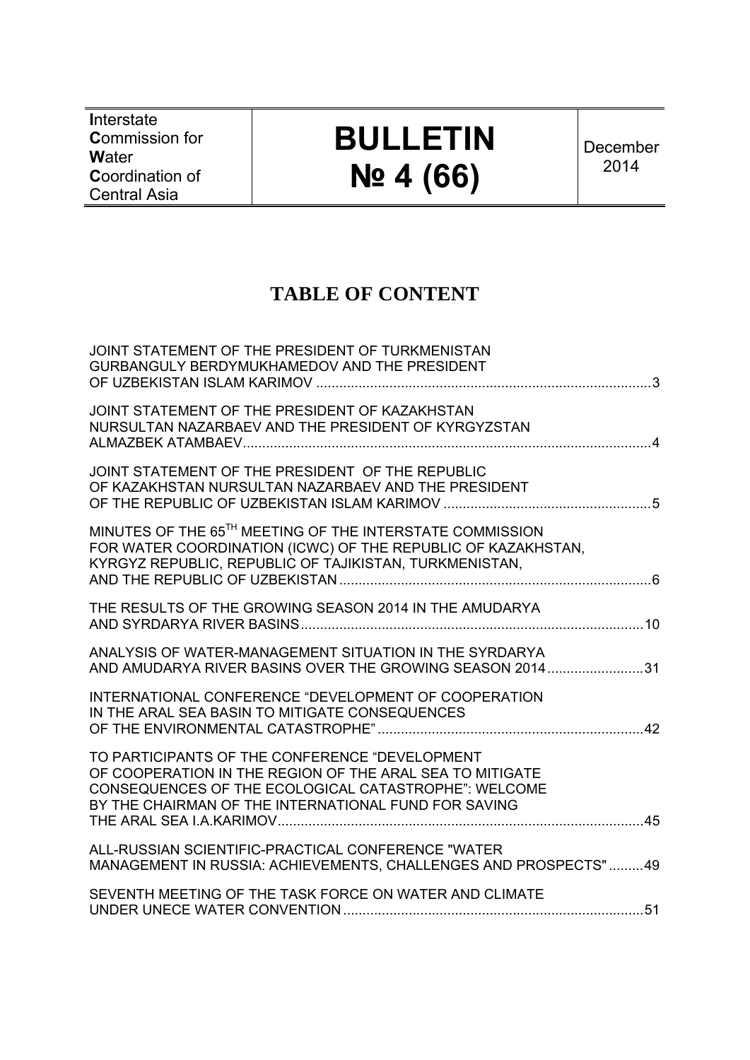| **I**nterstate **C**ommission for **W**ater **C**oordination of Central Asia | **BULLETIN № 4 (66)** | December 2014 |
|---|---|---|

# TABLE OF CONTENT

JOINT STATEMENT OF THE PRESIDENT OF TURKMENISTAN GURBANGULY BERDYMUKHAMEDOV AND THE PRESIDENT OF UZBEKISTAN ISLAM KARIMOV ....................................................................................... 3

JOINT STATEMENT OF THE PRESIDENT OF KAZAKHSTAN NURSULTAN NAZARBAEV AND THE PRESIDENT OF KYRGYZSTAN ALMAZBEK ATAMBAEV.......................................................................................................... 4

JOINT STATEMENT OF THE PRESIDENT OF THE REPUBLIC OF KAZAKHSTAN NURSULTAN NAZARBAEV AND THE PRESIDENT OF THE REPUBLIC OF UZBEKISTAN ISLAM KARIMOV ...................................................... 5

MINUTES OF THE 65[TH] MEETING OF THE INTERSTATE COMMISSION FOR WATER COORDINATION (ICWC) OF THE REPUBLIC OF KAZAKHSTAN, KYRGYZ REPUBLIC, REPUBLIC OF TAJIKISTAN, TURKMENISTAN, AND THE REPUBLIC OF UZBEKISTAN ................................................................................. 6

THE RESULTS OF THE GROWING SEASON 2014 IN THE AMUDARYA AND SYRDARYA RIVER BASINS......................................................................................... 10

ANALYSIS OF WATER-MANAGEMENT SITUATION IN THE SYRDARYA AND AMUDARYA RIVER BASINS OVER THE GROWING SEASON 2014 ......................... 31

INTERNATIONAL CONFERENCE “DEVELOPMENT OF COOPERATION IN THE ARAL SEA BASIN TO MITIGATE CONSEQUENCES OF THE ENVIRONMENTAL CATASTROPHE” ..................................................................... 42

TO PARTICIPANTS OF THE CONFERENCE “DEVELOPMENT OF COOPERATION IN THE REGION OF THE ARAL SEA TO MITIGATE CONSEQUENCES OF THE ECOLOGICAL CATASTROPHE”: WELCOME BY THE CHAIRMAN OF THE INTERNATIONAL FUND FOR SAVING THE ARAL SEA I.A.KARIMOV............................................................................................... 45

ALL-RUSSIAN SCIENTIFIC-PRACTICAL CONFERENCE "WATER MANAGEMENT IN RUSSIA: ACHIEVEMENTS, CHALLENGES AND PROSPECTS" ......... 49

SEVENTH MEETING OF THE TASK FORCE ON WATER AND CLIMATE UNDER UNECE WATER CONVENTION .............................................................................. 51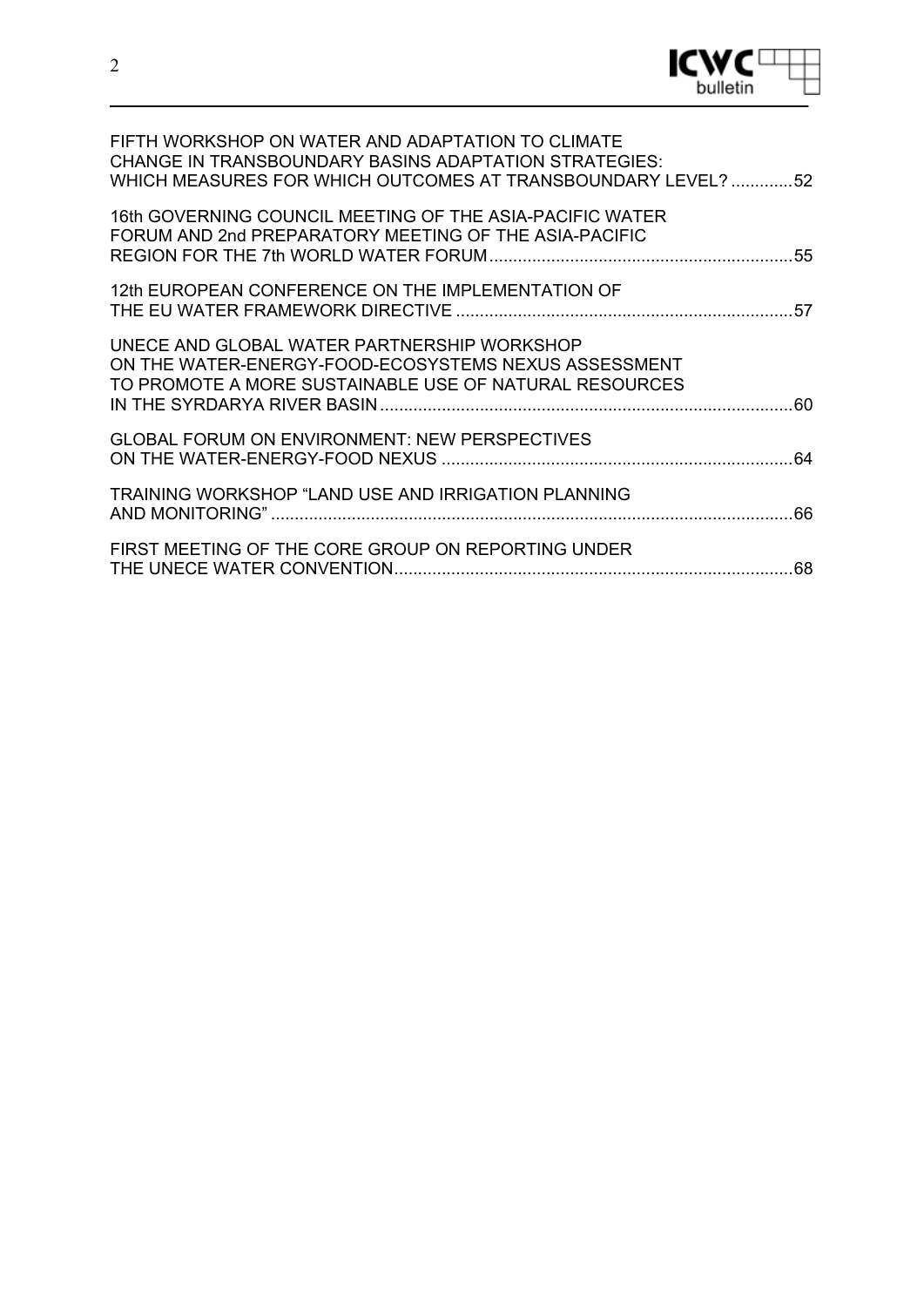FIFTH WORKSHOP ON WATER AND ADAPTATION TO CLIMATE CHANGE IN TRANSBOUNDARY BASINS ADAPTATION STRATEGIES: WHICH MEASURES FOR WHICH OUTCOMES AT TRANSBOUNDARY LEVEL? ............. 52

16th GOVERNING COUNCIL MEETING OF THE ASIA-PACIFIC WATER FORUM AND 2nd PREPARATORY MEETING OF THE ASIA-PACIFIC REGION FOR THE 7th WORLD WATER FORUM ................................................................ 55

12th EUROPEAN CONFERENCE ON THE IMPLEMENTATION OF THE EU WATER FRAMEWORK DIRECTIVE ....................................................................... 57

UNECE AND GLOBAL WATER PARTNERSHIP WORKSHOP ON THE WATER-ENERGY-FOOD-ECOSYSTEMS NEXUS ASSESSMENT TO PROMOTE A MORE SUSTAINABLE USE OF NATURAL RESOURCES IN THE SYRDARYA RIVER BASIN ....................................................................................... 60

GLOBAL FORUM ON ENVIRONMENT: NEW PERSPECTIVES ON THE WATER-ENERGY-FOOD NEXUS .......................................................................... 64

TRAINING WORKSHOP "LAND USE AND IRRIGATION PLANNING AND MONITORING" ............................................................................................................ 66

FIRST MEETING OF THE CORE GROUP ON REPORTING UNDER THE UNECE WATER CONVENTION .................................................................................... 68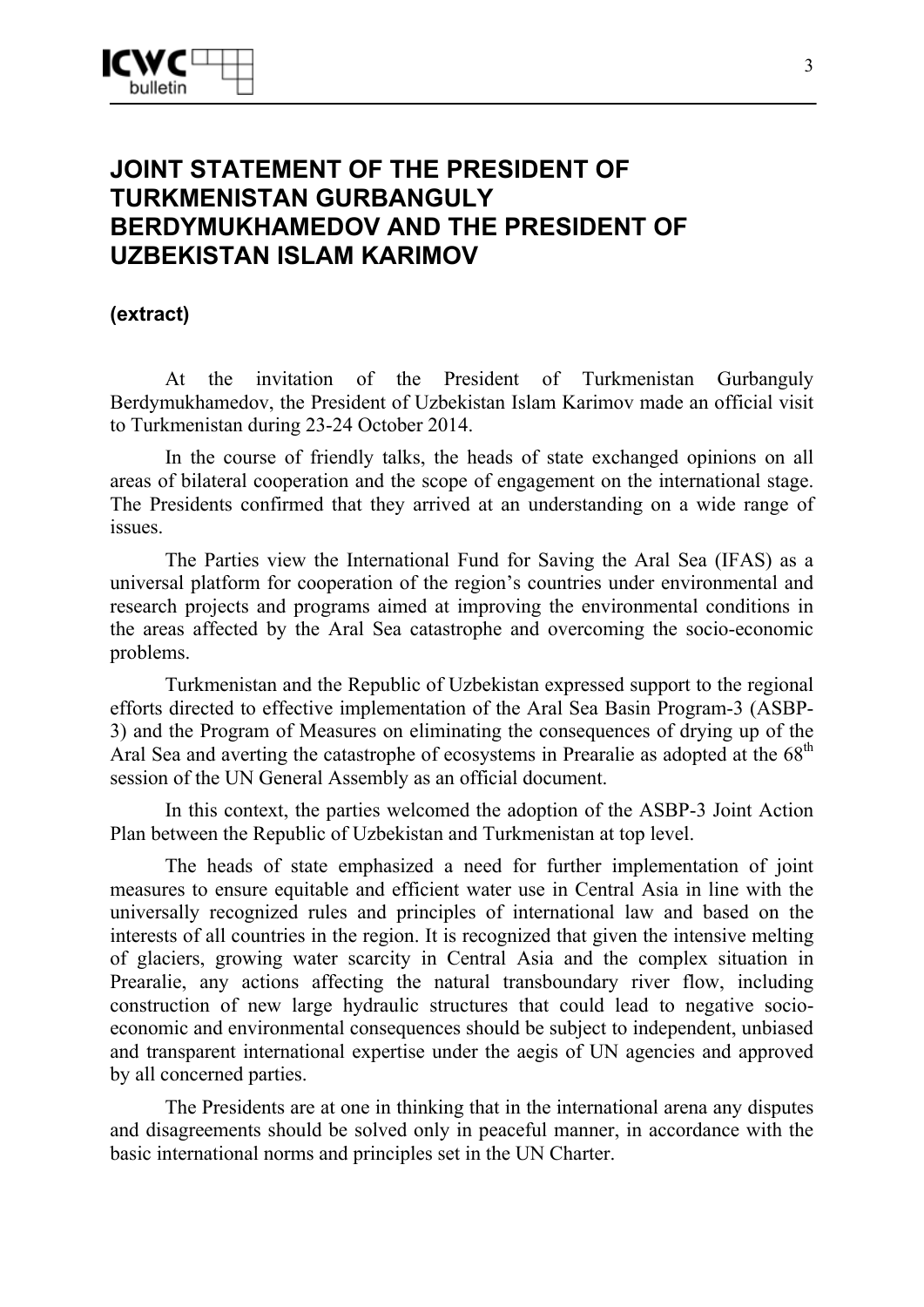# JOINT STATEMENT OF THE PRESIDENT OF TURKMENISTAN GURBANGULY BERDYMUKHAMEDOV AND THE PRESIDENT OF UZBEKISTAN ISLAM KARIMOV

**(extract)**

At the invitation of the President of Turkmenistan Gurbanguly Berdymukhamedov, the President of Uzbekistan Islam Karimov made an official visit to Turkmenistan during 23-24 October 2014.

In the course of friendly talks, the heads of state exchanged opinions on all areas of bilateral cooperation and the scope of engagement on the international stage. The Presidents confirmed that they arrived at an understanding on a wide range of issues.

The Parties view the International Fund for Saving the Aral Sea (IFAS) as a universal platform for cooperation of the region's countries under environmental and research projects and programs aimed at improving the environmental conditions in the areas affected by the Aral Sea catastrophe and overcoming the socio-economic problems.

Turkmenistan and the Republic of Uzbekistan expressed support to the regional efforts directed to effective implementation of the Aral Sea Basin Program-3 (ASBP-3) and the Program of Measures on eliminating the consequences of drying up of the Aral Sea and averting the catastrophe of ecosystems in Prearalie as adopted at the 68th session of the UN General Assembly as an official document.

In this context, the parties welcomed the adoption of the ASBP-3 Joint Action Plan between the Republic of Uzbekistan and Turkmenistan at top level.

The heads of state emphasized a need for further implementation of joint measures to ensure equitable and efficient water use in Central Asia in line with the universally recognized rules and principles of international law and based on the interests of all countries in the region. It is recognized that given the intensive melting of glaciers, growing water scarcity in Central Asia and the complex situation in Prearalie, any actions affecting the natural transboundary river flow, including construction of new large hydraulic structures that could lead to negative socio-economic and environmental consequences should be subject to independent, unbiased and transparent international expertise under the aegis of UN agencies and approved by all concerned parties.

The Presidents are at one in thinking that in the international arena any disputes and disagreements should be solved only in peaceful manner, in accordance with the basic international norms and principles set in the UN Charter.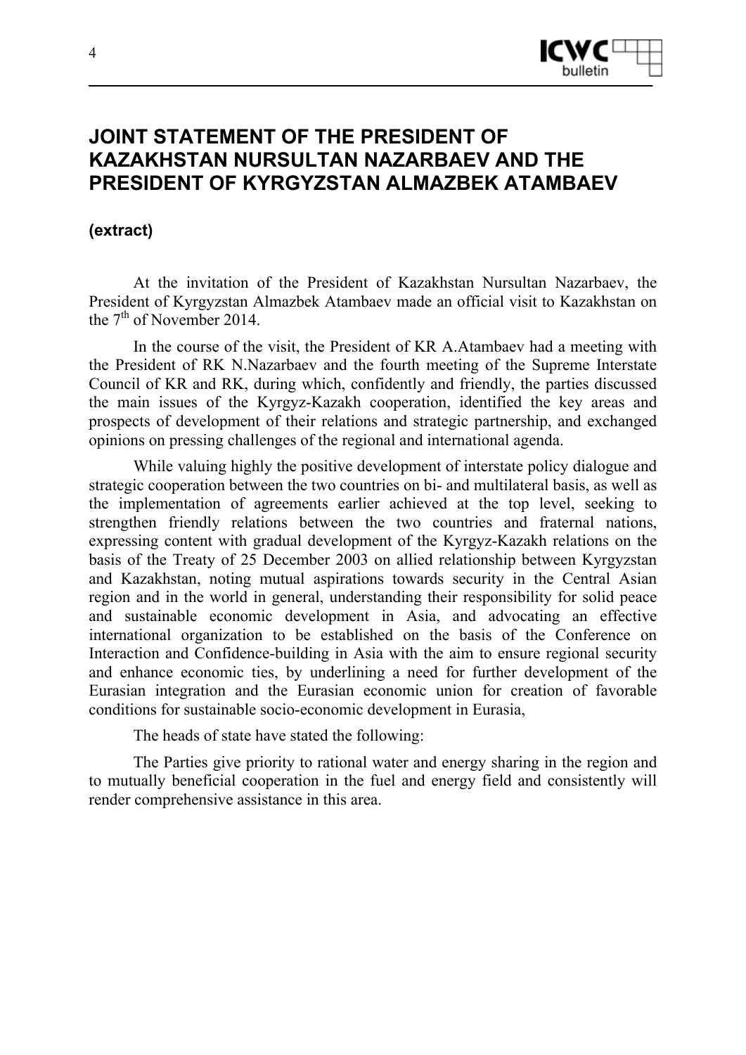# JOINT STATEMENT OF THE PRESIDENT OF KAZAKHSTAN NURSULTAN NAZARBAEV AND THE PRESIDENT OF KYRGYZSTAN ALMAZBEK ATAMBAEV

**(extract)**

At the invitation of the President of Kazakhstan Nursultan Nazarbaev, the President of Kyrgyzstan Almazbek Atambaev made an official visit to Kazakhstan on the 7th of November 2014.

In the course of the visit, the President of KR A.Atambaev had a meeting with the President of RK N.Nazarbaev and the fourth meeting of the Supreme Interstate Council of KR and RK, during which, confidently and friendly, the parties discussed the main issues of the Kyrgyz-Kazakh cooperation, identified the key areas and prospects of development of their relations and strategic partnership, and exchanged opinions on pressing challenges of the regional and international agenda.

While valuing highly the positive development of interstate policy dialogue and strategic cooperation between the two countries on bi- and multilateral basis, as well as the implementation of agreements earlier achieved at the top level, seeking to strengthen friendly relations between the two countries and fraternal nations, expressing content with gradual development of the Kyrgyz-Kazakh relations on the basis of the Treaty of 25 December 2003 on allied relationship between Kyrgyzstan and Kazakhstan, noting mutual aspirations towards security in the Central Asian region and in the world in general, understanding their responsibility for solid peace and sustainable economic development in Asia, and advocating an effective international organization to be established on the basis of the Conference on Interaction and Confidence-building in Asia with the aim to ensure regional security and enhance economic ties, by underlining a need for further development of the Eurasian integration and the Eurasian economic union for creation of favorable conditions for sustainable socio-economic development in Eurasia,

The heads of state have stated the following:

The Parties give priority to rational water and energy sharing in the region and to mutually beneficial cooperation in the fuel and energy field and consistently will render comprehensive assistance in this area.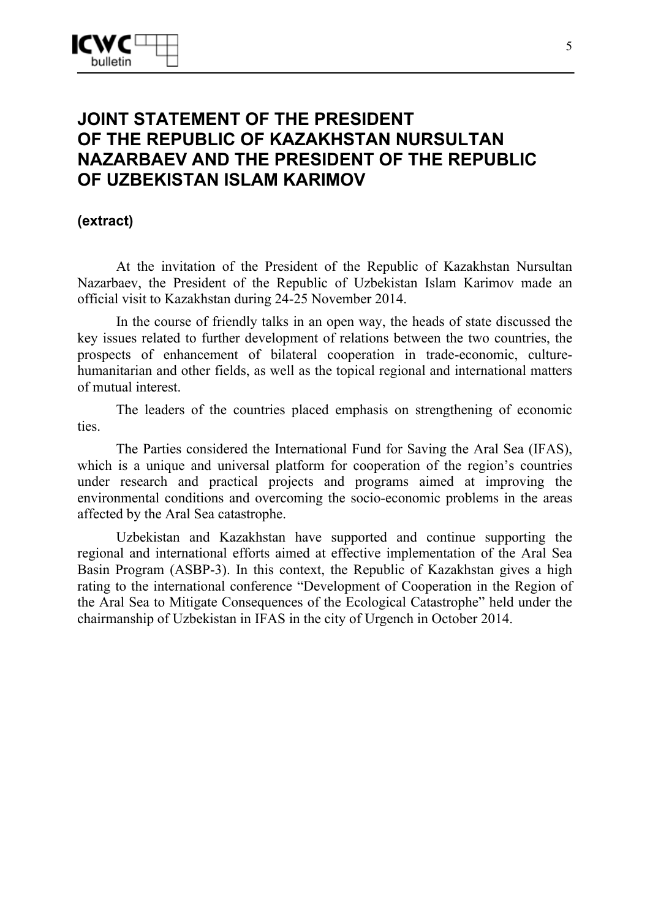# JOINT STATEMENT OF THE PRESIDENT OF THE REPUBLIC OF KAZAKHSTAN NURSULTAN NAZARBAEV AND THE PRESIDENT OF THE REPUBLIC OF UZBEKISTAN ISLAM KARIMOV

**(extract)**

At the invitation of the President of the Republic of Kazakhstan Nursultan Nazarbaev, the President of the Republic of Uzbekistan Islam Karimov made an official visit to Kazakhstan during 24-25 November 2014.

In the course of friendly talks in an open way, the heads of state discussed the key issues related to further development of relations between the two countries, the prospects of enhancement of bilateral cooperation in trade-economic, culture-humanitarian and other fields, as well as the topical regional and international matters of mutual interest.

The leaders of the countries placed emphasis on strengthening of economic ties.

The Parties considered the International Fund for Saving the Aral Sea (IFAS), which is a unique and universal platform for cooperation of the region's countries under research and practical projects and programs aimed at improving the environmental conditions and overcoming the socio-economic problems in the areas affected by the Aral Sea catastrophe.

Uzbekistan and Kazakhstan have supported and continue supporting the regional and international efforts aimed at effective implementation of the Aral Sea Basin Program (ASBP-3). In this context, the Republic of Kazakhstan gives a high rating to the international conference "Development of Cooperation in the Region of the Aral Sea to Mitigate Consequences of the Ecological Catastrophe" held under the chairmanship of Uzbekistan in IFAS in the city of Urgench in October 2014.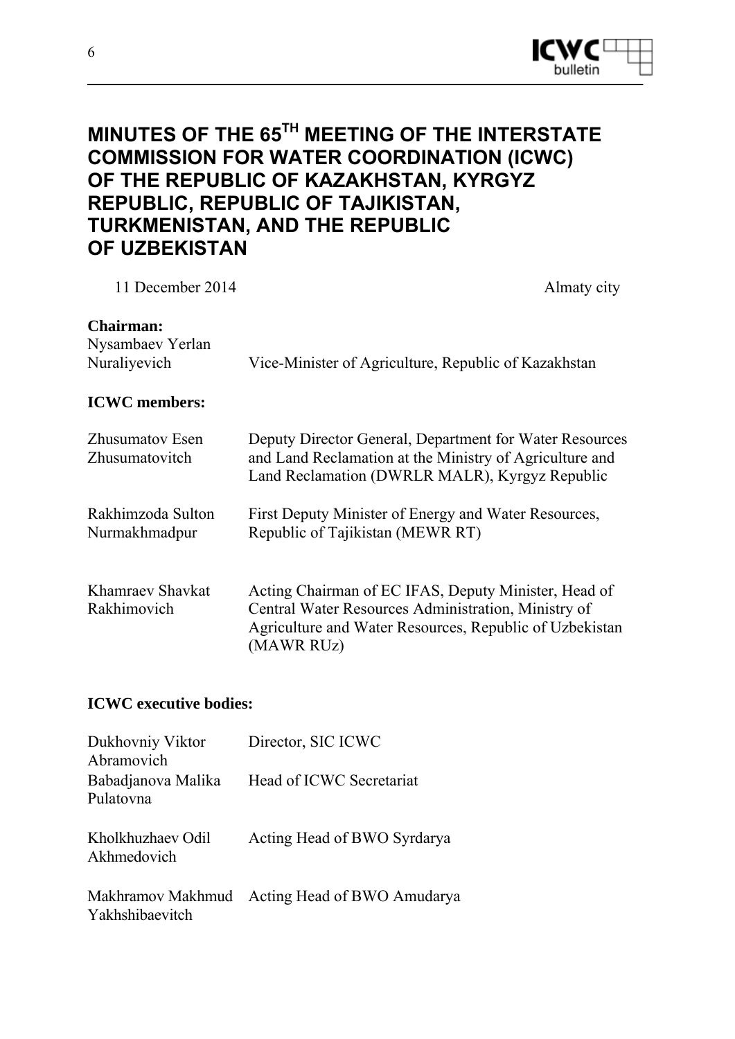# MINUTES OF THE 65TH MEETING OF THE INTERSTATE COMMISSION FOR WATER COORDINATION (ICWC) OF THE REPUBLIC OF KAZAKHSTAN, KYRGYZ REPUBLIC, REPUBLIC OF TAJIKISTAN, TURKMENISTAN, AND THE REPUBLIC OF UZBEKISTAN

11 December 2014 Almaty city

**Chairman:**

| | |
|---|---|
| Nysambaev Yerlan Nuraliyevich | Vice-Minister of Agriculture, Republic of Kazakhstan |

**ICWC members:**

| | |
|---|---|
| Zhusumatov Esen Zhusumatovitch | Deputy Director General, Department for Water Resources and Land Reclamation at the Ministry of Agriculture and Land Reclamation (DWRLR MALR), Kyrgyz Republic |
| Rakhimzoda Sulton Nurmakhmadpur | First Deputy Minister of Energy and Water Resources, Republic of Tajikistan (MEWR RT) |
| Khamraev Shavkat Rakhimovich | Acting Chairman of EC IFAS, Deputy Minister, Head of Central Water Resources Administration, Ministry of Agriculture and Water Resources, Republic of Uzbekistan (MAWR RUz) |

**ICWC executive bodies:**

| | |
|---|---|
| Dukhovniy Viktor Abramovich | Director, SIC ICWC |
| Babadjanova Malika Pulatovna | Head of ICWC Secretariat |
| Kholkhuzhaev Odil Akhmedovich | Acting Head of BWO Syrdarya |
| Makhramov Makhmud Yakhshibaevitch | Acting Head of BWO Amudarya |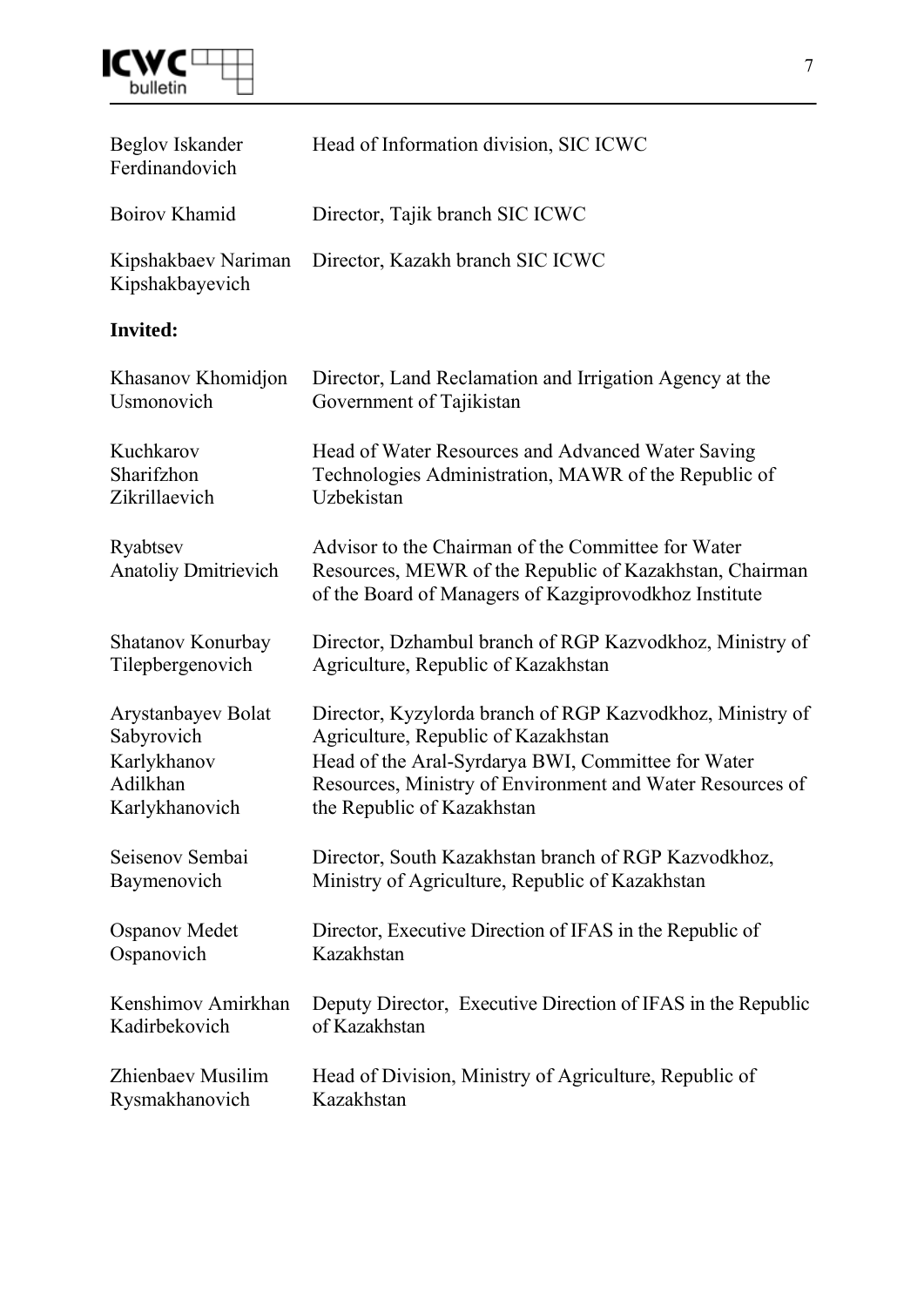| | |
|---|---|
| Beglov Iskander Ferdinandovich | Head of Information division, SIC ICWC |
| Boirov Khamid | Director, Tajik branch SIC ICWC |
| Kipshakbaev Nariman Kipshakbayevich | Director, Kazakh branch SIC ICWC |

**Invited:**

| | |
|---|---|
| Khasanov Khomidjon Usmonovich | Director, Land Reclamation and Irrigation Agency at the Government of Tajikistan |
| Kuchkarov Sharifzhon Zikrillaevich | Head of Water Resources and Advanced Water Saving Technologies Administration, MAWR of the Republic of Uzbekistan |
| Ryabtsev Anatoliy Dmitrievich | Advisor to the Chairman of the Committee for Water Resources, MEWR of the Republic of Kazakhstan, Chairman of the Board of Managers of Kazgiprovodkhoz Institute |
| Shatanov Konurbay Tilepbergenovich | Director, Dzhambul branch of RGP Kazvodkhoz, Ministry of Agriculture, Republic of Kazakhstan |
| Arystanbayev Bolat Sabyrovich | Director, Kyzylorda branch of RGP Kazvodkhoz, Ministry of Agriculture, Republic of Kazakhstan |
| Karlykhanov Adilkhan Karlykhanovich | Head of the Aral-Syrdarya BWI, Committee for Water Resources, Ministry of Environment and Water Resources of the Republic of Kazakhstan |
| Seisenov Sembai Baymenovich | Director, South Kazakhstan branch of RGP Kazvodkhoz, Ministry of Agriculture, Republic of Kazakhstan |
| Ospanov Medet Ospanovich | Director, Executive Direction of IFAS in the Republic of Kazakhstan |
| Kenshimov Amirkhan Kadirbekovich | Deputy Director, Executive Direction of IFAS in the Republic of Kazakhstan |
| Zhienbaev Musilim Rysmakhanovich | Head of Division, Ministry of Agriculture, Republic of Kazakhstan |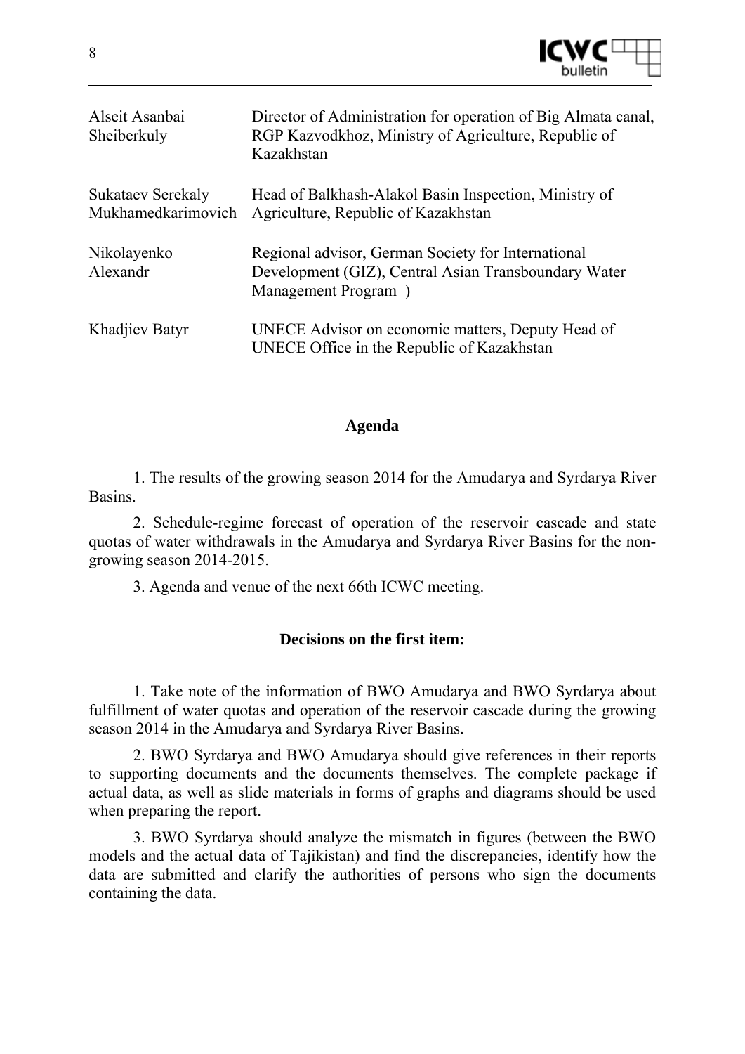| | |
|---|---|
| Alseit Asanbai Sheiberkuly | Director of Administration for operation of Big Almata canal, RGP Kazvodkhoz, Ministry of Agriculture, Republic of Kazakhstan |
| Sukataev Serekaly Mukhamedkarimovich | Head of Balkhash-Alakol Basin Inspection, Ministry of Agriculture, Republic of Kazakhstan |
| Nikolayenko Alexandr | Regional advisor, German Society for International Development (GIZ), Central Asian Transboundary Water Management Program ) |
| Khadjiev Batyr | UNECE Advisor on economic matters, Deputy Head of UNECE Office in the Republic of Kazakhstan |

## Agenda

1. The results of the growing season 2014 for the Amudarya and Syrdarya River Basins.

2. Schedule-regime forecast of operation of the reservoir cascade and state quotas of water withdrawals in the Amudarya and Syrdarya River Basins for the non-growing season 2014-2015.

3. Agenda and venue of the next 66th ICWC meeting.

### Decisions on the first item:

1. Take note of the information of BWO Amudarya and BWO Syrdarya about fulfillment of water quotas and operation of the reservoir cascade during the growing season 2014 in the Amudarya and Syrdarya River Basins.

2. BWO Syrdarya and BWO Amudarya should give references in their reports to supporting documents and the documents themselves. The complete package if actual data, as well as slide materials in forms of graphs and diagrams should be used when preparing the report.

3. BWO Syrdarya should analyze the mismatch in figures (between the BWO models and the actual data of Tajikistan) and find the discrepancies, identify how the data are submitted and clarify the authorities of persons who sign the documents containing the data.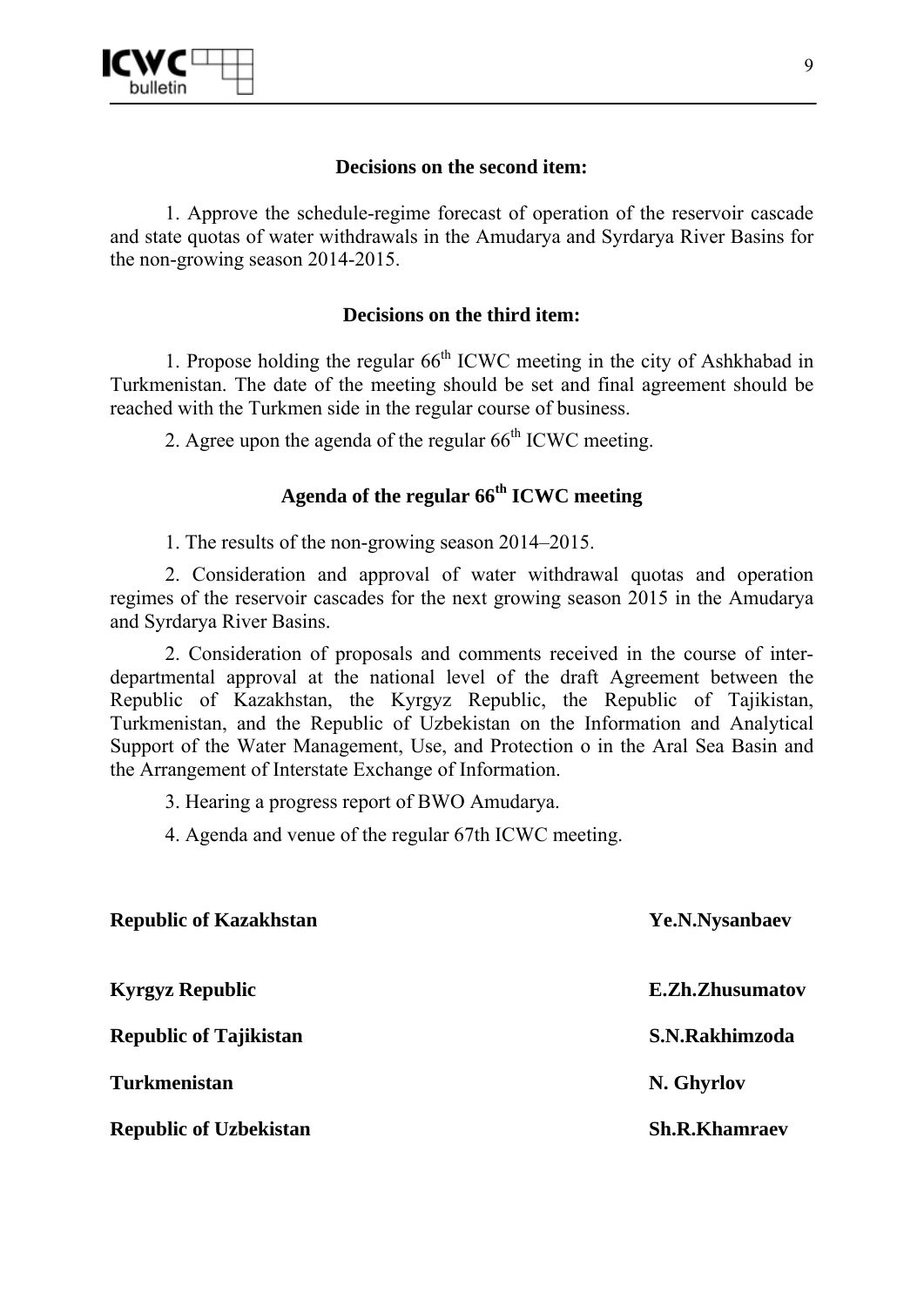**Decisions on the second item:**

1. Approve the schedule-regime forecast of operation of the reservoir cascade and state quotas of water withdrawals in the Amudarya and Syrdarya River Basins for the non-growing season 2014-2015.

**Decisions on the third item:**

1. Propose holding the regular 66th ICWC meeting in the city of Ashkhabad in Turkmenistan. The date of the meeting should be set and final agreement should be reached with the Turkmen side in the regular course of business.

2. Agree upon the agenda of the regular 66th ICWC meeting.

## Agenda of the regular 66th ICWC meeting

1. The results of the non-growing season 2014–2015.

2. Consideration and approval of water withdrawal quotas and operation regimes of the reservoir cascades for the next growing season 2015 in the Amudarya and Syrdarya River Basins.

2. Consideration of proposals and comments received in the course of inter-departmental approval at the national level of the draft Agreement between the Republic of Kazakhstan, the Kyrgyz Republic, the Republic of Tajikistan, Turkmenistan, and the Republic of Uzbekistan on the Information and Analytical Support of the Water Management, Use, and Protection o in the Aral Sea Basin and the Arrangement of Interstate Exchange of Information.

3. Hearing a progress report of BWO Amudarya.

4. Agenda and venue of the regular 67th ICWC meeting.

| | |
|---|---|
| **Republic of Kazakhstan** | **Ye.N.Nysanbaev** |
| **Kyrgyz Republic** | **E.Zh.Zhusumatov** |
| **Republic of Tajikistan** | **S.N.Rakhimzoda** |
| **Turkmenistan** | **N. Ghyrlov** |
| **Republic of Uzbekistan** | **Sh.R.Khamraev** |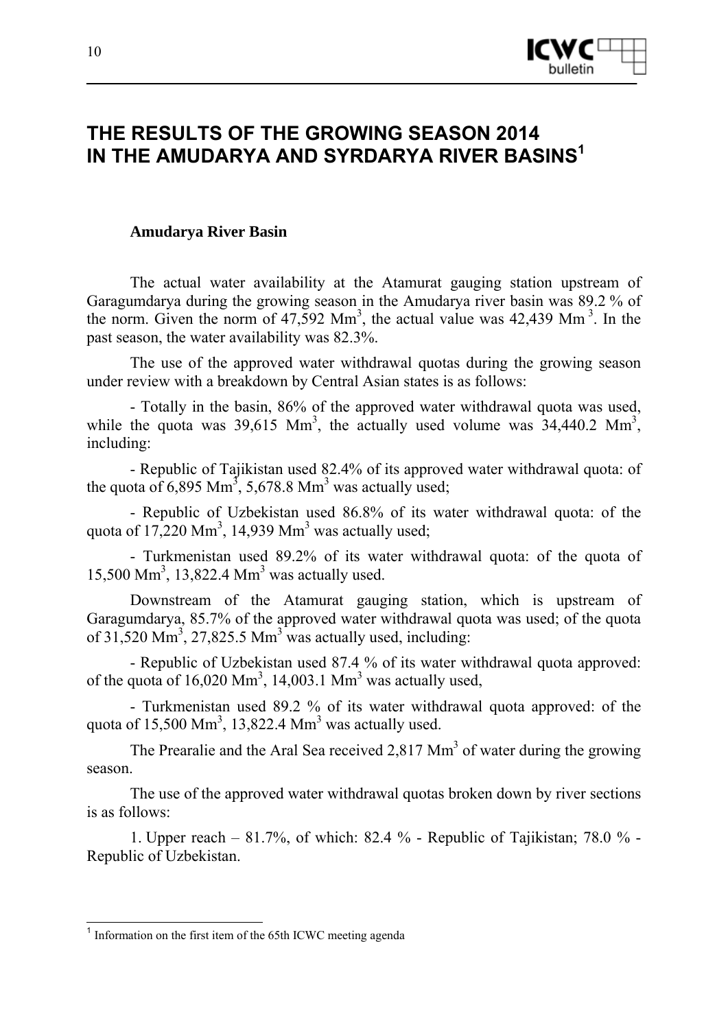# THE RESULTS OF THE GROWING SEASON 2014 IN THE AMUDARYA AND SYRDARYA RIVER BASINS[1]

### Amudarya River Basin

The actual water availability at the Atamurat gauging station upstream of Garagumdarya during the growing season in the Amudarya river basin was 89.2 % of the norm. Given the norm of 47,592 $Mm^3$, the actual value was 42,439 $Mm^3$. In the past season, the water availability was 82.3%.

The use of the approved water withdrawal quotas during the growing season under review with a breakdown by Central Asian states is as follows:

- Totally in the basin, 86% of the approved water withdrawal quota was used, while the quota was 39,615 $Mm^3$, the actually used volume was 34,440.2 $Mm^3$, including:

- Republic of Tajikistan used 82.4% of its approved water withdrawal quota: of the quota of 6,895 $Mm^3$, 5,678.8 $Mm^3$ was actually used;

- Republic of Uzbekistan used 86.8% of its water withdrawal quota: of the quota of 17,220 $Mm^3$, 14,939 $Mm^3$ was actually used;

- Turkmenistan used 89.2% of its water withdrawal quota: of the quota of 15,500 $Mm^3$, 13,822.4 $Mm^3$ was actually used.

Downstream of the Atamurat gauging station, which is upstream of Garagumdarya, 85.7% of the approved water withdrawal quota was used; of the quota of 31,520 $Mm^3$, 27,825.5 $Mm^3$ was actually used, including:

- Republic of Uzbekistan used 87.4 % of its water withdrawal quota approved: of the quota of 16,020 $Mm^3$, 14,003.1 $Mm^3$ was actually used,

- Turkmenistan used 89.2 % of its water withdrawal quota approved: of the quota of 15,500 $Mm^3$, 13,822.4 $Mm^3$ was actually used.

The Prearalie and the Aral Sea received 2,817 $Mm^3$ of water during the growing season.

The use of the approved water withdrawal quotas broken down by river sections is as follows:

1. Upper reach – 81.7%, of which: 82.4 % - Republic of Tajikistan; 78.0 % - Republic of Uzbekistan.

---

[1] Information on the first item of the 65th ICWC meeting agenda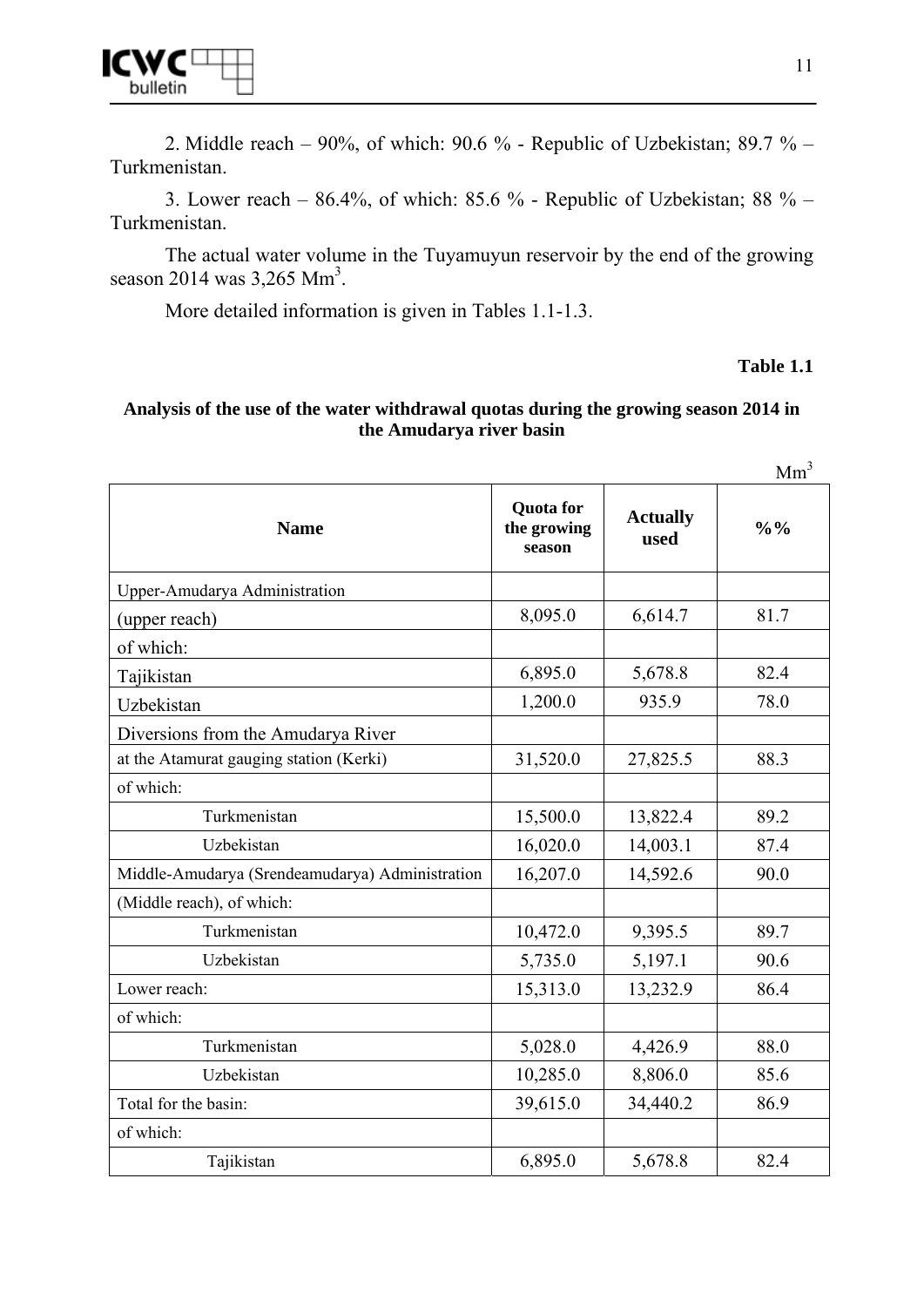2. Middle reach – 90%, of which: 90.6 % - Republic of Uzbekistan; 89.7 % – Turkmenistan.

3. Lower reach – 86.4%, of which: 85.6 % - Republic of Uzbekistan; 88 % – Turkmenistan.

The actual water volume in the Tuyamuyun reservoir by the end of the growing season 2014 was 3,265 $Mm^3$.

More detailed information is given in Tables 1.1-1.3.

**Table 1.1**

**Analysis of the use of the water withdrawal quotas during the growing season 2014 in the Amudarya river basin**

$Mm^3$

| Name | Quota for the growing season | Actually used | %% |
|---|---|---|---|
| Upper-Amudarya Administration | | | |
| (upper reach) | 8,095.0 | 6,614.7 | 81.7 |
| of which: | | | |
| Tajikistan | 6,895.0 | 5,678.8 | 82.4 |
| Uzbekistan | 1,200.0 | 935.9 | 78.0 |
| Diversions from the Amudarya River | | | |
| at the Atamurat gauging station (Kerki) | 31,520.0 | 27,825.5 | 88.3 |
| of which: | | | |
| Turkmenistan | 15,500.0 | 13,822.4 | 89.2 |
| Uzbekistan | 16,020.0 | 14,003.1 | 87.4 |
| Middle-Amudarya (Srendeamudarya) Administration | 16,207.0 | 14,592.6 | 90.0 |
| (Middle reach), of which: | | | |
| Turkmenistan | 10,472.0 | 9,395.5 | 89.7 |
| Uzbekistan | 5,735.0 | 5,197.1 | 90.6 |
| Lower reach: | 15,313.0 | 13,232.9 | 86.4 |
| of which: | | | |
| Turkmenistan | 5,028.0 | 4,426.9 | 88.0 |
| Uzbekistan | 10,285.0 | 8,806.0 | 85.6 |
| Total for the basin: | 39,615.0 | 34,440.2 | 86.9 |
| of which: | | | |
| Tajikistan | 6,895.0 | 5,678.8 | 82.4 |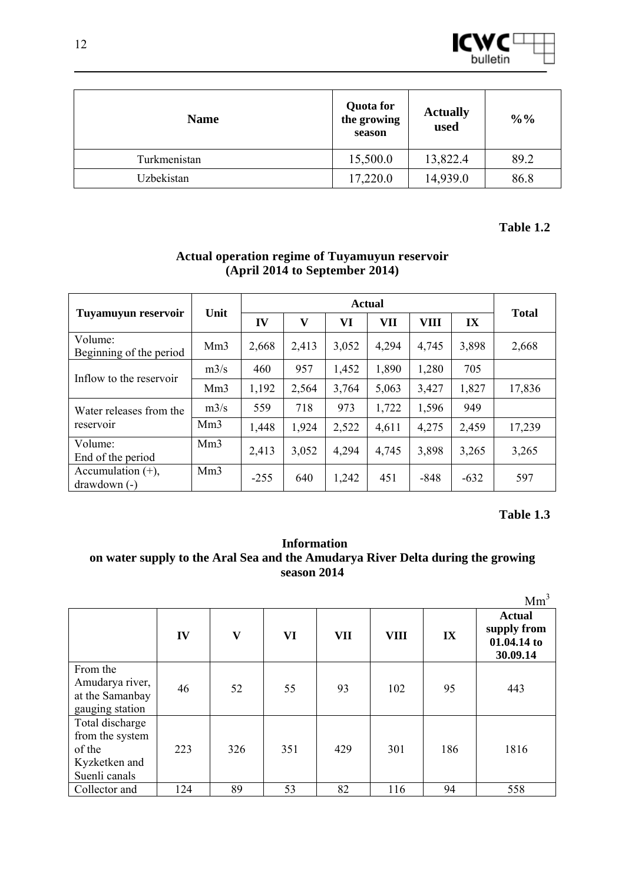| Name | Quota for the growing season | Actually used | %% |
|---|---|---|---|
| Turkmenistan | 15,500.0 | 13,822.4 | 89.2 |
| Uzbekistan | 17,220.0 | 14,939.0 | 86.8 |

**Table 1.2**

**Actual operation regime of Tuyamuyun reservoir (April 2014 to September 2014)**

| Tuyamuyun reservoir | Unit | Actual | | | | | | Total |
|---|---|---|---|---|---|---|---|---|
| | | IV | V | VI | VII | VIII | IX | |
| Volume: Beginning of the period | Mm3 | 2,668 | 2,413 | 3,052 | 4,294 | 4,745 | 3,898 | 2,668 |
| Inflow to the reservoir | m3/s | 460 | 957 | 1,452 | 1,890 | 1,280 | 705 | |
| | Mm3 | 1,192 | 2,564 | 3,764 | 5,063 | 3,427 | 1,827 | 17,836 |
| Water releases from the reservoir | m3/s | 559 | 718 | 973 | 1,722 | 1,596 | 949 | |
| | Mm3 | 1,448 | 1,924 | 2,522 | 4,611 | 4,275 | 2,459 | 17,239 |
| Volume: End of the period | Mm3 | 2,413 | 3,052 | 4,294 | 4,745 | 3,898 | 3,265 | 3,265 |
| Accumulation (+), drawdown (-) | Mm3 | -255 | 640 | 1,242 | 451 | -848 | -632 | 597 |

**Table 1.3**

**Information on water supply to the Aral Sea and the Amudarya River Delta during the growing season 2014**

$Mm^3$

| | IV | V | VI | VII | VIII | IX | Actual supply from 01.04.14 to 30.09.14 |
|---|---|---|---|---|---|---|---|
| From the Amudarya river, at the Samanbay gauging station | 46 | 52 | 55 | 93 | 102 | 95 | 443 |
| Total discharge from the system of the Kyzketken and Suenli canals | 223 | 326 | 351 | 429 | 301 | 186 | 1816 |
| Collector and | 124 | 89 | 53 | 82 | 116 | 94 | 558 |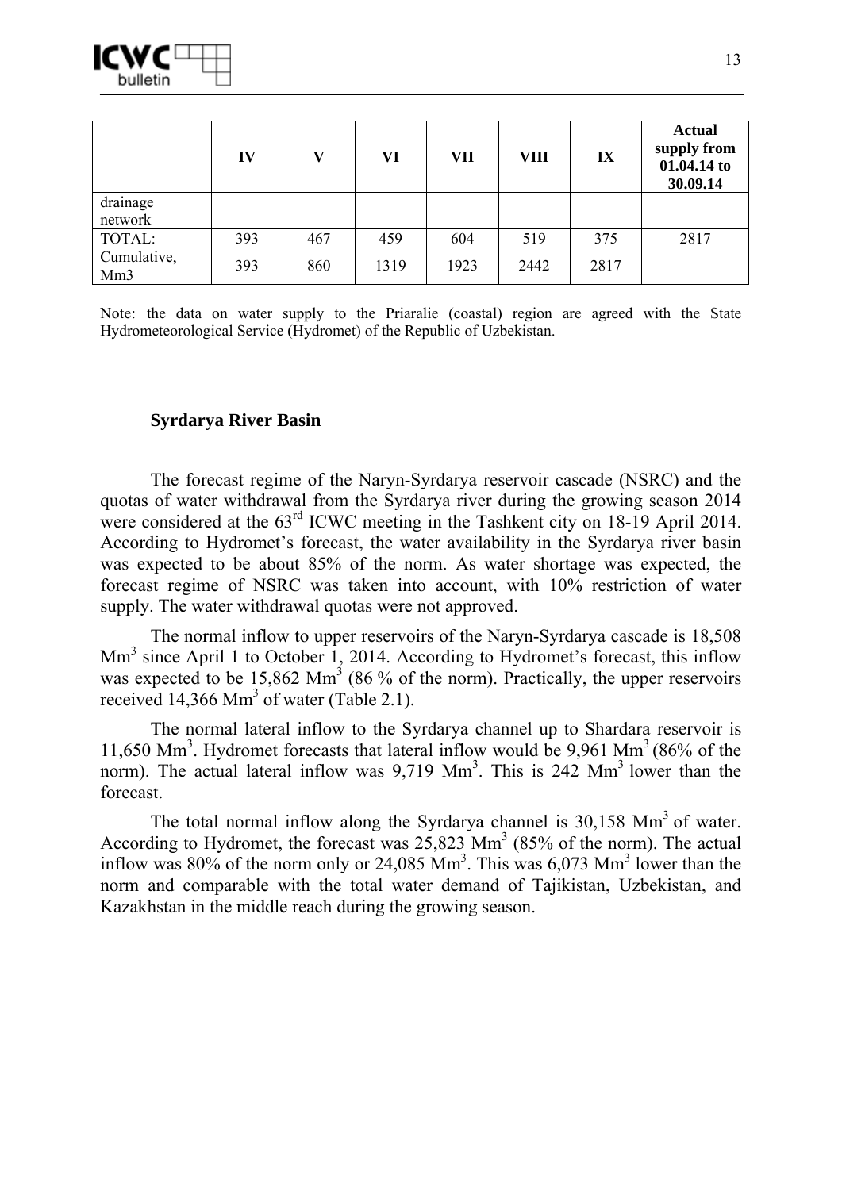| | IV | V | VI | VII | VIII | IX | Actual supply from 01.04.14 to 30.09.14 |
|---|---|---|---|---|---|---|---|
| drainage network | | | | | | | |
| TOTAL: | 393 | 467 | 459 | 604 | 519 | 375 | 2817 |
| Cumulative, Mm3 | 393 | 860 | 1319 | 1923 | 2442 | 2817 | |

Note: the data on water supply to the Priaralie (coastal) region are agreed with the State Hydrometeorological Service (Hydromet) of the Republic of Uzbekistan.

## Syrdarya River Basin

The forecast regime of the Naryn-Syrdarya reservoir cascade (NSRC) and the quotas of water withdrawal from the Syrdarya river during the growing season 2014 were considered at the 63[rd] ICWC meeting in the Tashkent city on 18-19 April 2014. According to Hydromet's forecast, the water availability in the Syrdarya river basin was expected to be about 85% of the norm. As water shortage was expected, the forecast regime of NSRC was taken into account, with 10% restriction of water supply. The water withdrawal quotas were not approved.

The normal inflow to upper reservoirs of the Naryn-Syrdarya cascade is 18,508 $Mm^3$ since April 1 to October 1, 2014. According to Hydromet's forecast, this inflow was expected to be 15,862 $Mm^3$ (86 % of the norm). Practically, the upper reservoirs received 14,366 $Mm^3$ of water (Table 2.1).

The normal lateral inflow to the Syrdarya channel up to Shardara reservoir is 11,650 $Mm^3$. Hydromet forecasts that lateral inflow would be 9,961 $Mm^3$ (86% of the norm). The actual lateral inflow was 9,719 $Mm^3$. This is 242 $Mm^3$ lower than the forecast.

The total normal inflow along the Syrdarya channel is 30,158 $Mm^3$ of water. According to Hydromet, the forecast was 25,823 $Mm^3$ (85% of the norm). The actual inflow was 80% of the norm only or 24,085 $Mm^3$. This was 6,073 $Mm^3$ lower than the norm and comparable with the total water demand of Tajikistan, Uzbekistan, and Kazakhstan in the middle reach during the growing season.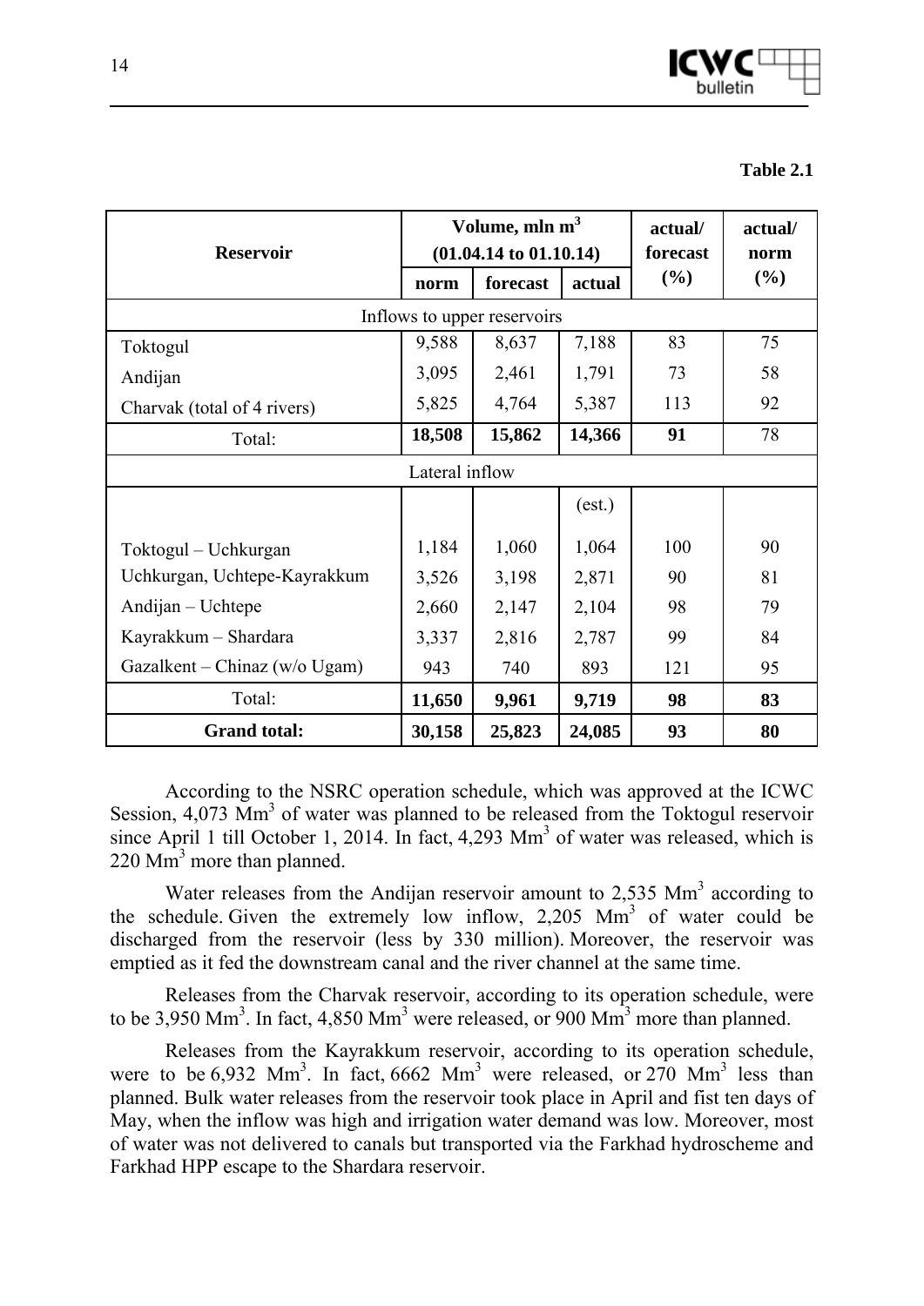**Table 2.1**

| Reservoir | Volume, mln $m^3$ (01.04.14 to 01.10.14) | | | actual/ forecast (%) | actual/ norm (%) |
|---|---|---|---|---|---|
| | norm | forecast | actual | | |
| Inflows to upper reservoirs | | | | | |
| Toktogul | 9,588 | 8,637 | 7,188 | 83 | 75 |
| Andijan | 3,095 | 2,461 | 1,791 | 73 | 58 |
| Charvak (total of 4 rivers) | 5,825 | 4,764 | 5,387 | 113 | 92 |
| Total: | **18,508** | **15,862** | **14,366** | **91** | 78 |
| Lateral inflow | | | | | |
| | | | (est.) | | |
| Toktogul – Uchkurgan | 1,184 | 1,060 | 1,064 | 100 | 90 |
| Uchkurgan, Uchtepe-Kayrakkum | 3,526 | 3,198 | 2,871 | 90 | 81 |
| Andijan – Uchtepe | 2,660 | 2,147 | 2,104 | 98 | 79 |
| Kayrakkum – Shardara | 3,337 | 2,816 | 2,787 | 99 | 84 |
| Gazalkent – Chinaz (w/o Ugam) | 943 | 740 | 893 | 121 | 95 |
| Total: | **11,650** | **9,961** | **9,719** | **98** | **83** |
| **Grand total:** | **30,158** | **25,823** | **24,085** | **93** | **80** |

According to the NSRC operation schedule, which was approved at the ICWC Session, 4,073 $Mm^3$ of water was planned to be released from the Toktogul reservoir since April 1 till October 1, 2014. In fact, 4,293 $Mm^3$ of water was released, which is 220 $Mm^3$ more than planned.

Water releases from the Andijan reservoir amount to 2,535 $Mm^3$ according to the schedule. Given the extremely low inflow, 2,205 $Mm^3$ of water could be discharged from the reservoir (less by 330 million). Moreover, the reservoir was emptied as it fed the downstream canal and the river channel at the same time.

Releases from the Charvak reservoir, according to its operation schedule, were to be 3,950 $Mm^3$. In fact, 4,850 $Mm^3$ were released, or 900 $Mm^3$ more than planned.

Releases from the Kayrakkum reservoir, according to its operation schedule, were to be 6,932 $Mm^3$. In fact, 6662 $Mm^3$ were released, or 270 $Mm^3$ less than planned. Bulk water releases from the reservoir took place in April and fist ten days of May, when the inflow was high and irrigation water demand was low. Moreover, most of water was not delivered to canals but transported via the Farkhad hydroscheme and Farkhad HPP escape to the Shardara reservoir.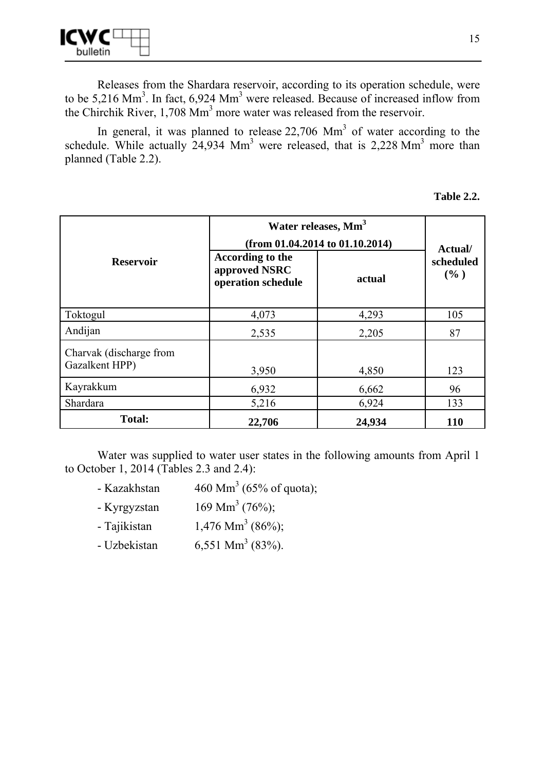Releases from the Shardara reservoir, according to its operation schedule, were to be 5,216 Mm$^3$. In fact, 6,924 Mm$^3$ were released. Because of increased inflow from the Chirchik River, 1,708 Mm$^3$ more water was released from the reservoir.

In general, it was planned to release 22,706 Mm$^3$ of water according to the schedule. While actually 24,934 Mm$^3$ were released, that is 2,228 Mm$^3$ more than planned (Table 2.2).

**Table 2.2.**

| Reservoir | Water releases, Mm$^3$ (from 01.04.2014 to 01.10.2014) | | Actual/ scheduled (% ) |
|---|---|---|---|
| | According to the approved NSRC operation schedule | actual | |
| Toktogul | 4,073 | 4,293 | 105 |
| Andijan | 2,535 | 2,205 | 87 |
| Charvak (discharge from Gazalkent HPP) | 3,950 | 4,850 | 123 |
| Kayrakkum | 6,932 | 6,662 | 96 |
| Shardara | 5,216 | 6,924 | 133 |
| **Total:** | **22,706** | **24,934** | **110** |

Water was supplied to water user states in the following amounts from April 1 to October 1, 2014 (Tables 2.3 and 2.4):

- Kazakhstan 460 Mm$^3$ (65% of quota);
- Kyrgyzstan 169 Mm$^3$ (76%);
- Tajikistan 1,476 Mm$^3$ (86%);
- Uzbekistan 6,551 Mm$^3$ (83%).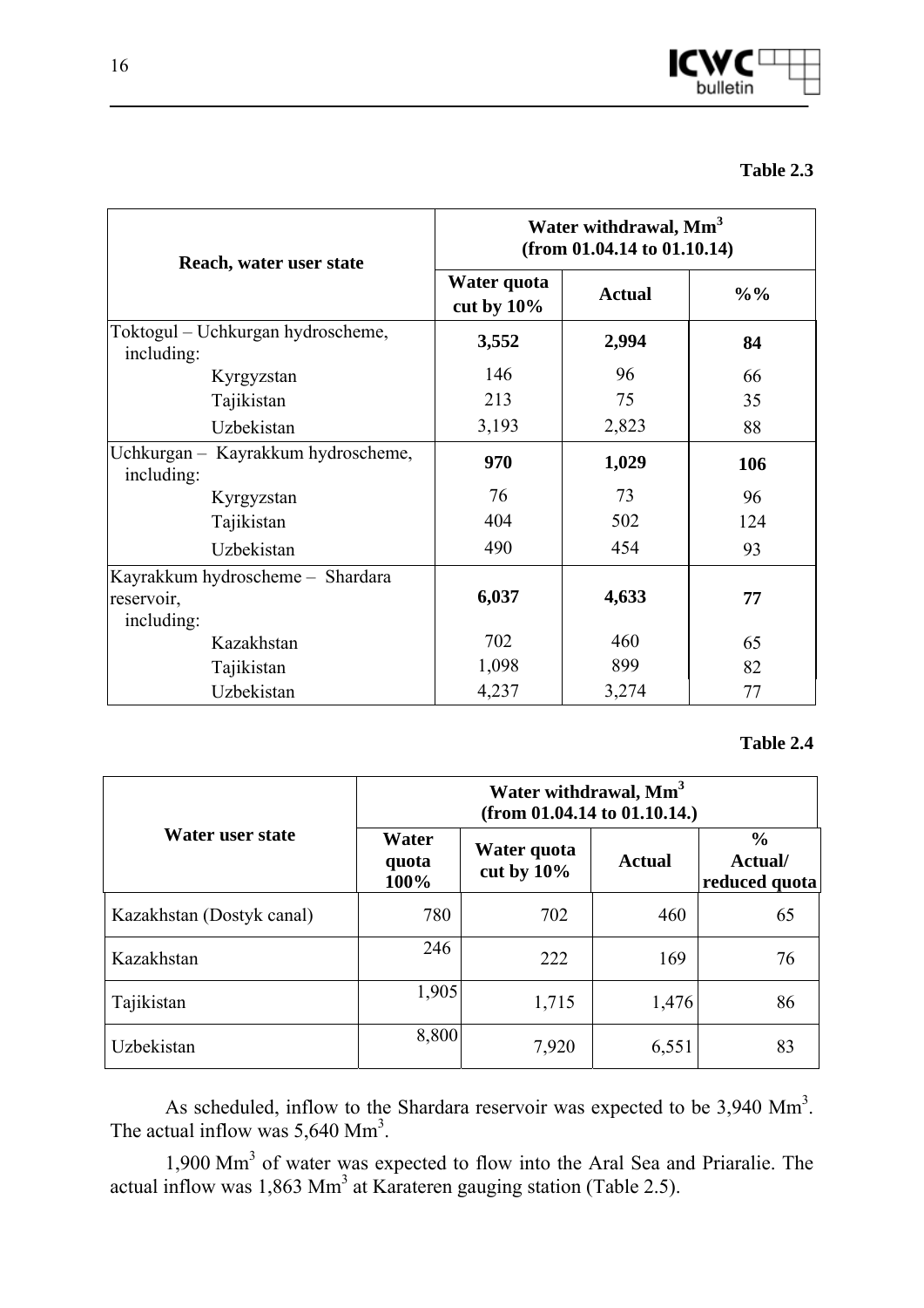**Table 2.3**

| Reach, water user state | Water withdrawal, $Mm^3$ (from 01.04.14 to 01.10.14) | | |
|---|---|---|---|
| | Water quota cut by 10% | Actual | %% |
| Toktogul – Uchkurgan hydroscheme, including: | **3,552** | **2,994** | **84** |
| Kyrgyzstan | 146 | 96 | 66 |
| Tajikistan | 213 | 75 | 35 |
| Uzbekistan | 3,193 | 2,823 | 88 |
| Uchkurgan – Kayrakkum hydroscheme, including: | **970** | **1,029** | **106** |
| Kyrgyzstan | 76 | 73 | 96 |
| Tajikistan | 404 | 502 | 124 |
| Uzbekistan | 490 | 454 | 93 |
| Kayrakkum hydroscheme – Shardara reservoir, including: | **6,037** | **4,633** | **77** |
| Kazakhstan | 702 | 460 | 65 |
| Tajikistan | 1,098 | 899 | 82 |
| Uzbekistan | 4,237 | 3,274 | 77 |

**Table 2.4**

| Water user state | Water withdrawal, $Mm^3$ (from 01.04.14 to 01.10.14.) | | | |
|---|---|---|---|---|
| | Water quota 100% | Water quota cut by 10% | Actual | % Actual/ reduced quota |
| Kazakhstan (Dostyk canal) | 780 | 702 | 460 | 65 |
| Kazakhstan | 246 | 222 | 169 | 76 |
| Tajikistan | 1,905 | 1,715 | 1,476 | 86 |
| Uzbekistan | 8,800 | 7,920 | 6,551 | 83 |

As scheduled, inflow to the Shardara reservoir was expected to be 3,940 $Mm^3$. The actual inflow was 5,640 $Mm^3$.

1,900 $Mm^3$ of water was expected to flow into the Aral Sea and Priaralie. The actual inflow was 1,863 $Mm^3$ at Karateren gauging station (Table 2.5).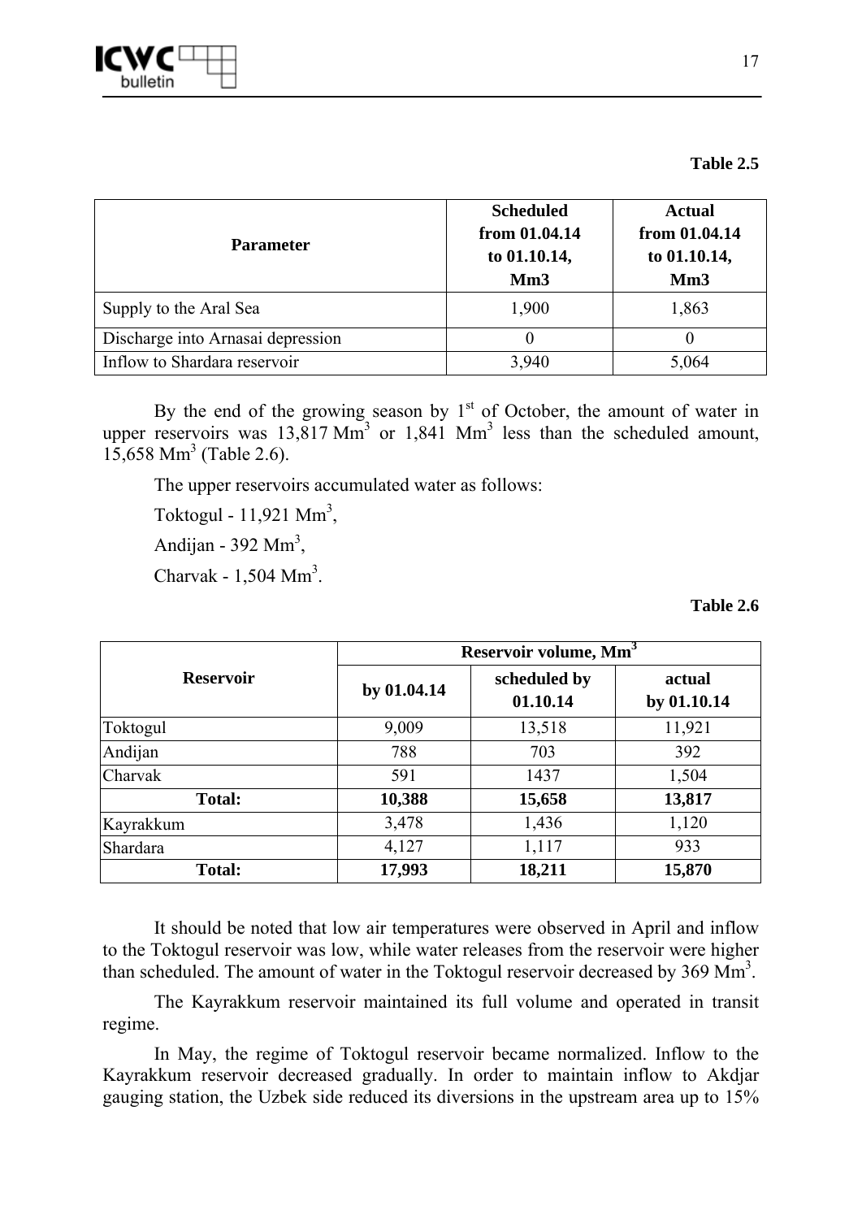**Table 2.5**

| Parameter | Scheduled from 01.04.14 to 01.10.14, Mm3 | Actual from 01.04.14 to 01.10.14, Mm3 |
|---|---|---|
| Supply to the Aral Sea | 1,900 | 1,863 |
| Discharge into Arnasai depression | 0 | 0 |
| Inflow to Shardara reservoir | 3,940 | 5,064 |

By the end of the growing season by 1st of October, the amount of water in upper reservoirs was 13,817 Mm$^3$ or 1,841 Mm$^3$ less than the scheduled amount, 15,658 Mm$^3$ (Table 2.6).

The upper reservoirs accumulated water as follows:

Toktogul - 11,921 Mm$^3$,

Andijan - 392 Mm$^3$,

Charvak - 1,504 Mm$^3$.

**Table 2.6**

| Reservoir | Reservoir volume, Mm$^3$ | | |
|---|---|---|---|
| | by 01.04.14 | scheduled by 01.10.14 | actual by 01.10.14 |
| Toktogul | 9,009 | 13,518 | 11,921 |
| Andijan | 788 | 703 | 392 |
| Charvak | 591 | 1437 | 1,504 |
| **Total:** | **10,388** | **15,658** | **13,817** |
| Kayrakkum | 3,478 | 1,436 | 1,120 |
| Shardara | 4,127 | 1,117 | 933 |
| **Total:** | **17,993** | **18,211** | **15,870** |

It should be noted that low air temperatures were observed in April and inflow to the Toktogul reservoir was low, while water releases from the reservoir were higher than scheduled. The amount of water in the Toktogul reservoir decreased by 369 Mm$^3$.

The Kayrakkum reservoir maintained its full volume and operated in transit regime.

In May, the regime of Toktogul reservoir became normalized. Inflow to the Kayrakkum reservoir decreased gradually. In order to maintain inflow to Akdjar gauging station, the Uzbek side reduced its diversions in the upstream area up to 15%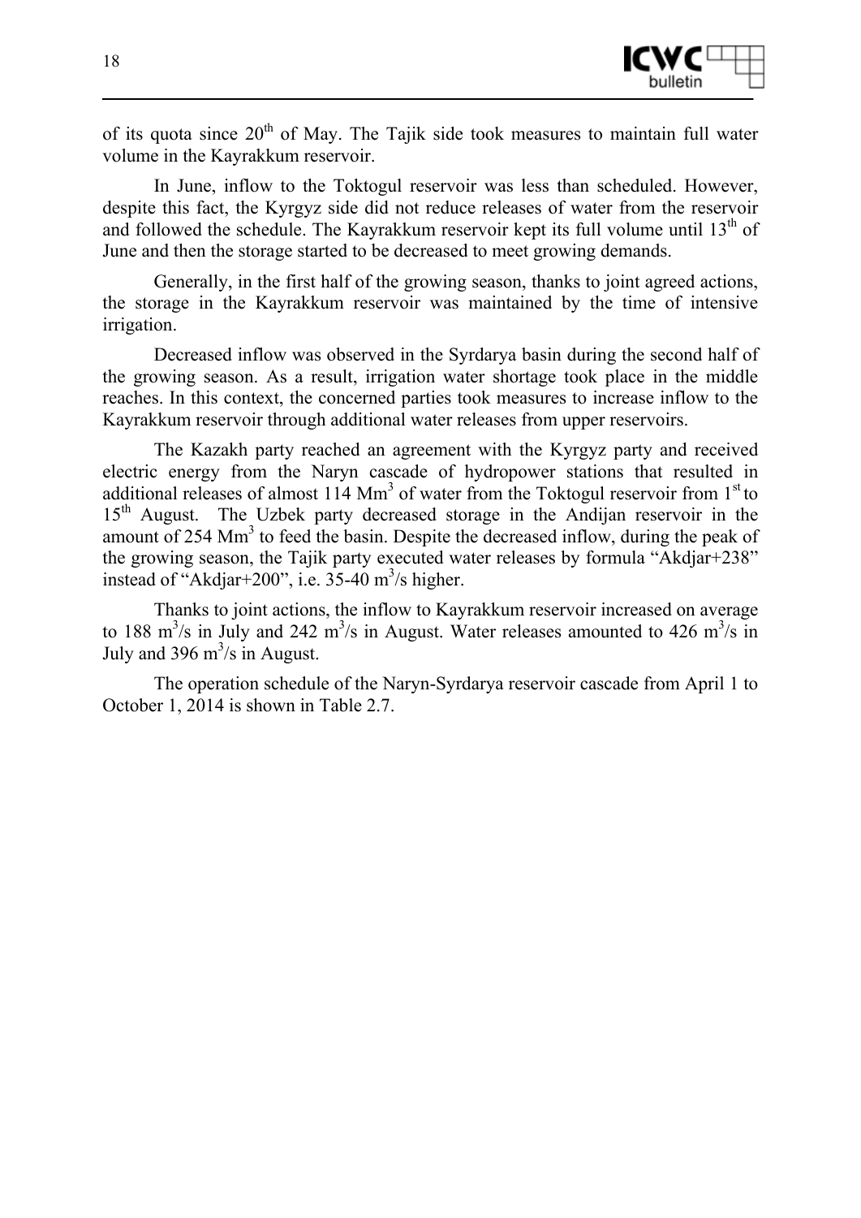of its quota since 20th of May. The Tajik side took measures to maintain full water volume in the Kayrakkum reservoir.

In June, inflow to the Toktogul reservoir was less than scheduled. However, despite this fact, the Kyrgyz side did not reduce releases of water from the reservoir and followed the schedule. The Kayrakkum reservoir kept its full volume until 13th of June and then the storage started to be decreased to meet growing demands.

Generally, in the first half of the growing season, thanks to joint agreed actions, the storage in the Kayrakkum reservoir was maintained by the time of intensive irrigation.

Decreased inflow was observed in the Syrdarya basin during the second half of the growing season. As a result, irrigation water shortage took place in the middle reaches. In this context, the concerned parties took measures to increase inflow to the Kayrakkum reservoir through additional water releases from upper reservoirs.

The Kazakh party reached an agreement with the Kyrgyz party and received electric energy from the Naryn cascade of hydropower stations that resulted in additional releases of almost 114 $Mm^3$ of water from the Toktogul reservoir from 1st to 15th August. The Uzbek party decreased storage in the Andijan reservoir in the amount of 254 $Mm^3$ to feed the basin. Despite the decreased inflow, during the peak of the growing season, the Tajik party executed water releases by formula "Akdjar+238" instead of "Akdjar+200", i.e. 35-40 $m^3/s$ higher.

Thanks to joint actions, the inflow to Kayrakkum reservoir increased on average to 188 $m^3/s$ in July and 242 $m^3/s$ in August. Water releases amounted to 426 $m^3/s$ in July and 396 $m^3/s$ in August.

The operation schedule of the Naryn-Syrdarya reservoir cascade from April 1 to October 1, 2014 is shown in Table 2.7.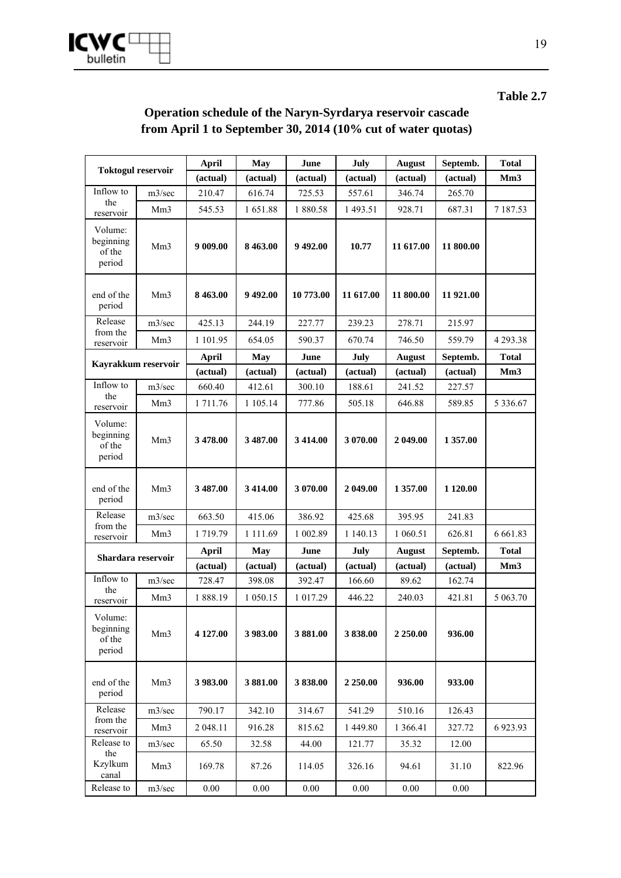**Table 2.7**

## Operation schedule of the Naryn-Syrdarya reservoir cascade from April 1 to September 30, 2014 (10% cut of water quotas)

| Toktogul reservoir | | April (actual) | May (actual) | June (actual) | July (actual) | August (actual) | Septemb. (actual) | Total Mm3 |
|---|---|---|---|---|---|---|---|---|
| Inflow to the reservoir | m3/sec | 210.47 | 616.74 | 725.53 | 557.61 | 346.74 | 265.70 | |
| | Mm3 | 545.53 | 1 651.88 | 1 880.58 | 1 493.51 | 928.71 | 687.31 | 7 187.53 |
| Volume: beginning of the period | Mm3 | **9 009.00** | **8 463.00** | **9 492.00** | **10.77** | **11 617.00** | **11 800.00** | |
| end of the period | Mm3 | **8 463.00** | **9 492.00** | **10 773.00** | **11 617.00** | **11 800.00** | **11 921.00** | |
| Release from the reservoir | m3/sec | 425.13 | 244.19 | 227.77 | 239.23 | 278.71 | 215.97 | |
| | Mm3 | 1 101.95 | 654.05 | 590.37 | 670.74 | 746.50 | 559.79 | 4 293.38 |
| **Kayrakkum reservoir** | | **April (actual)** | **May (actual)** | **June (actual)** | **July (actual)** | **August (actual)** | **Septemb. (actual)** | **Total Mm3** |
| Inflow to the reservoir | m3/sec | 660.40 | 412.61 | 300.10 | 188.61 | 241.52 | 227.57 | |
| | Mm3 | 1 711.76 | 1 105.14 | 777.86 | 505.18 | 646.88 | 589.85 | 5 336.67 |
| Volume: beginning of the period | Mm3 | **3 478.00** | **3 487.00** | **3 414.00** | **3 070.00** | **2 049.00** | **1 357.00** | |
| end of the period | Mm3 | **3 487.00** | **3 414.00** | **3 070.00** | **2 049.00** | **1 357.00** | **1 120.00** | |
| Release from the reservoir | m3/sec | 663.50 | 415.06 | 386.92 | 425.68 | 395.95 | 241.83 | |
| | Mm3 | 1 719.79 | 1 111.69 | 1 002.89 | 1 140.13 | 1 060.51 | 626.81 | 6 661.83 |
| **Shardara reservoir** | | **April (actual)** | **May (actual)** | **June (actual)** | **July (actual)** | **August (actual)** | **Septemb. (actual)** | **Total Mm3** |
| Inflow to the reservoir | m3/sec | 728.47 | 398.08 | 392.47 | 166.60 | 89.62 | 162.74 | |
| | Mm3 | 1 888.19 | 1 050.15 | 1 017.29 | 446.22 | 240.03 | 421.81 | 5 063.70 |
| Volume: beginning of the period | Mm3 | **4 127.00** | **3 983.00** | **3 881.00** | **3 838.00** | **2 250.00** | **936.00** | |
| end of the period | Mm3 | **3 983.00** | **3 881.00** | **3 838.00** | **2 250.00** | **936.00** | **933.00** | |
| Release from the reservoir | m3/sec | 790.17 | 342.10 | 314.67 | 541.29 | 510.16 | 126.43 | |
| | Mm3 | 2 048.11 | 916.28 | 815.62 | 1 449.80 | 1 366.41 | 327.72 | 6 923.93 |
| Release to the Kzylkum canal | m3/sec | 65.50 | 32.58 | 44.00 | 121.77 | 35.32 | 12.00 | |
| | Mm3 | 169.78 | 87.26 | 114.05 | 326.16 | 94.61 | 31.10 | 822.96 |
| Release to | m3/sec | 0.00 | 0.00 | 0.00 | 0.00 | 0.00 | 0.00 | |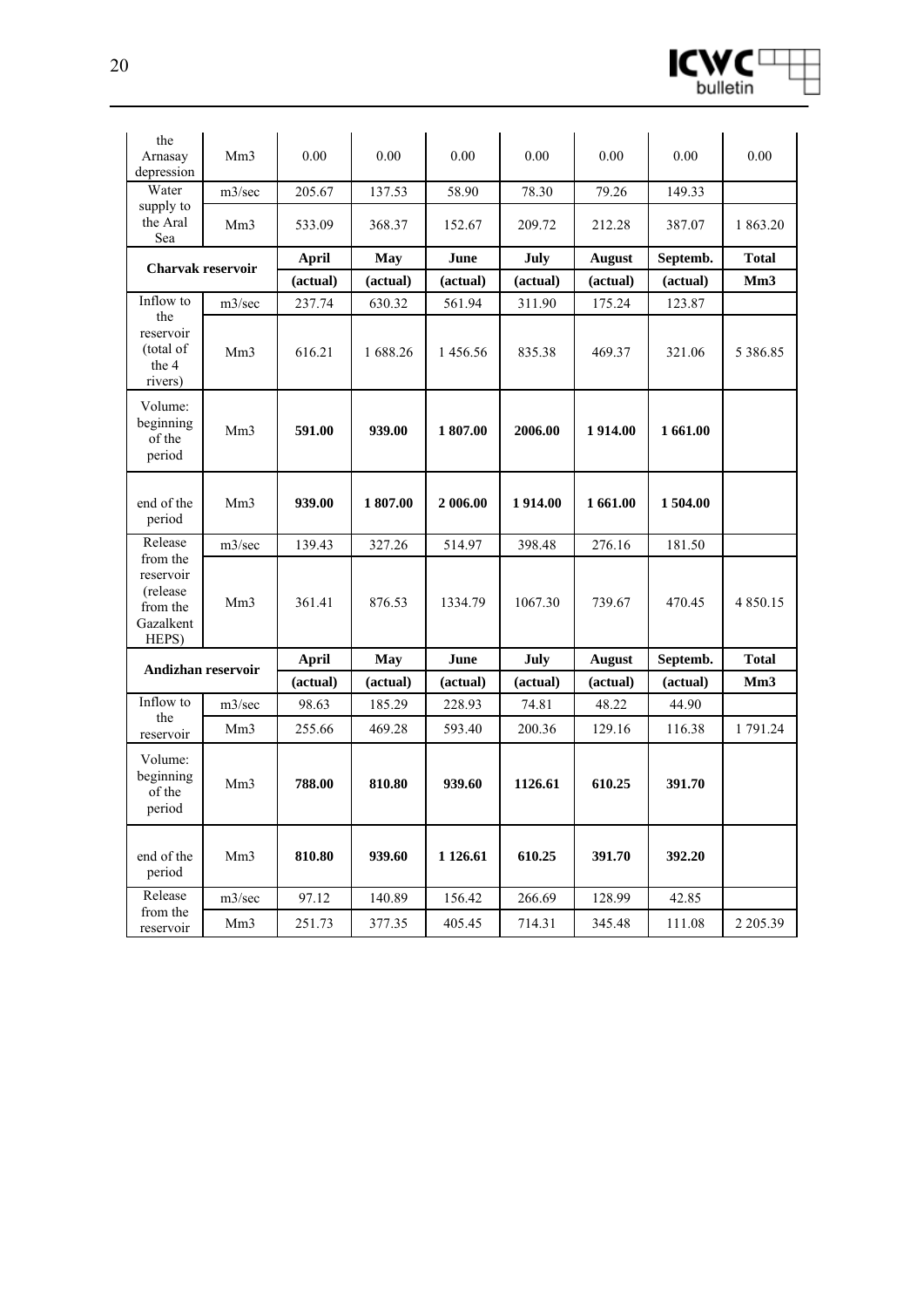| the Arnasay depression | Mm3 | 0.00 | 0.00 | 0.00 | 0.00 | 0.00 | 0.00 | 0.00 |
|---|---|---|---|---|---|---|---|---|
| Water supply to the Aral Sea | m3/sec | 205.67 | 137.53 | 58.90 | 78.30 | 79.26 | 149.33 | |
| | Mm3 | 533.09 | 368.37 | 152.67 | 209.72 | 212.28 | 387.07 | 1 863.20 |

| **Charvak reservoir** | | **April** | **May** | **June** | **July** | **August** | **Septemb.** | **Total** |
|---|---|---|---|---|---|---|---|---|
| | | **(actual)** | **(actual)** | **(actual)** | **(actual)** | **(actual)** | **(actual)** | **Mm3** |
| Inflow to the reservoir (total of the 4 rivers) | m3/sec | 237.74 | 630.32 | 561.94 | 311.90 | 175.24 | 123.87 | |
| | Mm3 | 616.21 | 1 688.26 | 1 456.56 | 835.38 | 469.37 | 321.06 | 5 386.85 |
| Volume: beginning of the period | Mm3 | **591.00** | **939.00** | **1 807.00** | **2006.00** | **1 914.00** | **1 661.00** | |
| end of the period | Mm3 | **939.00** | **1 807.00** | **2 006.00** | **1 914.00** | **1 661.00** | **1 504.00** | |
| Release from the reservoir (release from the Gazalkent HEPS) | m3/sec | 139.43 | 327.26 | 514.97 | 398.48 | 276.16 | 181.50 | |
| | Mm3 | 361.41 | 876.53 | 1334.79 | 1067.30 | 739.67 | 470.45 | 4 850.15 |

| **Andizhan reservoir** | | **April** | **May** | **June** | **July** | **August** | **Septemb.** | **Total** |
|---|---|---|---|---|---|---|---|---|
| | | **(actual)** | **(actual)** | **(actual)** | **(actual)** | **(actual)** | **(actual)** | **Mm3** |
| Inflow to the reservoir | m3/sec | 98.63 | 185.29 | 228.93 | 74.81 | 48.22 | 44.90 | |
| | Mm3 | 255.66 | 469.28 | 593.40 | 200.36 | 129.16 | 116.38 | 1 791.24 |
| Volume: beginning of the period | Mm3 | **788.00** | **810.80** | **939.60** | **1126.61** | **610.25** | **391.70** | |
| end of the period | Mm3 | **810.80** | **939.60** | **1 126.61** | **610.25** | **391.70** | **392.20** | |
| Release from the reservoir | m3/sec | 97.12 | 140.89 | 156.42 | 266.69 | 128.99 | 42.85 | |
| | Mm3 | 251.73 | 377.35 | 405.45 | 714.31 | 345.48 | 111.08 | 2 205.39 |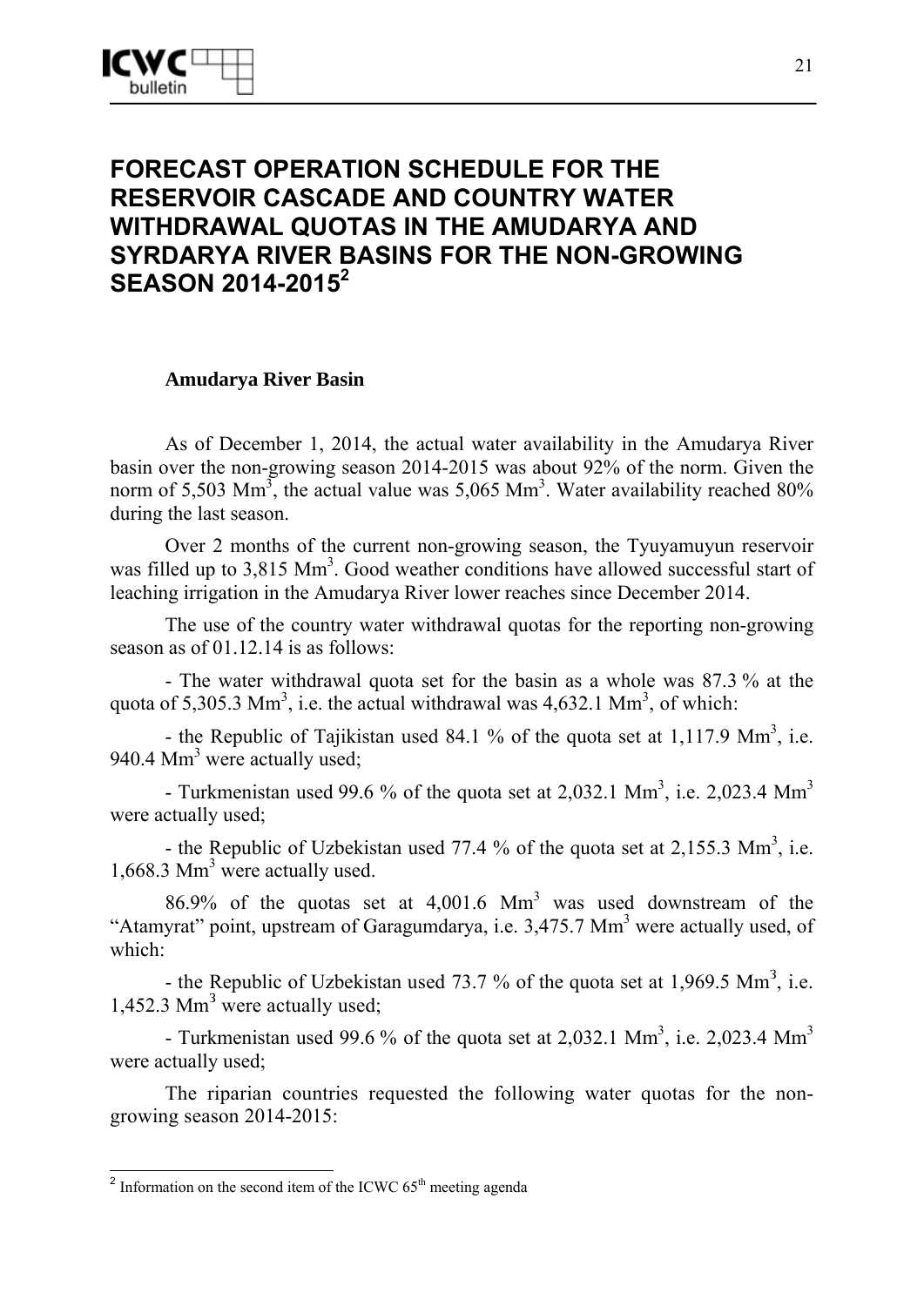# FORECAST OPERATION SCHEDULE FOR THE RESERVOIR CASCADE AND COUNTRY WATER WITHDRAWAL QUOTAS IN THE AMUDARYA AND SYRDARYA RIVER BASINS FOR THE NON-GROWING SEASON 2014-2015[2]

### Amudarya River Basin

As of December 1, 2014, the actual water availability in the Amudarya River basin over the non-growing season 2014-2015 was about 92% of the norm. Given the norm of 5,503 Mm$^3$, the actual value was 5,065 Mm$^3$. Water availability reached 80% during the last season.

Over 2 months of the current non-growing season, the Tyuyamuyun reservoir was filled up to 3,815 Mm$^3$. Good weather conditions have allowed successful start of leaching irrigation in the Amudarya River lower reaches since December 2014.

The use of the country water withdrawal quotas for the reporting non-growing season as of 01.12.14 is as follows:

- The water withdrawal quota set for the basin as a whole was 87.3 % at the quota of 5,305.3 Mm$^3$, i.e. the actual withdrawal was 4,632.1 Mm$^3$, of which:

- the Republic of Tajikistan used 84.1 % of the quota set at 1,117.9 Mm$^3$, i.e. 940.4 Mm$^3$ were actually used;

- Turkmenistan used 99.6 % of the quota set at 2,032.1 Mm$^3$, i.e. 2,023.4 Mm$^3$ were actually used;

- the Republic of Uzbekistan used 77.4 % of the quota set at 2,155.3 Mm$^3$, i.e. 1,668.3 Mm$^3$ were actually used.

86.9% of the quotas set at 4,001.6 Mm$^3$ was used downstream of the "Atamyrat" point, upstream of Garagumdarya, i.e. 3,475.7 Mm$^3$ were actually used, of which:

- the Republic of Uzbekistan used 73.7 % of the quota set at 1,969.5 Mm$^3$, i.e. 1,452.3 Mm$^3$ were actually used;

- Turkmenistan used 99.6 % of the quota set at 2,032.1 Mm$^3$, i.e. 2,023.4 Mm$^3$ were actually used;

The riparian countries requested the following water quotas for the non-growing season 2014-2015:

---

[2] Information on the second item of the ICWC 65th meeting agenda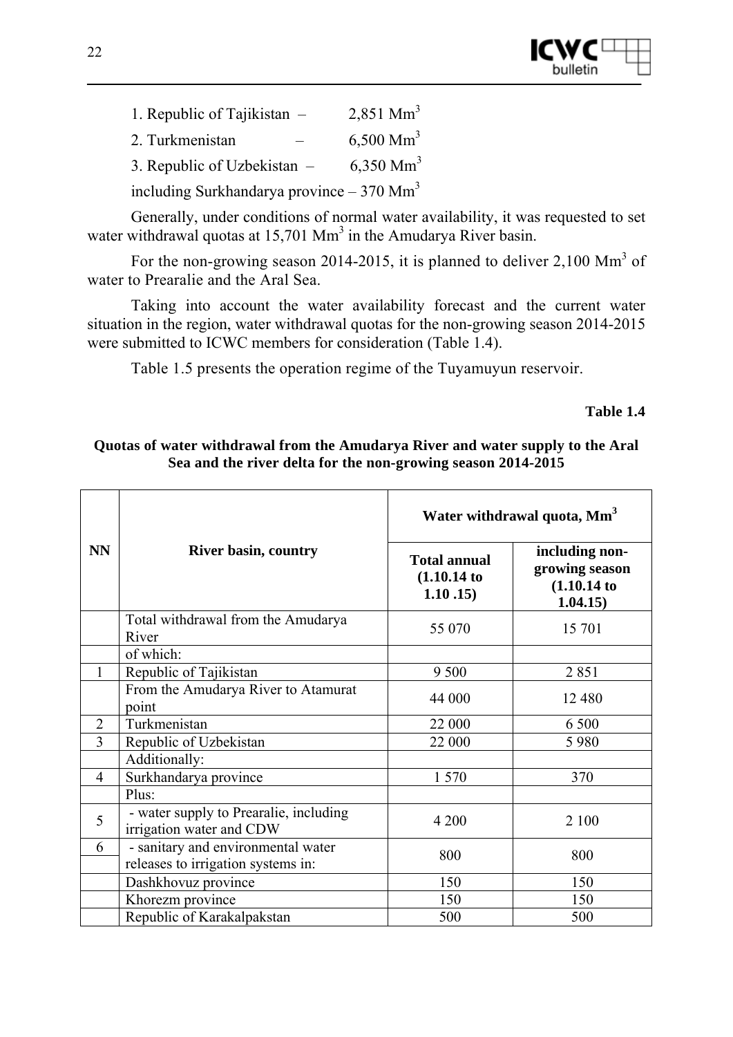1. Republic of Tajikistan – 2,851 $Mm^3$

2. Turkmenistan – 6,500 $Mm^3$

3. Republic of Uzbekistan – 6,350 $Mm^3$

including Surkhandarya province – 370 $Mm^3$

Generally, under conditions of normal water availability, it was requested to set water withdrawal quotas at 15,701 $Mm^3$ in the Amudarya River basin.

For the non-growing season 2014-2015, it is planned to deliver 2,100 $Mm^3$ of water to Prearalie and the Aral Sea.

Taking into account the water availability forecast and the current water situation in the region, water withdrawal quotas for the non-growing season 2014-2015 were submitted to ICWC members for consideration (Table 1.4).

Table 1.5 presents the operation regime of the Tuyamuyun reservoir.

**Table 1.4**

**Quotas of water withdrawal from the Amudarya River and water supply to the Aral Sea and the river delta for the non-growing season 2014-2015**

| NN | River basin, country | Water withdrawal quota, $Mm^3$ | |
|---|---|---|---|
| | | **Total annual (1.10.14 to 1.10 .15)** | **including non-growing season (1.10.14 to 1.04.15)** |
| | Total withdrawal from the Amudarya River | 55 070 | 15 701 |
| | of which: | | |
| 1 | Republic of Tajikistan | 9 500 | 2 851 |
| | From the Amudarya River to Atamurat point | 44 000 | 12 480 |
| 2 | Turkmenistan | 22 000 | 6 500 |
| 3 | Republic of Uzbekistan | 22 000 | 5 980 |
| | Additionally: | | |
| 4 | Surkhandarya province | 1 570 | 370 |
| | Plus: | | |
| 5 | - water supply to Prearalie, including irrigation water and CDW | 4 200 | 2 100 |
| 6 | - sanitary and environmental water releases to irrigation systems in: | 800 | 800 |
| | Dashkhovuz province | 150 | 150 |
| | Khorezm province | 150 | 150 |
| | Republic of Karakalpakstan | 500 | 500 |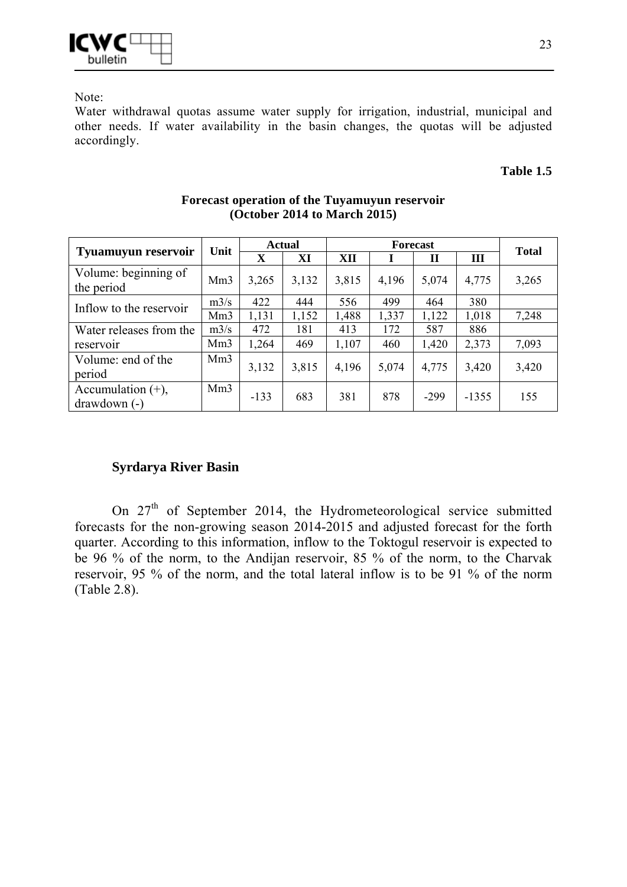Note:
Water withdrawal quotas assume water supply for irrigation, industrial, municipal and other needs. If water availability in the basin changes, the quotas will be adjusted accordingly.

**Table 1.5**

**Forecast operation of the Tuyamuyun reservoir (October 2014 to March 2015)**

| Tyuamuyun reservoir | Unit | Actual | | Forecast | | | | Total |
|---|---|---|---|---|---|---|---|---|
| | | X | XI | XII | I | II | III | |
| Volume: beginning of the period | Mm3 | 3,265 | 3,132 | 3,815 | 4,196 | 5,074 | 4,775 | 3,265 |
| Inflow to the reservoir | m3/s | 422 | 444 | 556 | 499 | 464 | 380 | |
| | Mm3 | 1,131 | 1,152 | 1,488 | 1,337 | 1,122 | 1,018 | 7,248 |
| Water releases from the reservoir | m3/s | 472 | 181 | 413 | 172 | 587 | 886 | |
| | Mm3 | 1,264 | 469 | 1,107 | 460 | 1,420 | 2,373 | 7,093 |
| Volume: end of the period | Mm3 | 3,132 | 3,815 | 4,196 | 5,074 | 4,775 | 3,420 | 3,420 |
| Accumulation (+), drawdown (-) | Mm3 | -133 | 683 | 381 | 878 | -299 | -1355 | 155 |

## Syrdarya River Basin

On 27th of September 2014, the Hydrometeorological service submitted forecasts for the non-growing season 2014-2015 and adjusted forecast for the forth quarter. According to this information, inflow to the Toktogul reservoir is expected to be 96 % of the norm, to the Andijan reservoir, 85 % of the norm, to the Charvak reservoir, 95 % of the norm, and the total lateral inflow is to be 91 % of the norm (Table 2.8).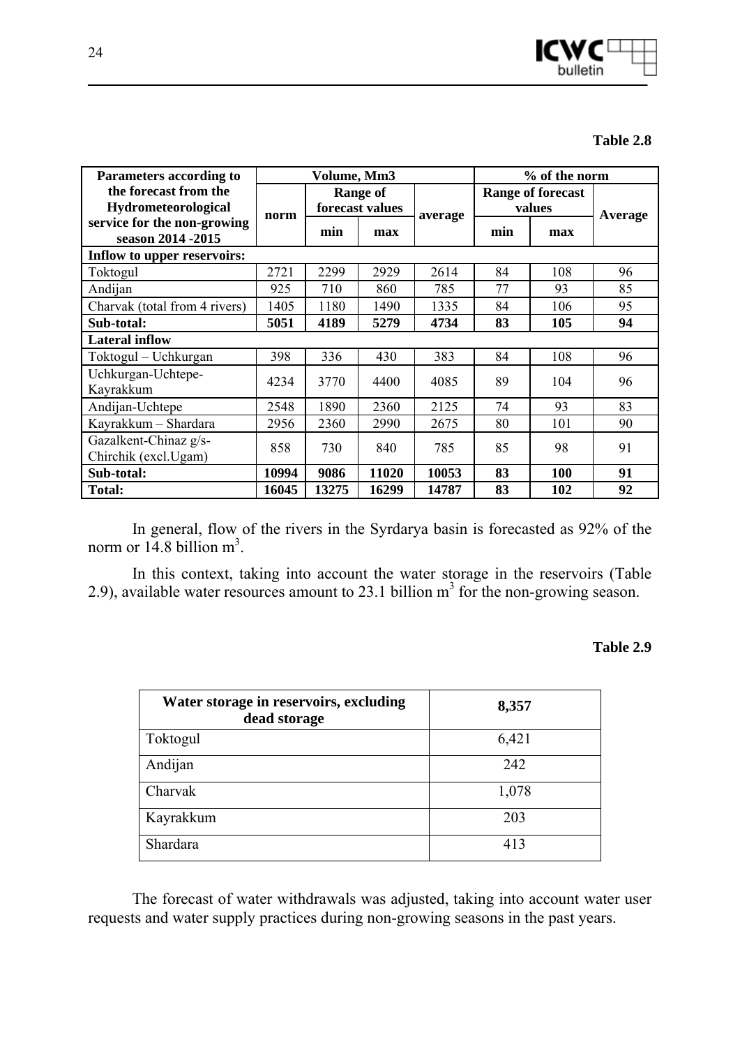**Table 2.8**

| Parameters according to the forecast from the Hydrometeorological service for the non-growing season 2014 -2015 | Volume, Mm3 | | | | % of the norm | | |
|---|---|---|---|---|---|---|---|
| | norm | Range of forecast values | | average | Range of forecast values | | Average |
| | | min | max | | min | max | |
| **Inflow to upper reservoirs:** | | | | | | | |
| Toktogul | 2721 | 2299 | 2929 | 2614 | 84 | 108 | 96 |
| Andijan | 925 | 710 | 860 | 785 | 77 | 93 | 85 |
| Charvak (total from 4 rivers) | 1405 | 1180 | 1490 | 1335 | 84 | 106 | 95 |
| **Sub-total:** | **5051** | **4189** | **5279** | **4734** | **83** | **105** | **94** |
| **Lateral inflow** | | | | | | | |
| Toktogul – Uchkurgan | 398 | 336 | 430 | 383 | 84 | 108 | 96 |
| Uchkurgan-Uchtepe-Kayrakkum | 4234 | 3770 | 4400 | 4085 | 89 | 104 | 96 |
| Andijan-Uchtepe | 2548 | 1890 | 2360 | 2125 | 74 | 93 | 83 |
| Kayrakkum – Shardara | 2956 | 2360 | 2990 | 2675 | 80 | 101 | 90 |
| Gazalkent-Chinaz g/s-Chirchik (excl.Ugam) | 858 | 730 | 840 | 785 | 85 | 98 | 91 |
| **Sub-total:** | **10994** | **9086** | **11020** | **10053** | **83** | **100** | **91** |
| **Total:** | **16045** | **13275** | **16299** | **14787** | **83** | **102** | **92** |

In general, flow of the rivers in the Syrdarya basin is forecasted as 92% of the norm or 14.8 billion m$^3$.

In this context, taking into account the water storage in the reservoirs (Table 2.9), available water resources amount to 23.1 billion m$^3$ for the non-growing season.

**Table 2.9**

| Water storage in reservoirs, excluding dead storage | 8,357 |
|---|---|
| Toktogul | 6,421 |
| Andijan | 242 |
| Charvak | 1,078 |
| Kayrakkum | 203 |
| Shardara | 413 |

The forecast of water withdrawals was adjusted, taking into account water user requests and water supply practices during non-growing seasons in the past years.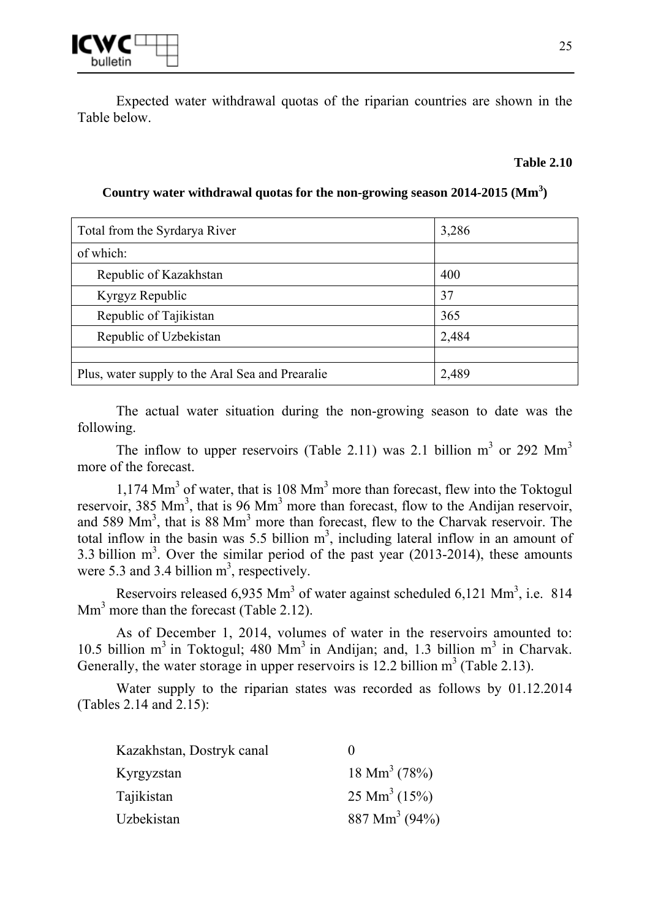Expected water withdrawal quotas of the riparian countries are shown in the Table below.

**Table 2.10**

**Country water withdrawal quotas for the non-growing season 2014-2015 (Mm$^3$)**

| Total from the Syrdarya River | 3,286 |
|---|---|
| of which: | |
| Republic of Kazakhstan | 400 |
| Kyrgyz Republic | 37 |
| Republic of Tajikistan | 365 |
| Republic of Uzbekistan | 2,484 |
| | |
| Plus, water supply to the Aral Sea and Prearalie | 2,489 |

The actual water situation during the non-growing season to date was the following.

The inflow to upper reservoirs (Table 2.11) was 2.1 billion m$^3$ or 292 Mm$^3$ more of the forecast.

1,174 Mm$^3$ of water, that is 108 Mm$^3$ more than forecast, flew into the Toktogul reservoir, 385 Mm$^3$, that is 96 Mm$^3$ more than forecast, flow to the Andijan reservoir, and 589 Mm$^3$, that is 88 Mm$^3$ more than forecast, flew to the Charvak reservoir. The total inflow in the basin was 5.5 billion m$^3$, including lateral inflow in an amount of 3.3 billion m$^3$. Over the similar period of the past year (2013-2014), these amounts were 5.3 and 3.4 billion m$^3$, respectively.

Reservoirs released 6,935 Mm$^3$ of water against scheduled 6,121 Mm$^3$, i.e. 814 Mm$^3$ more than the forecast (Table 2.12).

As of December 1, 2014, volumes of water in the reservoirs amounted to: 10.5 billion m$^3$ in Toktogul; 480 Mm$^3$ in Andijan; and, 1.3 billion m$^3$ in Charvak. Generally, the water storage in upper reservoirs is 12.2 billion m$^3$ (Table 2.13).

Water supply to the riparian states was recorded as follows by 01.12.2014 (Tables 2.14 and 2.15):

| | |
|---|---|
| Kazakhstan, Dostryk canal | 0 |
| Kyrgyzstan | 18 Mm$^3$ (78%) |
| Tajikistan | 25 Mm$^3$ (15%) |
| Uzbekistan | 887 Mm$^3$ (94%) |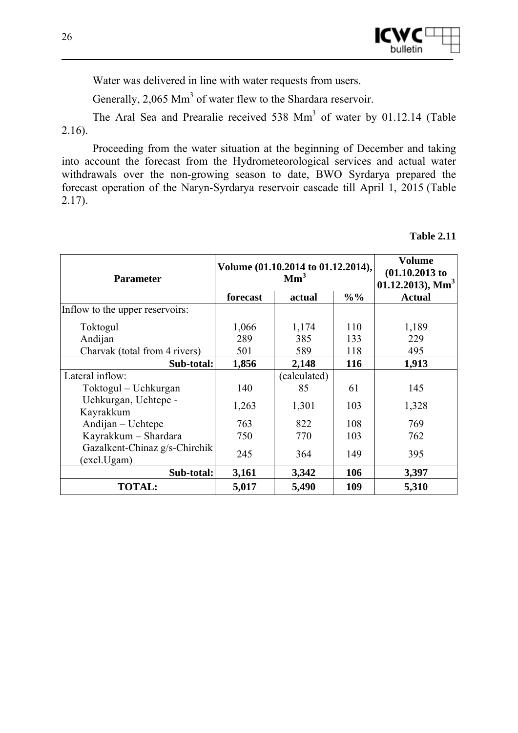Water was delivered in line with water requests from users.

Generally, 2,065 $Mm^3$ of water flew to the Shardara reservoir.

The Aral Sea and Prearalie received 538 $Mm^3$ of water by 01.12.14 (Table 2.16).

Proceeding from the water situation at the beginning of December and taking into account the forecast from the Hydrometeorological services and actual water withdrawals over the non-growing season to date, BWO Syrdarya prepared the forecast operation of the Naryn-Syrdarya reservoir cascade till April 1, 2015 (Table 2.17).

**Table 2.11**

| Parameter | Volume (01.10.2014 to 01.12.2014), $Mm^3$ | | | Volume (01.10.2013 to 01.12.2013), $Mm^3$ |
|---|---|---|---|---|
| | **forecast** | **actual** | **%%** | **Actual** |
| Inflow to the upper reservoirs: | | | | |
| Toktogul | 1,066 | 1,174 | 110 | 1,189 |
| Andijan | 289 | 385 | 133 | 229 |
| Charvak (total from 4 rivers) | 501 | 589 | 118 | 495 |
| **Sub-total:** | **1,856** | **2,148** | **116** | **1,913** |
| Lateral inflow: | | (calculated) | | |
| Toktogul – Uchkurgan | 140 | 85 | 61 | 145 |
| Uchkurgan, Uchtepe - Kayrakkum | 1,263 | 1,301 | 103 | 1,328 |
| Andijan – Uchtepe | 763 | 822 | 108 | 769 |
| Kayrakkum – Shardara | 750 | 770 | 103 | 762 |
| Gazalkent-Chinaz g/s-Chirchik (excl.Ugam) | 245 | 364 | 149 | 395 |
| **Sub-total:** | **3,161** | **3,342** | **106** | **3,397** |
| **TOTAL:** | **5,017** | **5,490** | **109** | **5,310** |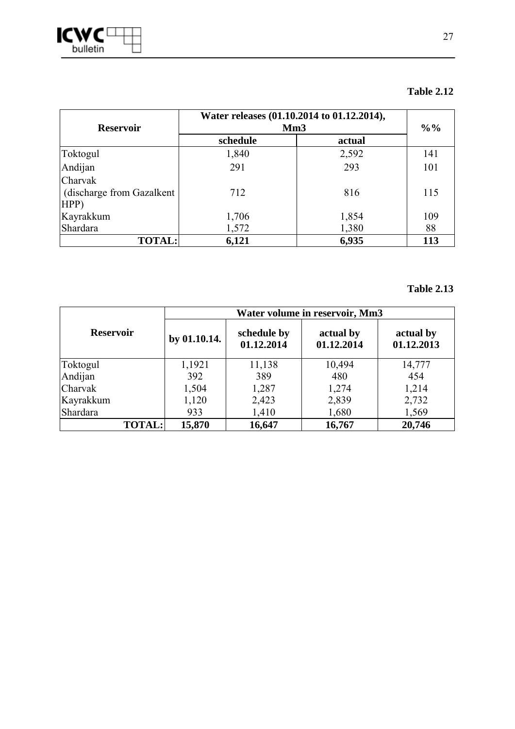**Table 2.12**

| Reservoir | Water releases (01.10.2014 to 01.12.2014), Mm3 | | %% |
|---|---|---|---|
| | schedule | actual | |
| Toktogul | 1,840 | 2,592 | 141 |
| Andijan | 291 | 293 | 101 |
| Charvak (discharge from Gazalkent HPP) | 712 | 816 | 115 |
| Kayrakkum | 1,706 | 1,854 | 109 |
| Shardara | 1,572 | 1,380 | 88 |
| **TOTAL:** | **6,121** | **6,935** | **113** |

**Table 2.13**

| Reservoir | Water volume in reservoir, Mm3 | | | |
|---|---|---|---|---|
| | by 01.10.14. | schedule by 01.12.2014 | actual by 01.12.2014 | actual by 01.12.2013 |
| Toktogul | 1,1921 | 11,138 | 10,494 | 14,777 |
| Andijan | 392 | 389 | 480 | 454 |
| Charvak | 1,504 | 1,287 | 1,274 | 1,214 |
| Kayrakkum | 1,120 | 2,423 | 2,839 | 2,732 |
| Shardara | 933 | 1,410 | 1,680 | 1,569 |
| **TOTAL:** | **15,870** | **16,647** | **16,767** | **20,746** |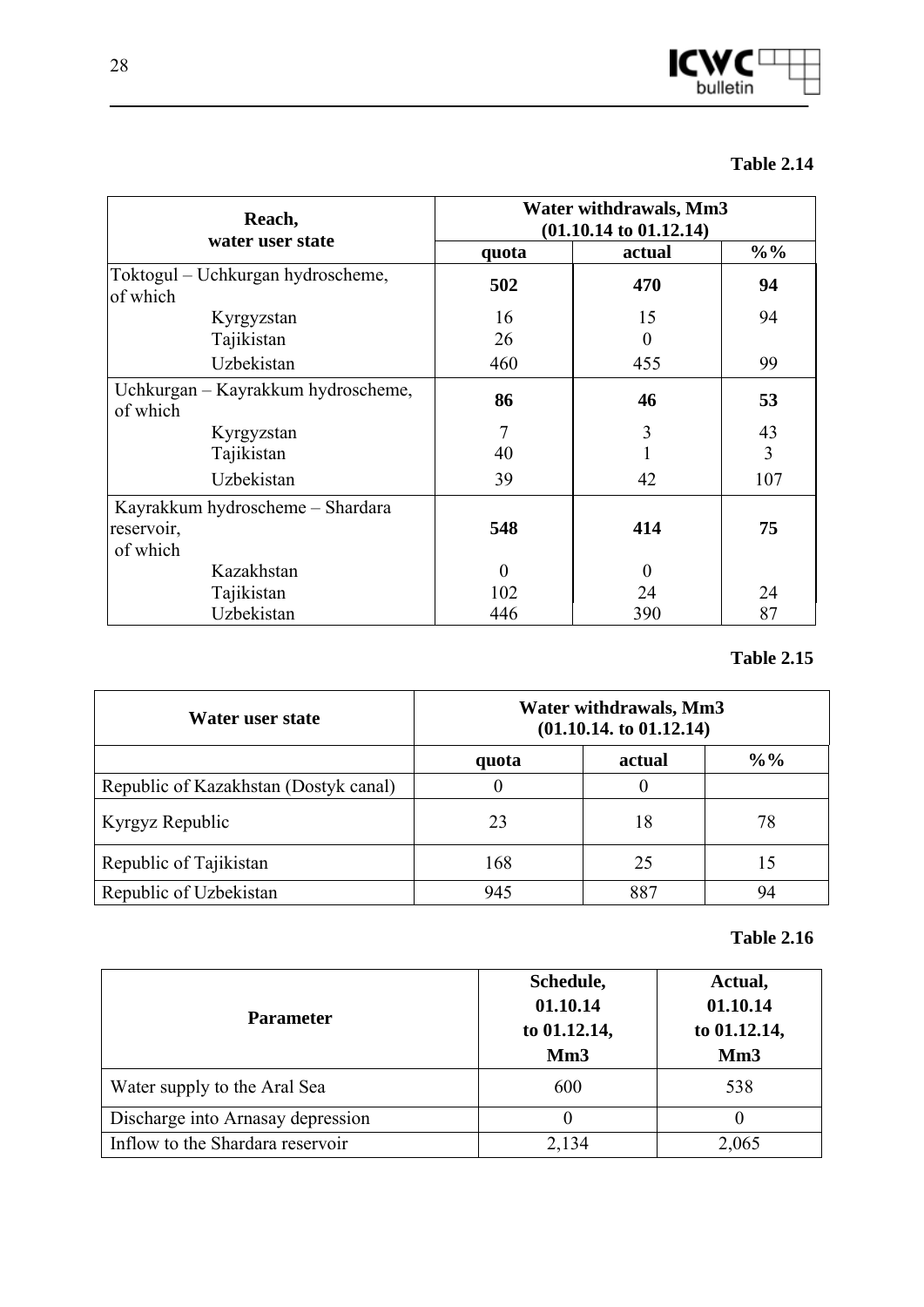**Table 2.14**

| Reach, water user state | Water withdrawals, Mm3 (01.10.14 to 01.12.14) | | |
|---|---|---|---|
| | quota | actual | %% |
| Toktogul – Uchkurgan hydroscheme, of which | **502** | **470** | **94** |
| Kyrgyzstan | 16 | 15 | 94 |
| Tajikistan | 26 | 0 | |
| Uzbekistan | 460 | 455 | 99 |
| Uchkurgan – Kayrakkum hydroscheme, of which | **86** | **46** | **53** |
| Kyrgyzstan | 7 | 3 | 43 |
| Tajikistan | 40 | 1 | 3 |
| Uzbekistan | 39 | 42 | 107 |
| Kayrakkum hydroscheme – Shardara reservoir, of which | **548** | **414** | **75** |
| Kazakhstan | 0 | 0 | |
| Tajikistan | 102 | 24 | 24 |
| Uzbekistan | 446 | 390 | 87 |

**Table 2.15**

| Water user state | Water withdrawals, Mm3 (01.10.14. to 01.12.14) | | |
|---|---|---|---|
| | quota | actual | %% |
| Republic of Kazakhstan (Dostyk canal) | 0 | 0 | |
| Kyrgyz Republic | 23 | 18 | 78 |
| Republic of Tajikistan | 168 | 25 | 15 |
| Republic of Uzbekistan | 945 | 887 | 94 |

**Table 2.16**

| Parameter | Schedule, 01.10.14 to 01.12.14, Mm3 | Actual, 01.10.14 to 01.12.14, Mm3 |
|---|---|---|
| Water supply to the Aral Sea | 600 | 538 |
| Discharge into Arnasay depression | 0 | 0 |
| Inflow to the Shardara reservoir | 2,134 | 2,065 |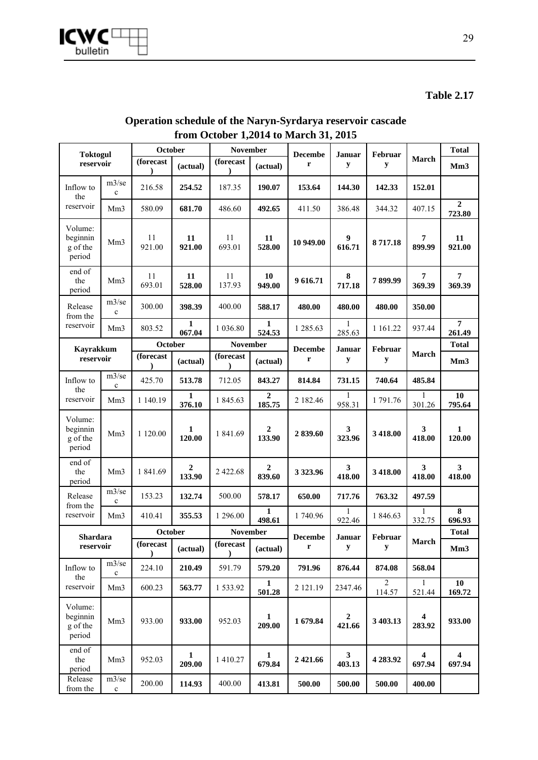**Table 2.17**

## Operation schedule of the Naryn-Syrdarya reservoir cascade from October 1,2014 to March 31, 2015

| Toktogul reservoir | | October | | November | | December | January | February | March | Total |
|---|---|---|---|---|---|---|---|---|---|---|
| | | (forecast) | (actual) | (forecast) | (actual) | | | | | Mm3 |
| Inflow to the reservoir | m3/sec | 216.58 | **254.52** | 187.35 | **190.07** | **153.64** | **144.30** | **142.33** | **152.01** | |
| | Mm3 | 580.09 | **681.70** | 486.60 | **492.65** | 411.50 | 386.48 | 344.32 | 407.15 | **2 723.80** |
| Volume: beginning of the period | Mm3 | 11 921.00 | **11 921.00** | 11 693.01 | **11 528.00** | **10 949.00** | **9 616.71** | **8 717.18** | **7 899.99** | **11 921.00** |
| end of the period | Mm3 | 11 693.01 | **11 528.00** | 11 137.93 | **10 949.00** | **9 616.71** | **8 717.18** | **7 899.99** | **7 369.39** | **7 369.39** |
| Release from the reservoir | m3/sec | 300.00 | **398.39** | 400.00 | **588.17** | **480.00** | **480.00** | **480.00** | **350.00** | |
| | Mm3 | 803.52 | **1 067.04** | 1 036.80 | **1 524.53** | 1 285.63 | 1 285.63 | 1 161.22 | 937.44 | **7 261.49** |
| **Kayrakkum reservoir** | | **October** | | **November** | | **December** | **January** | **February** | **March** | **Total** |
| | | (forecast) | (actual) | (forecast) | (actual) | | | | | Mm3 |
| Inflow to the reservoir | m3/sec | 425.70 | **513.78** | 712.05 | **843.27** | **814.84** | **731.15** | **740.64** | **485.84** | |
| | Mm3 | 1 140.19 | **1 376.10** | 1 845.63 | **2 185.75** | 2 182.46 | 1 958.31 | 1 791.76 | 1 301.26 | **10 795.64** |
| Volume: beginning of the period | Mm3 | 1 120.00 | **1 120.00** | 1 841.69 | **2 133.90** | **2 839.60** | **3 323.96** | **3 418.00** | **3 418.00** | **1 120.00** |
| end of the period | Mm3 | 1 841.69 | **2 133.90** | 2 422.68 | **2 839.60** | **3 323.96** | **3 418.00** | **3 418.00** | **3 418.00** | **3 418.00** |
| Release from the reservoir | m3/sec | 153.23 | **132.74** | 500.00 | **578.17** | **650.00** | **717.76** | **763.32** | **497.59** | |
| | Mm3 | 410.41 | **355.53** | 1 296.00 | **1 498.61** | 1 740.96 | 1 922.46 | 1 846.63 | 1 332.75 | **8 696.93** |
| **Shardara reservoir** | | **October** | | **November** | | **December** | **January** | **February** | **March** | **Total** |
| | | (forecast) | (actual) | (forecast) | (actual) | | | | | Mm3 |
| Inflow to the reservoir | m3/sec | 224.10 | **210.49** | 591.79 | **579.20** | **791.96** | **876.44** | **874.08** | **568.04** | |
| | Mm3 | 600.23 | **563.77** | 1 533.92 | **1 501.28** | 2 121.19 | 2347.46 | 2 114.57 | 1 521.44 | **10 169.72** |
| Volume: beginning of the period | Mm3 | 933.00 | **933.00** | 952.03 | **1 209.00** | **1 679.84** | **2 421.66** | **3 403.13** | **4 283.92** | **933.00** |
| end of the period | Mm3 | 952.03 | **1 209.00** | 1 410.27 | **1 679.84** | **2 421.66** | **3 403.13** | **4 283.92** | **4 697.94** | **4 697.94** |
| Release from the | m3/sec | 200.00 | **114.93** | 400.00 | **413.81** | **500.00** | **500.00** | **500.00** | **400.00** | |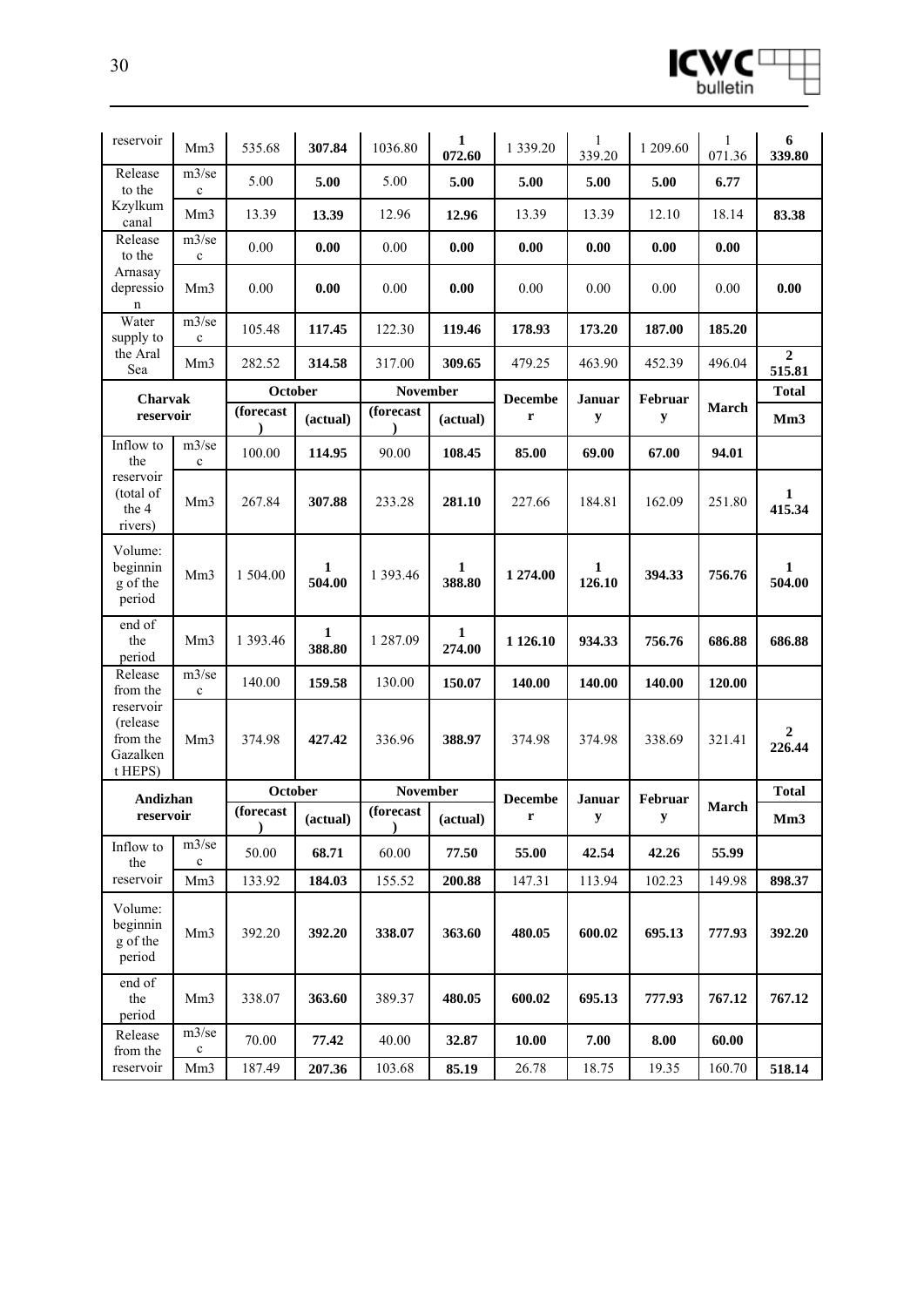| reservoir | Mm3 | 535.68 | **307.84** | 1036.80 | **1 072.60** | 1 339.20 | 1 339.20 | 1 209.60 | 1 071.36 | **6 339.80** |
|---|---|---|---|---|---|---|---|---|---|---|
| Release to the Kzylkum canal | m3/sec | 5.00 | **5.00** | 5.00 | **5.00** | **5.00** | **5.00** | **5.00** | **6.77** | |
| | Mm3 | 13.39 | **13.39** | 12.96 | **12.96** | 13.39 | 13.39 | 12.10 | 18.14 | **83.38** |
| Release to the Arnasay depression | m3/sec | 0.00 | **0.00** | 0.00 | **0.00** | **0.00** | **0.00** | **0.00** | **0.00** | |
| | Mm3 | 0.00 | **0.00** | 0.00 | **0.00** | 0.00 | 0.00 | 0.00 | 0.00 | **0.00** |
| Water supply to the Aral Sea | m3/sec | 105.48 | **117.45** | 122.30 | **119.46** | **178.93** | **173.20** | **187.00** | **185.20** | |
| | Mm3 | 282.52 | **314.58** | 317.00 | **309.65** | 479.25 | 463.90 | 452.39 | 496.04 | **2 515.81** |

| **Charvak reservoir** | | **October** | | **November** | | **December** | **January** | **February** | **March** | **Total** |
|---|---|---|---|---|---|---|---|---|---|---|
| | | **(forecast)** | **(actual)** | **(forecast)** | **(actual)** | | | | | **Mm3** |
| Inflow to the reservoir (total of the 4 rivers) | m3/sec | 100.00 | **114.95** | 90.00 | **108.45** | **85.00** | **69.00** | **67.00** | **94.01** | |
| | Mm3 | 267.84 | **307.88** | 233.28 | **281.10** | 227.66 | 184.81 | 162.09 | 251.80 | **1 415.34** |
| Volume: beginning of the period | Mm3 | 1 504.00 | **1 504.00** | 1 393.46 | **1 388.80** | **1 274.00** | **1 126.10** | **394.33** | **756.76** | **1 504.00** |
| end of the period | Mm3 | 1 393.46 | **1 388.80** | 1 287.09 | **1 274.00** | **1 126.10** | **934.33** | **756.76** | **686.88** | **686.88** |
| Release from the reservoir (release from the Gazalkent HEPS) | m3/sec | 140.00 | **159.58** | 130.00 | **150.07** | **140.00** | **140.00** | **140.00** | **120.00** | |
| | Mm3 | 374.98 | **427.42** | 336.96 | **388.97** | 374.98 | 374.98 | 338.69 | 321.41 | **2 226.44** |

| **Andizhan reservoir** | | **October** | | **November** | | **December** | **January** | **February** | **March** | **Total** |
|---|---|---|---|---|---|---|---|---|---|---|
| | | **(forecast)** | **(actual)** | **(forecast)** | **(actual)** | | | | | **Mm3** |
| Inflow to the reservoir | m3/sec | 50.00 | **68.71** | 60.00 | **77.50** | **55.00** | **42.54** | **42.26** | **55.99** | |
| | Mm3 | 133.92 | **184.03** | 155.52 | **200.88** | 147.31 | 113.94 | 102.23 | 149.98 | **898.37** |
| Volume: beginning of the period | Mm3 | 392.20 | **392.20** | **338.07** | **363.60** | **480.05** | **600.02** | **695.13** | **777.93** | **392.20** |
| end of the period | Mm3 | 338.07 | **363.60** | 389.37 | **480.05** | **600.02** | **695.13** | **777.93** | **767.12** | **767.12** |
| Release from the reservoir | m3/sec | 70.00 | **77.42** | 40.00 | **32.87** | **10.00** | **7.00** | **8.00** | **60.00** | |
| | Mm3 | 187.49 | **207.36** | 103.68 | **85.19** | 26.78 | 18.75 | 19.35 | 160.70 | **518.14** |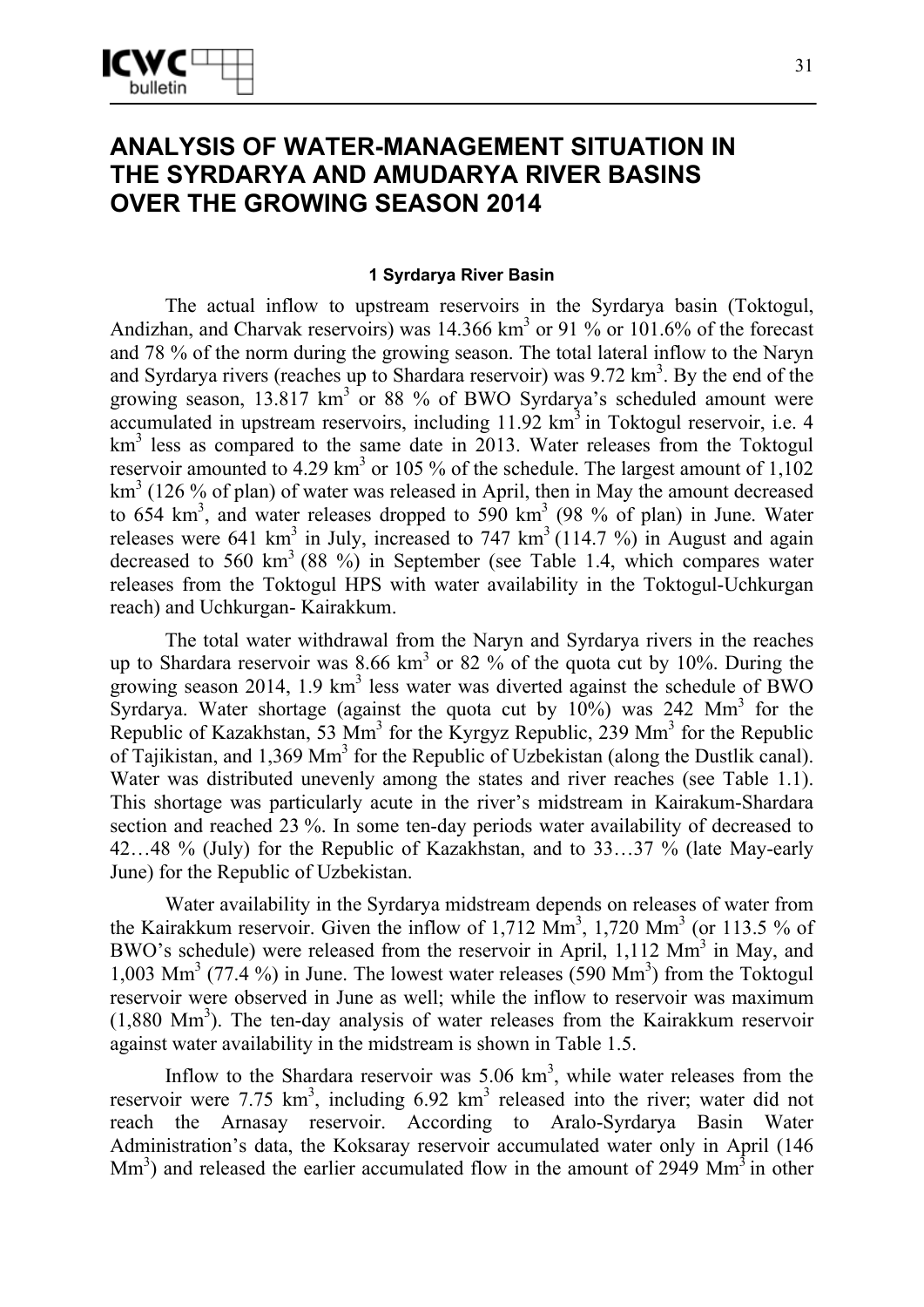# ANALYSIS OF WATER-MANAGEMENT SITUATION IN THE SYRDARYA AND AMUDARYA RIVER BASINS OVER THE GROWING SEASON 2014

## 1 Syrdarya River Basin

The actual inflow to upstream reservoirs in the Syrdarya basin (Toktogul, Andizhan, and Charvak reservoirs) was 14.366 km$^3$ or 91 % or 101.6% of the forecast and 78 % of the norm during the growing season. The total lateral inflow to the Naryn and Syrdarya rivers (reaches up to Shardara reservoir) was 9.72 km$^3$. By the end of the growing season, 13.817 km$^3$ or 88 % of BWO Syrdarya's scheduled amount were accumulated in upstream reservoirs, including 11.92 km$^3$ in Toktogul reservoir, i.e. 4 km$^3$ less as compared to the same date in 2013. Water releases from the Toktogul reservoir amounted to 4.29 km$^3$ or 105 % of the schedule. The largest amount of 1,102 km$^3$ (126 % of plan) of water was released in April, then in May the amount decreased to 654 km$^3$, and water releases dropped to 590 km$^3$ (98 % of plan) in June. Water releases were 641 km$^3$ in July, increased to 747 km$^3$ (114.7 %) in August and again decreased to 560 km$^3$ (88 %) in September (see Table 1.4, which compares water releases from the Toktogul HPS with water availability in the Toktogul-Uchkurgan reach) and Uchkurgan- Kairakkum.

The total water withdrawal from the Naryn and Syrdarya rivers in the reaches up to Shardara reservoir was 8.66 km$^3$ or 82 % of the quota cut by 10%. During the growing season 2014, 1.9 km$^3$ less water was diverted against the schedule of BWO Syrdarya. Water shortage (against the quota cut by 10%) was 242 Mm$^3$ for the Republic of Kazakhstan, 53 Mm$^3$ for the Kyrgyz Republic, 239 Mm$^3$ for the Republic of Tajikistan, and 1,369 Mm$^3$ for the Republic of Uzbekistan (along the Dustlik canal). Water was distributed unevenly among the states and river reaches (see Table 1.1). This shortage was particularly acute in the river's midstream in Kairakum-Shardara section and reached 23 %. In some ten-day periods water availability of decreased to 42…48 % (July) for the Republic of Kazakhstan, and to 33…37 % (late May-early June) for the Republic of Uzbekistan.

Water availability in the Syrdarya midstream depends on releases of water from the Kairakkum reservoir. Given the inflow of 1,712 Mm$^3$, 1,720 Mm$^3$ (or 113.5 % of BWO's schedule) were released from the reservoir in April, 1,112 Mm$^3$ in May, and 1,003 Mm$^3$ (77.4 %) in June. The lowest water releases (590 Mm$^3$) from the Toktogul reservoir were observed in June as well; while the inflow to reservoir was maximum (1,880 Mm$^3$). The ten-day analysis of water releases from the Kairakkum reservoir against water availability in the midstream is shown in Table 1.5.

Inflow to the Shardara reservoir was 5.06 km$^3$, while water releases from the reservoir were 7.75 km$^3$, including 6.92 km$^3$ released into the river; water did not reach the Arnasay reservoir. According to Aralo-Syrdarya Basin Water Administration's data, the Koksaray reservoir accumulated water only in April (146 Mm$^3$) and released the earlier accumulated flow in the amount of 2949 Mm$^3$ in other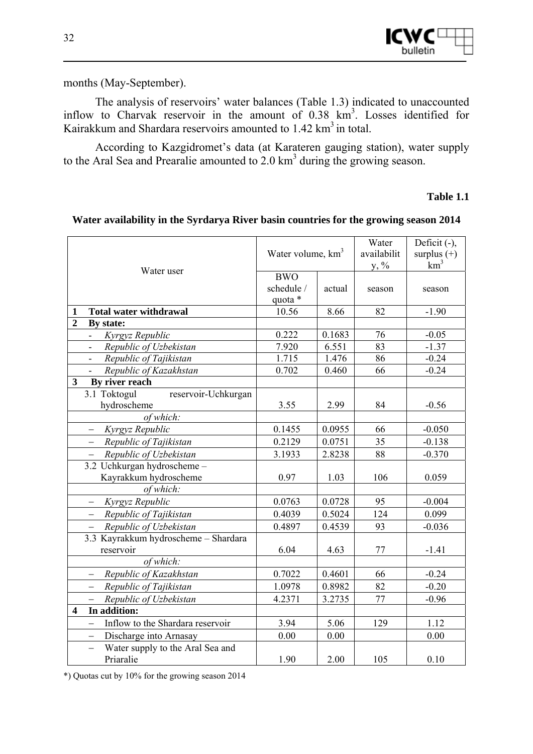months (May-September).

The analysis of reservoirs' water balances (Table 1.3) indicated to unaccounted inflow to Charvak reservoir in the amount of 0.38 $km^3$. Losses identified for Kairakkum and Shardara reservoirs amounted to 1.42 $km^3$ in total.

According to Kazgidromet's data (at Karateren gauging station), water supply to the Aral Sea and Prearalie amounted to 2.0 $km^3$ during the growing season.

**Table 1.1**

**Water availability in the Syrdarya River basin countries for the growing season 2014**

| Water user | Water volume, $km^3$ | | Water availability, % | Deficit (-), surplus (+) $km^3$ |
|---|---|---|---|---|
| | BWO schedule / quota * | actual | season | season |
| **1 Total water withdrawal** | 10.56 | 8.66 | 82 | -1.90 |
| **2 By state:** | | | | |
| - *Kyrgyz Republic* | 0.222 | 0.1683 | 76 | -0.05 |
| - *Republic of Uzbekistan* | 7.920 | 6.551 | 83 | -1.37 |
| - *Republic of Tajikistan* | 1.715 | 1.476 | 86 | -0.24 |
| - *Republic of Kazakhstan* | 0.702 | 0.460 | 66 | -0.24 |
| **3 By river reach** | | | | |
| 3.1 Toktogul reservoir-Uchkurgan hydroscheme | 3.55 | 2.99 | 84 | -0.56 |
| *of which:* | | | | |
| – *Kyrgyz Republic* | 0.1455 | 0.0955 | 66 | -0.050 |
| – *Republic of Tajikistan* | 0.2129 | 0.0751 | 35 | -0.138 |
| – *Republic of Uzbekistan* | 3.1933 | 2.8238 | 88 | -0.370 |
| 3.2 Uchkurgan hydroscheme – Kayrakkum hydroscheme | 0.97 | 1.03 | 106 | 0.059 |
| *of which:* | | | | |
| – *Kyrgyz Republic* | 0.0763 | 0.0728 | 95 | -0.004 |
| – *Republic of Tajikistan* | 0.4039 | 0.5024 | 124 | 0.099 |
| – *Republic of Uzbekistan* | 0.4897 | 0.4539 | 93 | -0.036 |
| 3.3 Kayrakkum hydroscheme – Shardara reservoir | 6.04 | 4.63 | 77 | -1.41 |
| *of which:* | | | | |
| – *Republic of Kazakhstan* | 0.7022 | 0.4601 | 66 | -0.24 |
| – *Republic of Tajikistan* | 1.0978 | 0.8982 | 82 | -0.20 |
| – *Republic of Uzbekistan* | 4.2371 | 3.2735 | 77 | -0.96 |
| **4 In addition:** | | | | |
| – Inflow to the Shardara reservoir | 3.94 | 5.06 | 129 | 1.12 |
| – Discharge into Arnasay | 0.00 | 0.00 | | 0.00 |
| – Water supply to the Aral Sea and Priaralie | 1.90 | 2.00 | 105 | 0.10 |

*) Quotas cut by 10% for the growing season 2014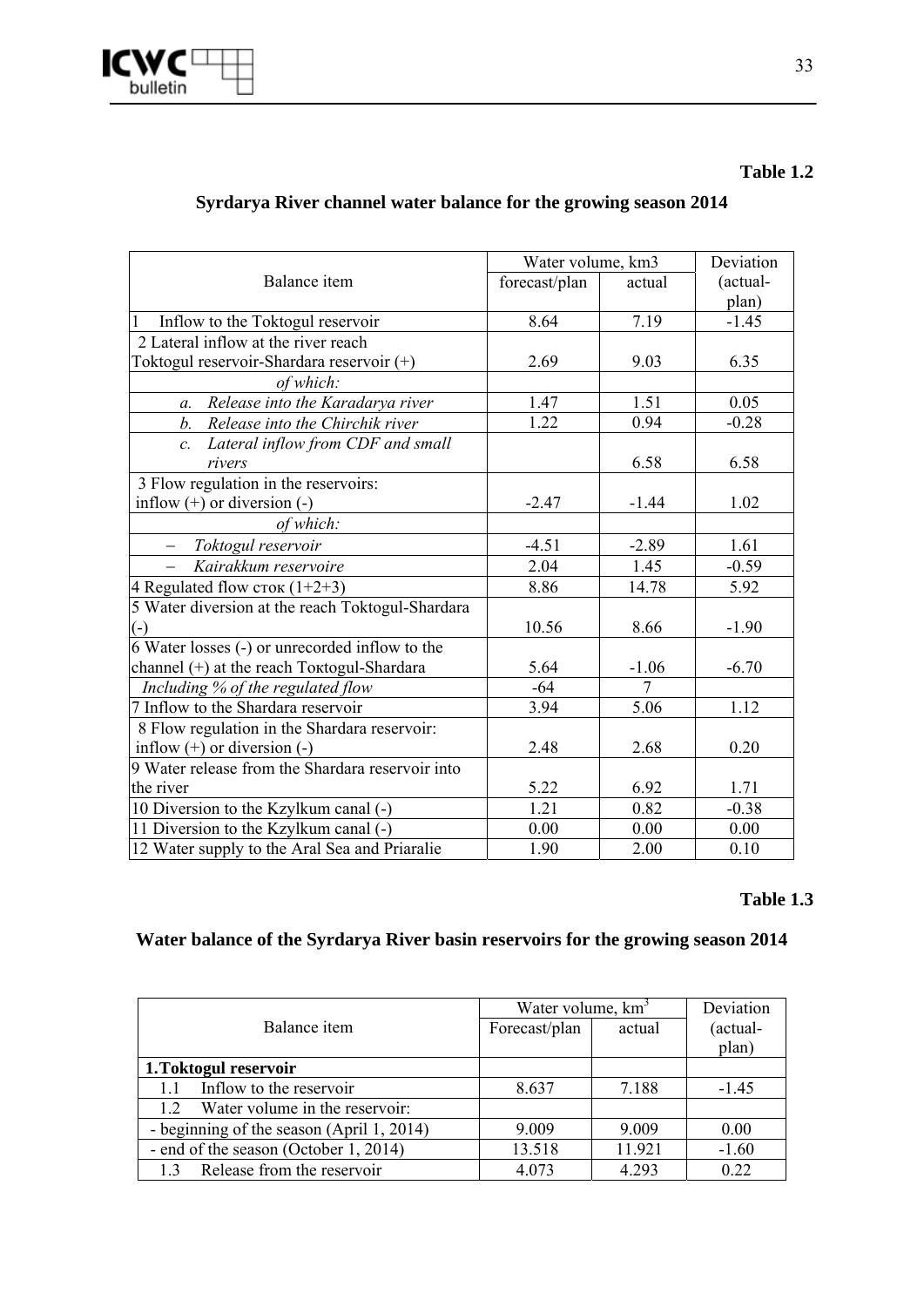**Table 1.2**

## Syrdarya River channel water balance for the growing season 2014

| Balance item | Water volume, km3 | | Deviation (actual-plan) |
|---|---|---|---|
| | forecast/plan | actual | |
| 1 Inflow to the Toktogul reservoir | 8.64 | 7.19 | -1.45 |
| 2 Lateral inflow at the river reach Toktogul reservoir-Shardara reservoir (+) | 2.69 | 9.03 | 6.35 |
| *of which:* | | | |
| *a. Release into the Karadarya river* | 1.47 | 1.51 | 0.05 |
| *b. Release into the Chirchik river* | 1.22 | 0.94 | -0.28 |
| *c. Lateral inflow from CDF and small rivers* | | 6.58 | 6.58 |
| 3 Flow regulation in the reservoirs: inflow (+) or diversion (-) | -2.47 | -1.44 | 1.02 |
| *of which:* | | | |
| – *Toktogul reservoir* | -4.51 | -2.89 | 1.61 |
| – *Kairakkum reservoire* | 2.04 | 1.45 | -0.59 |
| 4 Regulated flow сток (1+2+3) | 8.86 | 14.78 | 5.92 |
| 5 Water diversion at the reach Toktogul-Shardara (-) | 10.56 | 8.66 | -1.90 |
| 6 Water losses (-) or unrecorded inflow to the channel (+) at the reach Toктogul-Shardara | 5.64 | -1.06 | -6.70 |
| *Including % of the regulated flow* | -64 | 7 | |
| 7 Inflow to the Shardara reservoir | 3.94 | 5.06 | 1.12 |
| 8 Flow regulation in the Shardara reservoir: inflow (+) or diversion (-) | 2.48 | 2.68 | 0.20 |
| 9 Water release from the Shardara reservoir into the river | 5.22 | 6.92 | 1.71 |
| 10 Diversion to the Kzylkum canal (-) | 1.21 | 0.82 | -0.38 |
| 11 Diversion to the Kzylkum canal (-) | 0.00 | 0.00 | 0.00 |
| 12 Water supply to the Aral Sea and Priaralie | 1.90 | 2.00 | 0.10 |

**Table 1.3**

## Water balance of the Syrdarya River basin reservoirs for the growing season 2014

| Balance item | Water volume, km$^3$ | | Deviation (actual-plan) |
|---|---|---|---|
| | Forecast/plan | actual | |
| **1.Toktogul reservoir** | | | |
| 1.1 Inflow to the reservoir | 8.637 | 7.188 | -1.45 |
| 1.2 Water volume in the reservoir: | | | |
| - beginning of the season (April 1, 2014) | 9.009 | 9.009 | 0.00 |
| - end of the season (October 1, 2014) | 13.518 | 11.921 | -1.60 |
| 1.3 Release from the reservoir | 4.073 | 4.293 | 0.22 |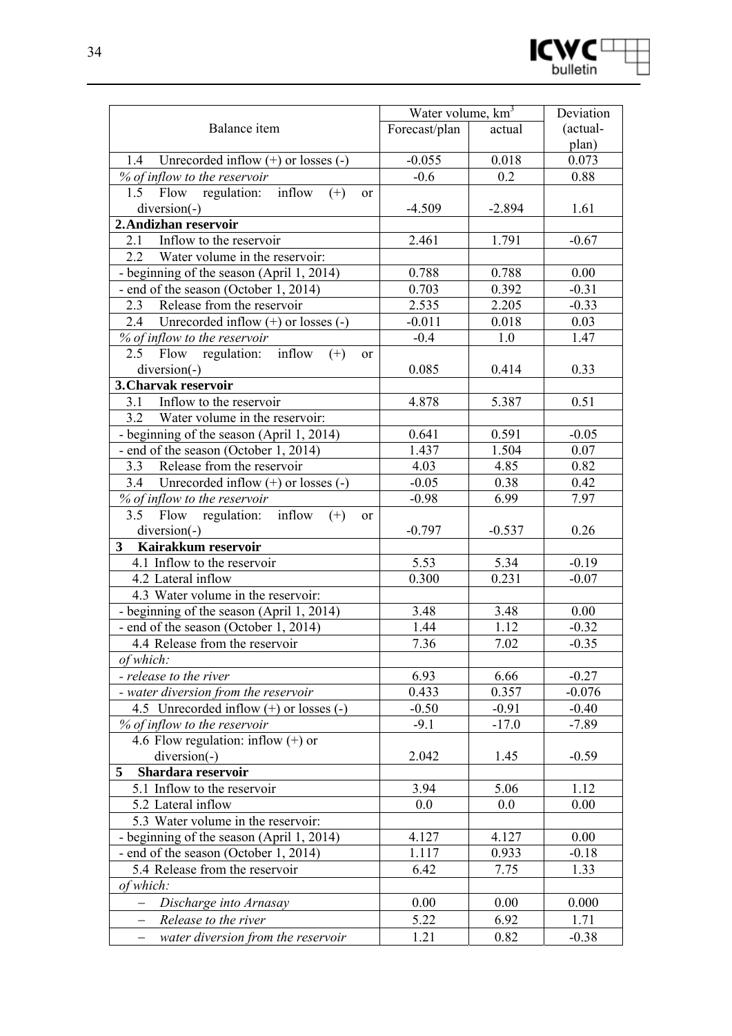| Balance item | Water volume, km$^3$ | | Deviation (actual-plan) |
|---|---|---|---|
| | Forecast/plan | actual | |
| 1.4 Unrecorded inflow (+) or losses (-) | -0.055 | 0.018 | 0.073 |
| *% of inflow to the reservoir* | -0.6 | 0.2 | 0.88 |
| 1.5 Flow regulation: inflow (+) or diversion(-) | -4.509 | -2.894 | 1.61 |
| **2. Andizhan reservoir** | | | |
| 2.1 Inflow to the reservoir | 2.461 | 1.791 | -0.67 |
| 2.2 Water volume in the reservoir: | | | |
| - beginning of the season (April 1, 2014) | 0.788 | 0.788 | 0.00 |
| - end of the season (October 1, 2014) | 0.703 | 0.392 | -0.31 |
| 2.3 Release from the reservoir | 2.535 | 2.205 | -0.33 |
| 2.4 Unrecorded inflow (+) or losses (-) | -0.011 | 0.018 | 0.03 |
| *% of inflow to the reservoir* | -0.4 | 1.0 | 1.47 |
| 2.5 Flow regulation: inflow (+) or diversion(-) | 0.085 | 0.414 | 0.33 |
| **3. Charvak reservoir** | | | |
| 3.1 Inflow to the reservoir | 4.878 | 5.387 | 0.51 |
| 3.2 Water volume in the reservoir: | | | |
| - beginning of the season (April 1, 2014) | 0.641 | 0.591 | -0.05 |
| - end of the season (October 1, 2014) | 1.437 | 1.504 | 0.07 |
| 3.3 Release from the reservoir | 4.03 | 4.85 | 0.82 |
| 3.4 Unrecorded inflow (+) or losses (-) | -0.05 | 0.38 | 0.42 |
| *% of inflow to the reservoir* | -0.98 | 6.99 | 7.97 |
| 3.5 Flow regulation: inflow (+) or diversion(-) | -0.797 | -0.537 | 0.26 |
| **3 Kairakkum reservoir** | | | |
| 4.1 Inflow to the reservoir | 5.53 | 5.34 | -0.19 |
| 4.2 Lateral inflow | 0.300 | 0.231 | -0.07 |
| 4.3 Water volume in the reservoir: | | | |
| - beginning of the season (April 1, 2014) | 3.48 | 3.48 | 0.00 |
| - end of the season (October 1, 2014) | 1.44 | 1.12 | -0.32 |
| 4.4 Release from the reservoir | 7.36 | 7.02 | -0.35 |
| *of which:* | | | |
| *- release to the river* | 6.93 | 6.66 | -0.27 |
| *- water diversion from the reservoir* | 0.433 | 0.357 | -0.076 |
| 4.5 Unrecorded inflow (+) or losses (-) | -0.50 | -0.91 | -0.40 |
| *% of inflow to the reservoir* | -9.1 | -17.0 | -7.89 |
| 4.6 Flow regulation: inflow (+) or diversion(-) | 2.042 | 1.45 | -0.59 |
| **5 Shardara reservoir** | | | |
| 5.1 Inflow to the reservoir | 3.94 | 5.06 | 1.12 |
| 5.2 Lateral inflow | 0.0 | 0.0 | 0.00 |
| 5.3 Water volume in the reservoir: | | | |
| - beginning of the season (April 1, 2014) | 4.127 | 4.127 | 0.00 |
| - end of the season (October 1, 2014) | 1.117 | 0.933 | -0.18 |
| 5.4 Release from the reservoir | 6.42 | 7.75 | 1.33 |
| *of which:* | | | |
| – *Discharge into Arnasay* | 0.00 | 0.00 | 0.000 |
| – *Release to the river* | 5.22 | 6.92 | 1.71 |
| – *water diversion from the reservoir* | 1.21 | 0.82 | -0.38 |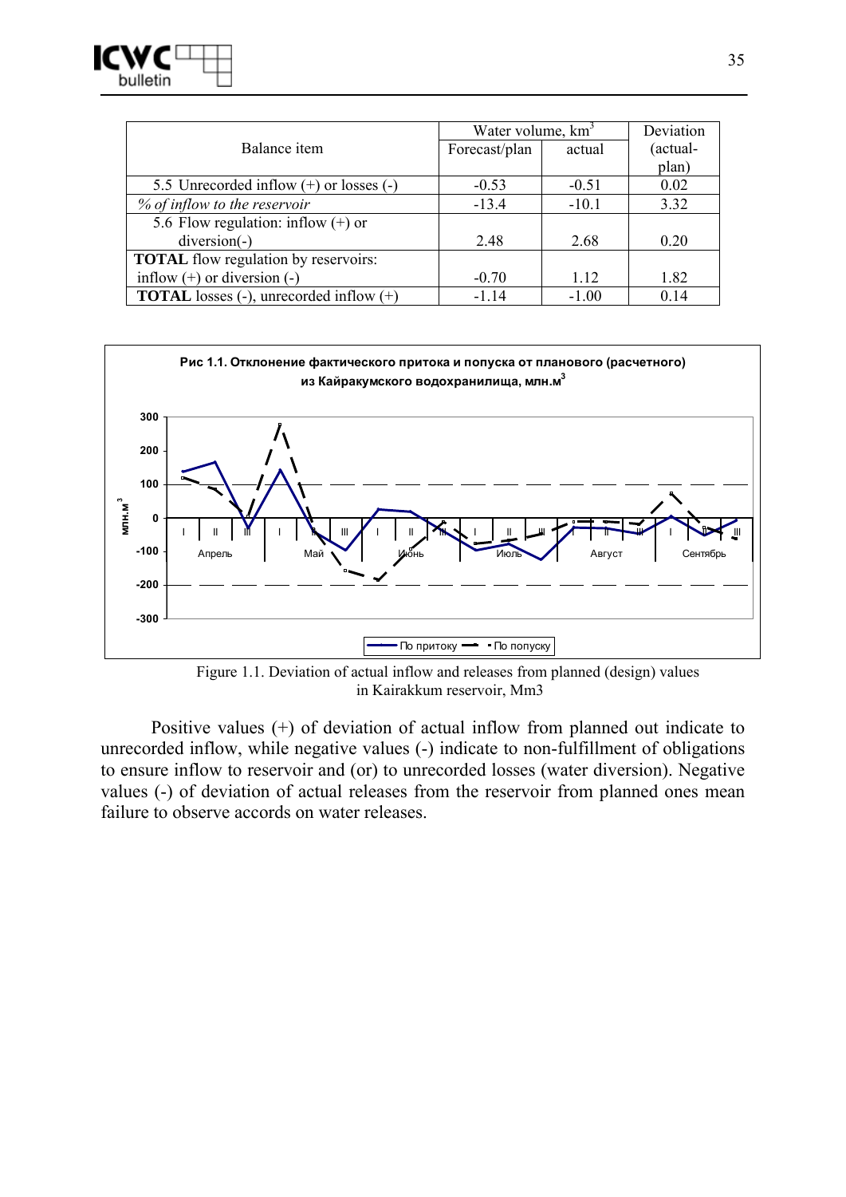| Balance item | Water volume, km$^3$ | | Deviation (actual-plan) |
|---|---|---|---|
| | Forecast/plan | actual | |
| 5.5 Unrecorded inflow (+) or losses (-) | -0.53 | -0.51 | 0.02 |
| *% of inflow to the reservoir* | -13.4 | -10.1 | 3.32 |
| 5.6 Flow regulation: inflow (+) or diversion(-) | 2.48 | 2.68 | 0.20 |
| **TOTAL** flow regulation by reservoirs: inflow (+) or diversion (-) | -0.70 | 1.12 | 1.82 |
| **TOTAL** losses (-), unrecorded inflow (+) | -1.14 | -1.00 | 0.14 |

**Рис 1.1. Отклонение фактического притока и попуска от планового (расчетного) из Кайракумского водохранилища, млн.м$^3$**

Figure 1.1. Deviation of actual inflow and releases from planned (design) values in Kairakkum reservoir, Mm3

Positive values (+) of deviation of actual inflow from planned out indicate to unrecorded inflow, while negative values (-) indicate to non-fulfillment of obligations to ensure inflow to reservoir and (or) to unrecorded losses (water diversion). Negative values (-) of deviation of actual releases from the reservoir from planned ones mean failure to observe accords on water releases.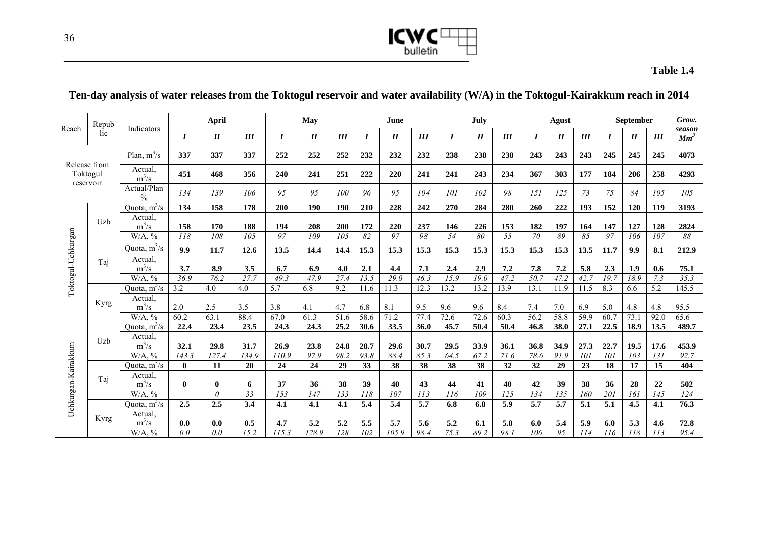**Table 1.4**

## Ten-day analysis of water releases from the Toktogul reservoir and water availability (W/A) in the Toktogul-Kairakkum reach in 2014

| Reach | Republic | Indicators | April | | | May | | | June | | | July | | | Agust | | | September | | | Grow. season $Mm^3$ |
|---|---|---|---|---|---|---|---|---|---|---|---|---|---|---|---|---|---|---|---|---|---|
| | | | I | II | III | I | II | III | I | II | III | I | II | III | I | II | III | I | II | III | |
| Release from Toktogul reservoir | | Plan, $m^3/s$ | 337 | 337 | 337 | 252 | 252 | 252 | 232 | 232 | 232 | 238 | 238 | 238 | 243 | 243 | 243 | 245 | 245 | 245 | 4073 |
| | | Actual, $m^3/s$ | 451 | 468 | 356 | 240 | 241 | 251 | 222 | 220 | 241 | 241 | 243 | 234 | 367 | 303 | 177 | 184 | 206 | 258 | 4293 |
| | | Actual/Plan % | 134 | 139 | 106 | 95 | 95 | 100 | 96 | 95 | 104 | 101 | 102 | 98 | 151 | 125 | 73 | 75 | 84 | 105 | 105 |
| Toktogul-Uchkurgan | Uzb | Quota, $m^3/s$ | 134 | 158 | 178 | 200 | 190 | 190 | 210 | 228 | 242 | 270 | 284 | 280 | 260 | 222 | 193 | 152 | 120 | 119 | 3193 |
| | | Actual, $m^3/s$ | 158 | 170 | 188 | 194 | 208 | 200 | 172 | 220 | 237 | 146 | 226 | 153 | 182 | 197 | 164 | 147 | 127 | 128 | 2824 |
| | | W/A, % | 118 | 108 | 105 | 97 | 109 | 105 | 82 | 97 | 98 | 54 | 80 | 55 | 70 | 89 | 85 | 97 | 106 | 107 | 88 |
| | Taj | Quota, $m^3/s$ | 9.9 | 11.7 | 12.6 | 13.5 | 14.4 | 14.4 | 15.3 | 15.3 | 15.3 | 15.3 | 15.3 | 15.3 | 15.3 | 15.3 | 13.5 | 11.7 | 9.9 | 8.1 | 212.9 |
| | | Actual, $m^3/s$ | 3.7 | 8.9 | 3.5 | 6.7 | 6.9 | 4.0 | 2.1 | 4.4 | 7.1 | 2.4 | 2.9 | 7.2 | 7.8 | 7.2 | 5.8 | 2.3 | 1.9 | 0.6 | 75.1 |
| | | W/A, % | 36.9 | 76.2 | 27.7 | 49.3 | 47.9 | 27.4 | 13.5 | 29.0 | 46.3 | 15.9 | 19.0 | 47.2 | 50.7 | 47.2 | 42.7 | 19.7 | 18.9 | 7.3 | 35.3 |
| | Kyrg | Quota, $m^3/s$ | 3.2 | 4.0 | 4.0 | 5.7 | 6.8 | 9.2 | 11.6 | 11.3 | 12.3 | 13.2 | 13.2 | 13.9 | 13.1 | 11.9 | 11.5 | 8.3 | 6.6 | 5.2 | 145.5 |
| | | Actual, $m^3/s$ | 2.0 | 2.5 | 3.5 | 3.8 | 4.1 | 4.7 | 6.8 | 8.1 | 9.5 | 9.6 | 9.6 | 8.4 | 7.4 | 7.0 | 6.9 | 5.0 | 4.8 | 4.8 | 95.5 |
| | | W/A, % | 60.2 | 63.1 | 88.4 | 67.0 | 61.3 | 51.6 | 58.6 | 71.2 | 77.4 | 72.6 | 72.6 | 60.3 | 56.2 | 58.8 | 59.9 | 60.7 | 73.1 | 92.0 | 65.6 |
| Uchkurgan-Kairakkum | Uzb | Quota, $m^3/s$ | 22.4 | 23.4 | 23.5 | 24.3 | 24.3 | 25.2 | 30.6 | 33.5 | 36.0 | 45.7 | 50.4 | 50.4 | 46.8 | 38.0 | 27.1 | 22.5 | 18.9 | 13.5 | 489.7 |
| | | Actual, $m^3/s$ | 32.1 | 29.8 | 31.7 | 26.9 | 23.8 | 24.8 | 28.7 | 29.6 | 30.7 | 29.5 | 33.9 | 36.1 | 36.8 | 34.9 | 27.3 | 22.7 | 19.5 | 17.6 | 453.9 |
| | | W/A, % | 143.3 | 127.4 | 134.9 | 110.9 | 97.9 | 98.2 | 93.8 | 88.4 | 85.3 | 64.5 | 67.2 | 71.6 | 78.6 | 91.9 | 101 | 101 | 103 | 131 | 92.7 |
| | Taj | Quota, $m^3/s$ | 0 | 11 | 20 | 24 | 24 | 29 | 33 | 38 | 38 | 38 | 38 | 32 | 32 | 29 | 23 | 18 | 17 | 15 | 404 |
| | | Actual, $m^3/s$ | 0 | 0 | 6 | 37 | 36 | 38 | 39 | 40 | 43 | 44 | 41 | 40 | 42 | 39 | 38 | 36 | 28 | 22 | 502 |
| | | W/A, % | | 0 | 33 | 153 | 147 | 133 | 118 | 107 | 113 | 116 | 109 | 125 | 134 | 135 | 160 | 201 | 161 | 145 | 124 |
| | Kyrg | Quota, $m^3/s$ | 2.5 | 2.5 | 3.4 | 4.1 | 4.1 | 4.1 | 5.4 | 5.4 | 5.7 | 6.8 | 6.8 | 5.9 | 5.7 | 5.7 | 5.1 | 5.1 | 4.5 | 4.1 | 76.3 |
| | | Actual, $m^3/s$ | 0.0 | 0.0 | 0.5 | 4.7 | 5.2 | 5.2 | 5.5 | 5.7 | 5.6 | 5.2 | 6.1 | 5.8 | 6.0 | 5.4 | 5.9 | 6.0 | 5.3 | 4.6 | 72.8 |
| | | W/A, % | 0.0 | 0.0 | 15.2 | 115.3 | 128.9 | 128 | 102 | 105.9 | 98.4 | 75.3 | 89.2 | 98.1 | 106 | 95 | 114 | 116 | 118 | 113 | 95.4 |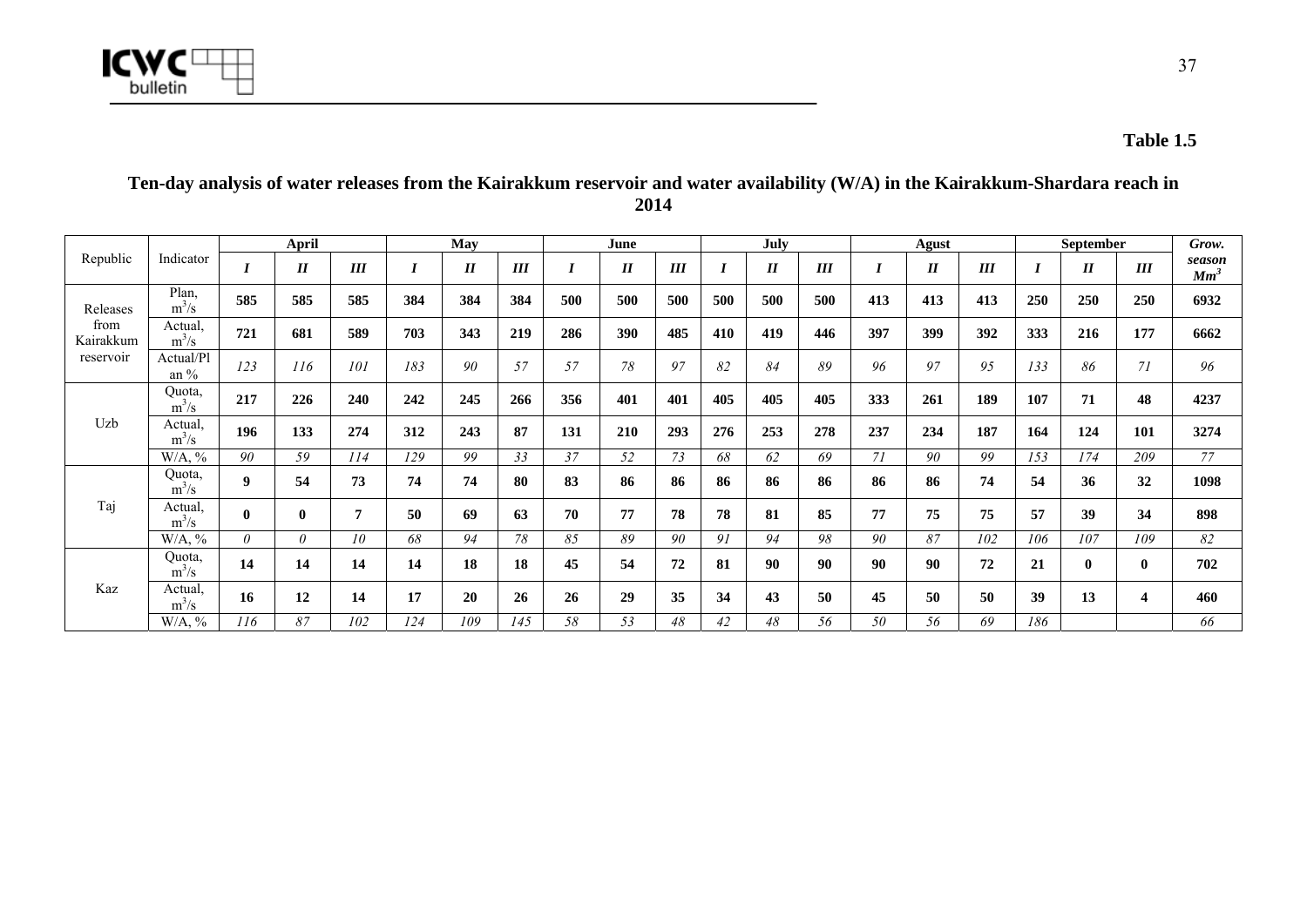**Table 1.5**

**Ten-day analysis of water releases from the Kairakkum reservoir and water availability (W/A) in the Kairakkum-Shardara reach in 2014**

| Republic | Indicator | April | | | May | | | June | | | July | | | Agust | | | September | | | Grow. season $Mm^3$ |
|---|---|---|---|---|---|---|---|---|---|---|---|---|---|---|---|---|---|---|---|---|
| | | *I* | *II* | *III* | *I* | *II* | *III* | *I* | *II* | *III* | *I* | *II* | *III* | *I* | *II* | *III* | *I* | *II* | *III* | |
| Releases from Kairakkum reservoir | Plan, $m^3/s$ | **585** | **585** | **585** | **384** | **384** | **384** | **500** | **500** | **500** | **500** | **500** | **500** | **413** | **413** | **413** | **250** | **250** | **250** | **6932** |
| | Actual, $m^3/s$ | **721** | **681** | **589** | **703** | **343** | **219** | **286** | **390** | **485** | **410** | **419** | **446** | **397** | **399** | **392** | **333** | **216** | **177** | **6662** |
| | Actual/Plan % | *123* | *116* | *101* | *183* | *90* | *57* | *57* | *78* | *97* | *82* | *84* | *89* | *96* | *97* | *95* | *133* | *86* | *71* | *96* |
| Uzb | Quota, $m^3/s$ | **217** | **226** | **240** | **242** | **245** | **266** | **356** | **401** | **401** | **405** | **405** | **405** | **333** | **261** | **189** | **107** | **71** | **48** | **4237** |
| | Actual, $m^3/s$ | **196** | **133** | **274** | **312** | **243** | **87** | **131** | **210** | **293** | **276** | **253** | **278** | **237** | **234** | **187** | **164** | **124** | **101** | **3274** |
| | W/A, % | *90* | *59* | *114* | *129* | *99* | *33* | *37* | *52* | *73* | *68* | *62* | *69* | *71* | *90* | *99* | *153* | *174* | *209* | *77* |
| Taj | Quota, $m^3/s$ | **9** | **54** | **73** | **74** | **74** | **80** | **83** | **86** | **86** | **86** | **86** | **86** | **86** | **86** | **74** | **54** | **36** | **32** | **1098** |
| | Actual, $m^3/s$ | **0** | **0** | **7** | **50** | **69** | **63** | **70** | **77** | **78** | **78** | **81** | **85** | **77** | **75** | **75** | **57** | **39** | **34** | **898** |
| | W/A, % | *0* | *0* | *10* | *68* | *94* | *78* | *85* | *89* | *90* | *91* | *94* | *98* | *90* | *87* | *102* | *106* | *107* | *109* | *82* |
| Kaz | Quota, $m^3/s$ | **14** | **14** | **14** | **14** | **18** | **18** | **45** | **54** | **72** | **81** | **90** | **90** | **90** | **90** | **72** | **21** | **0** | **0** | **702** |
| | Actual, $m^3/s$ | **16** | **12** | **14** | **17** | **20** | **26** | **26** | **29** | **35** | **34** | **43** | **50** | **45** | **50** | **50** | **39** | **13** | **4** | **460** |
| | W/A, % | *116* | *87* | *102* | *124* | *109* | *145* | *58* | *53* | *48* | *42* | *48* | *56* | *50* | *56* | *69* | *186* | | | *66* |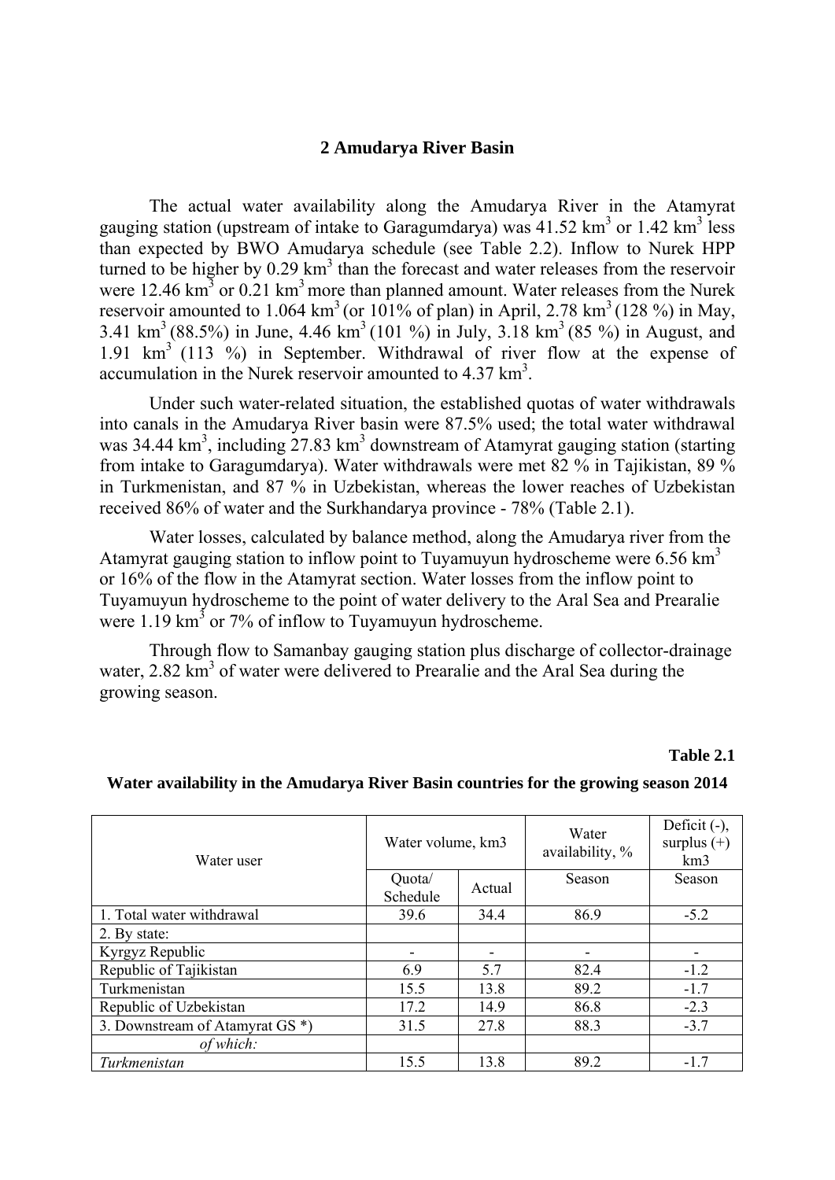## 2 Amudarya River Basin

The actual water availability along the Amudarya River in the Atamyrat gauging station (upstream of intake to Garagumdarya) was 41.52 km$^3$ or 1.42 km$^3$ less than expected by BWO Amudarya schedule (see Table 2.2). Inflow to Nurek HPP turned to be higher by 0.29 km$^3$ than the forecast and water releases from the reservoir were 12.46 km$^3$ or 0.21 km$^3$ more than planned amount. Water releases from the Nurek reservoir amounted to 1.064 km$^3$ (or 101% of plan) in April, 2.78 km$^3$ (128 %) in May, 3.41 km$^3$ (88.5%) in June, 4.46 km$^3$ (101 %) in July, 3.18 km$^3$ (85 %) in August, and 1.91 km$^3$ (113 %) in September. Withdrawal of river flow at the expense of accumulation in the Nurek reservoir amounted to 4.37 km$^3$.

Under such water-related situation, the established quotas of water withdrawals into canals in the Amudarya River basin were 87.5% used; the total water withdrawal was 34.44 km$^3$, including 27.83 km$^3$ downstream of Atamyrat gauging station (starting from intake to Garagumdarya). Water withdrawals were met 82 % in Tajikistan, 89 % in Turkmenistan, and 87 % in Uzbekistan, whereas the lower reaches of Uzbekistan received 86% of water and the Surkhandarya province - 78% (Table 2.1).

Water losses, calculated by balance method, along the Amudarya river from the Atamyrat gauging station to inflow point to Tuyamuyun hydroscheme were 6.56 km$^3$ or 16% of the flow in the Atamyrat section. Water losses from the inflow point to Tuyamuyun hydroscheme to the point of water delivery to the Aral Sea and Prearalie were 1.19 km$^3$ or 7% of inflow to Tuyamuyun hydroscheme.

Through flow to Samanbay gauging station plus discharge of collector-drainage water, 2.82 km$^3$ of water were delivered to Prearalie and the Aral Sea during the growing season.

**Table 2.1**

**Water availability in the Amudarya River Basin countries for the growing season 2014**

| Water user | Water volume, km3 | | Water availability, % | Deficit (-), surplus (+) km3 |
|---|---|---|---|---|
| | Quota/ Schedule | Actual | Season | Season |
| 1. Total water withdrawal | 39.6 | 34.4 | 86.9 | -5.2 |
| 2. By state: | | | | |
| Kyrgyz Republic | - | - | - | - |
| Republic of Tajikistan | 6.9 | 5.7 | 82.4 | -1.2 |
| Turkmenistan | 15.5 | 13.8 | 89.2 | -1.7 |
| Republic of Uzbekistan | 17.2 | 14.9 | 86.8 | -2.3 |
| 3. Downstream of Atamyrat GS *) | 31.5 | 27.8 | 88.3 | -3.7 |
| *of which:* | | | | |
| *Turkmenistan* | 15.5 | 13.8 | 89.2 | -1.7 |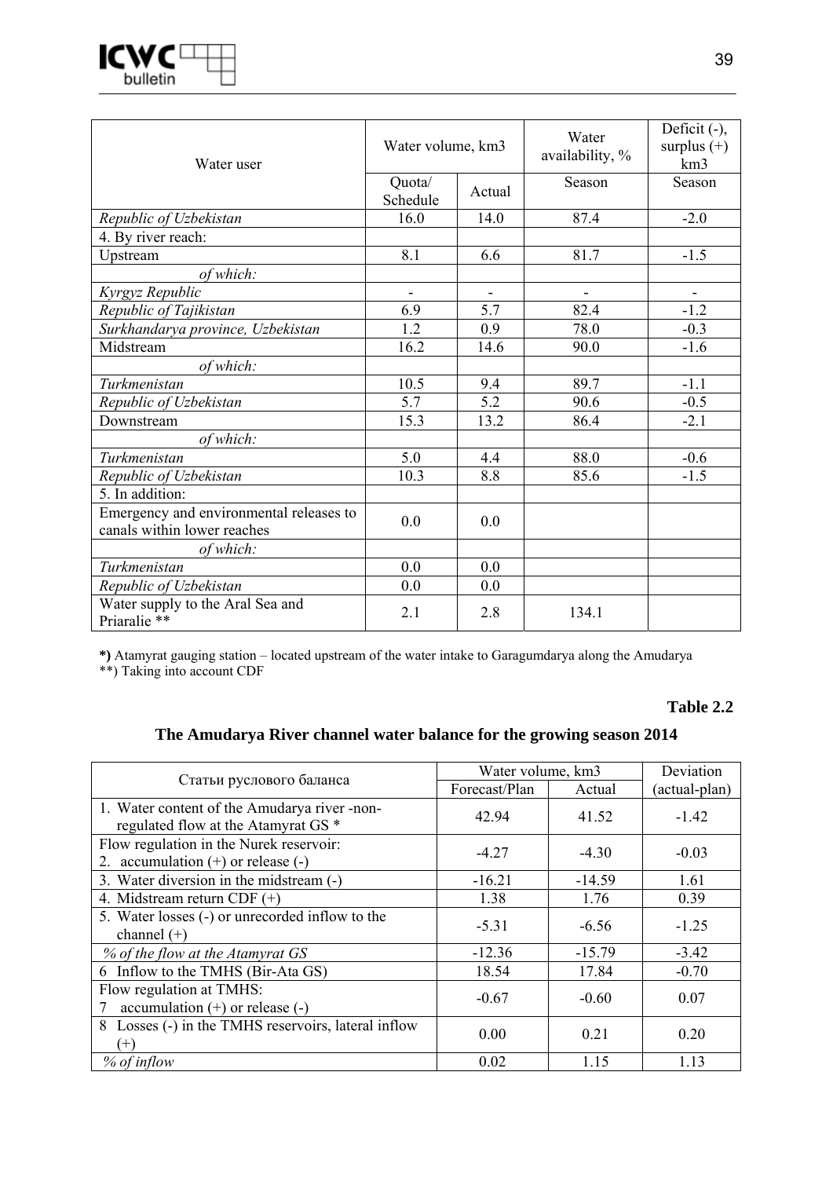| Water user | Water volume, km3 | | Water availability, % | Deficit (-), surplus (+) km3 |
|---|---|---|---|---|
| | Quota/ Schedule | Actual | Season | Season |
| *Republic of Uzbekistan* | 16.0 | 14.0 | 87.4 | -2.0 |
| 4. By river reach: | | | | |
| Upstream | 8.1 | 6.6 | 81.7 | -1.5 |
| *of which:* | | | | |
| *Kyrgyz Republic* | - | - | - | - |
| *Republic of Tajikistan* | 6.9 | 5.7 | 82.4 | -1.2 |
| *Surkhandarya province, Uzbekistan* | 1.2 | 0.9 | 78.0 | -0.3 |
| Midstream | 16.2 | 14.6 | 90.0 | -1.6 |
| *of which:* | | | | |
| *Turkmenistan* | 10.5 | 9.4 | 89.7 | -1.1 |
| *Republic of Uzbekistan* | 5.7 | 5.2 | 90.6 | -0.5 |
| Downstream | 15.3 | 13.2 | 86.4 | -2.1 |
| *of which:* | | | | |
| *Turkmenistan* | 5.0 | 4.4 | 88.0 | -0.6 |
| *Republic of Uzbekistan* | 10.3 | 8.8 | 85.6 | -1.5 |
| 5. In addition: | | | | |
| Emergency and environmental releases to canals within lower reaches | 0.0 | 0.0 | | |
| *of which:* | | | | |
| *Turkmenistan* | 0.0 | 0.0 | | |
| *Republic of Uzbekistan* | 0.0 | 0.0 | | |
| Water supply to the Aral Sea and Priaralie ** | 2.1 | 2.8 | 134.1 | |

**\*)** Atamyrat gauging station – located upstream of the water intake to Garagumdarya along the Amudarya
**) Taking into account CDF

**Table 2.2**

## The Amudarya River channel water balance for the growing season 2014

| Статьи руслового баланса | Water volume, km3 | | Deviation (actual-plan) |
|---|---|---|---|
| | Forecast/Plan | Actual | |
| 1. Water content of the Amudarya river -non-regulated flow at the Atamyrat GS * | 42.94 | 41.52 | -1.42 |
| Flow regulation in the Nurek reservoir: 2. accumulation (+) or release (-) | -4.27 | -4.30 | -0.03 |
| 3. Water diversion in the midstream (-) | -16.21 | -14.59 | 1.61 |
| 4. Midstream return CDF (+) | 1.38 | 1.76 | 0.39 |
| 5. Water losses (-) or unrecorded inflow to the channel (+) | -5.31 | -6.56 | -1.25 |
| *% of the flow at the Atamyrat GS* | -12.36 | -15.79 | -3.42 |
| 6 Inflow to the TMHS (Bir-Ata GS) | 18.54 | 17.84 | -0.70 |
| Flow regulation at TMHS: 7 accumulation (+) or release (-) | -0.67 | -0.60 | 0.07 |
| 8 Losses (-) in the TMHS reservoirs, lateral inflow (+) | 0.00 | 0.21 | 0.20 |
| *% of inflow* | 0.02 | 1.15 | 1.13 |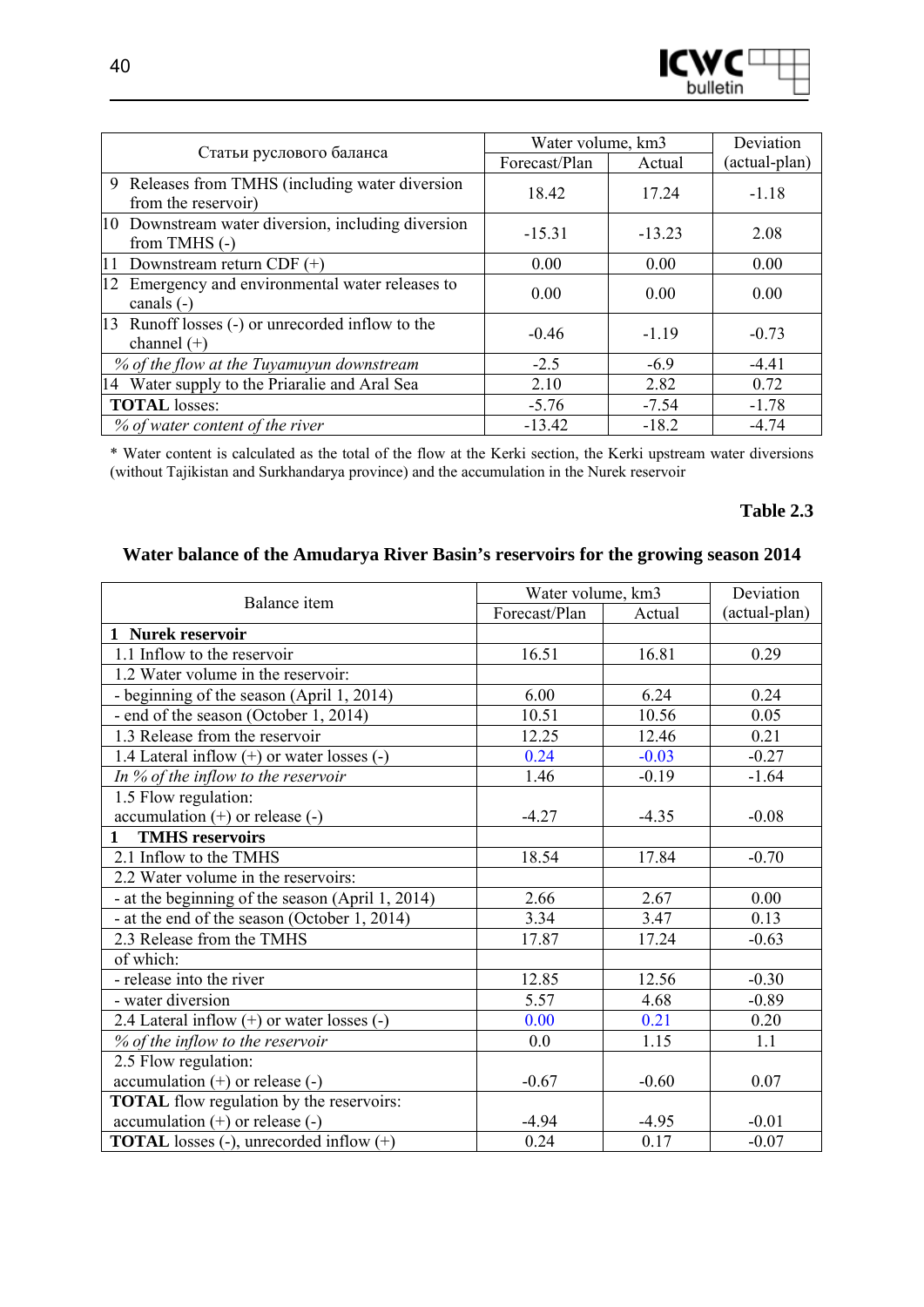| Статьи руслового баланса | Water volume, km3 | | Deviation (actual-plan) |
|---|---|---|---|
| | Forecast/Plan | Actual | |
| 9 Releases from TMHS (including water diversion from the reservoir) | 18.42 | 17.24 | -1.18 |
| 10 Downstream water diversion, including diversion from TMHS (-) | -15.31 | -13.23 | 2.08 |
| 11 Downstream return CDF (+) | 0.00 | 0.00 | 0.00 |
| 12 Emergency and environmental water releases to canals (-) | 0.00 | 0.00 | 0.00 |
| 13 Runoff losses (-) or unrecorded inflow to the channel (+) | -0.46 | -1.19 | -0.73 |
| *% of the flow at the Tuyamuyun downstream* | -2.5 | -6.9 | -4.41 |
| 14 Water supply to the Priaralie and Aral Sea | 2.10 | 2.82 | 0.72 |
| **TOTAL** losses: | -5.76 | -7.54 | -1.78 |
| *% of water content of the river* | -13.42 | -18.2 | -4.74 |

* Water content is calculated as the total of the flow at the Kerki section, the Kerki upstream water diversions (without Tajikistan and Surkhandarya province) and the accumulation in the Nurek reservoir

**Table 2.3**

### Water balance of the Amudarya River Basin's reservoirs for the growing season 2014

| Balance item | Water volume, km3 | | Deviation (actual-plan) |
|---|---|---|---|
| | Forecast/Plan | Actual | |
| **1 Nurek reservoir** | | | |
| 1.1 Inflow to the reservoir | 16.51 | 16.81 | 0.29 |
| 1.2 Water volume in the reservoir: | | | |
| - beginning of the season (April 1, 2014) | 6.00 | 6.24 | 0.24 |
| - end of the season (October 1, 2014) | 10.51 | 10.56 | 0.05 |
| 1.3 Release from the reservoir | 12.25 | 12.46 | 0.21 |
| 1.4 Lateral inflow (+) or water losses (-) | 0.24 | -0.03 | -0.27 |
| *In % of the inflow to the reservoir* | 1.46 | -0.19 | -1.64 |
| 1.5 Flow regulation: accumulation (+) or release (-) | -4.27 | -4.35 | -0.08 |
| **1 TMHS reservoirs** | | | |
| 2.1 Inflow to the TMHS | 18.54 | 17.84 | -0.70 |
| 2.2 Water volume in the reservoirs: | | | |
| - at the beginning of the season (April 1, 2014) | 2.66 | 2.67 | 0.00 |
| - at the end of the season (October 1, 2014) | 3.34 | 3.47 | 0.13 |
| 2.3 Release from the TMHS | 17.87 | 17.24 | -0.63 |
| of which: | | | |
| - release into the river | 12.85 | 12.56 | -0.30 |
| - water diversion | 5.57 | 4.68 | -0.89 |
| 2.4 Lateral inflow (+) or water losses (-) | 0.00 | 0.21 | 0.20 |
| *% of the inflow to the reservoir* | 0.0 | 1.15 | 1.1 |
| 2.5 Flow regulation: accumulation (+) or release (-) | -0.67 | -0.60 | 0.07 |
| **TOTAL** flow regulation by the reservoirs: accumulation (+) or release (-) | -4.94 | -4.95 | -0.01 |
| **TOTAL** losses (-), unrecorded inflow (+) | 0.24 | 0.17 | -0.07 |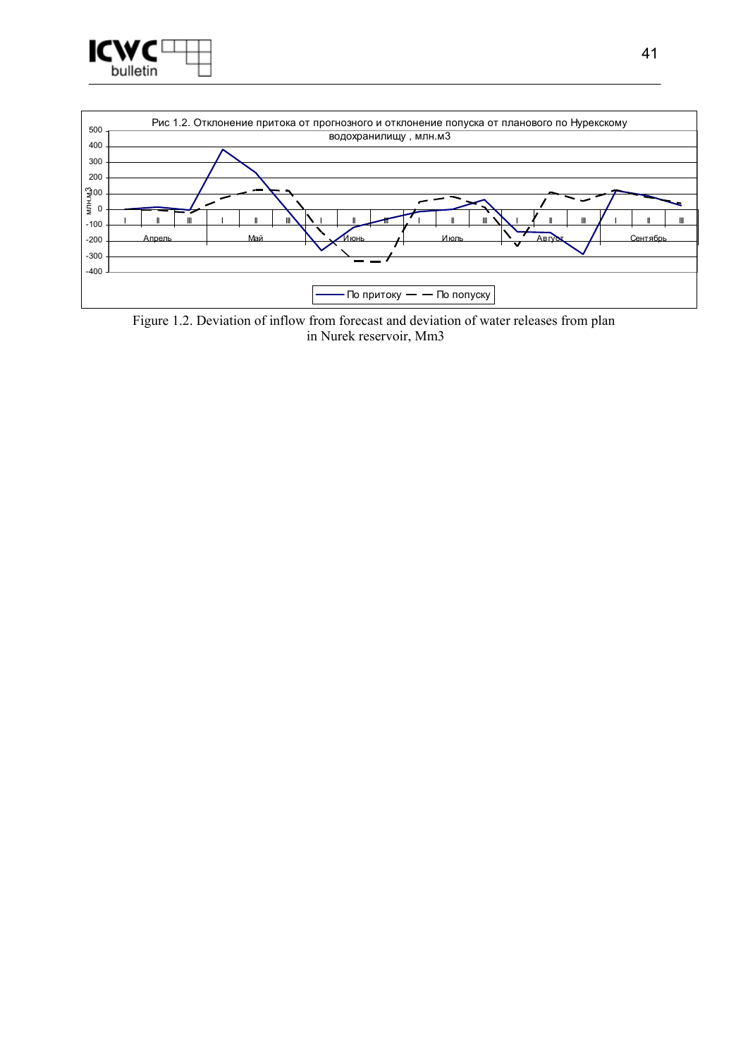Рис 1.2. Отклонение притока от прогнозного и отклонение попуска от планового по Нурекскому водохранилищу , млн.м3

Figure 1.2. Deviation of inflow from forecast and deviation of water releases from plan in Nurek reservoir, Mm3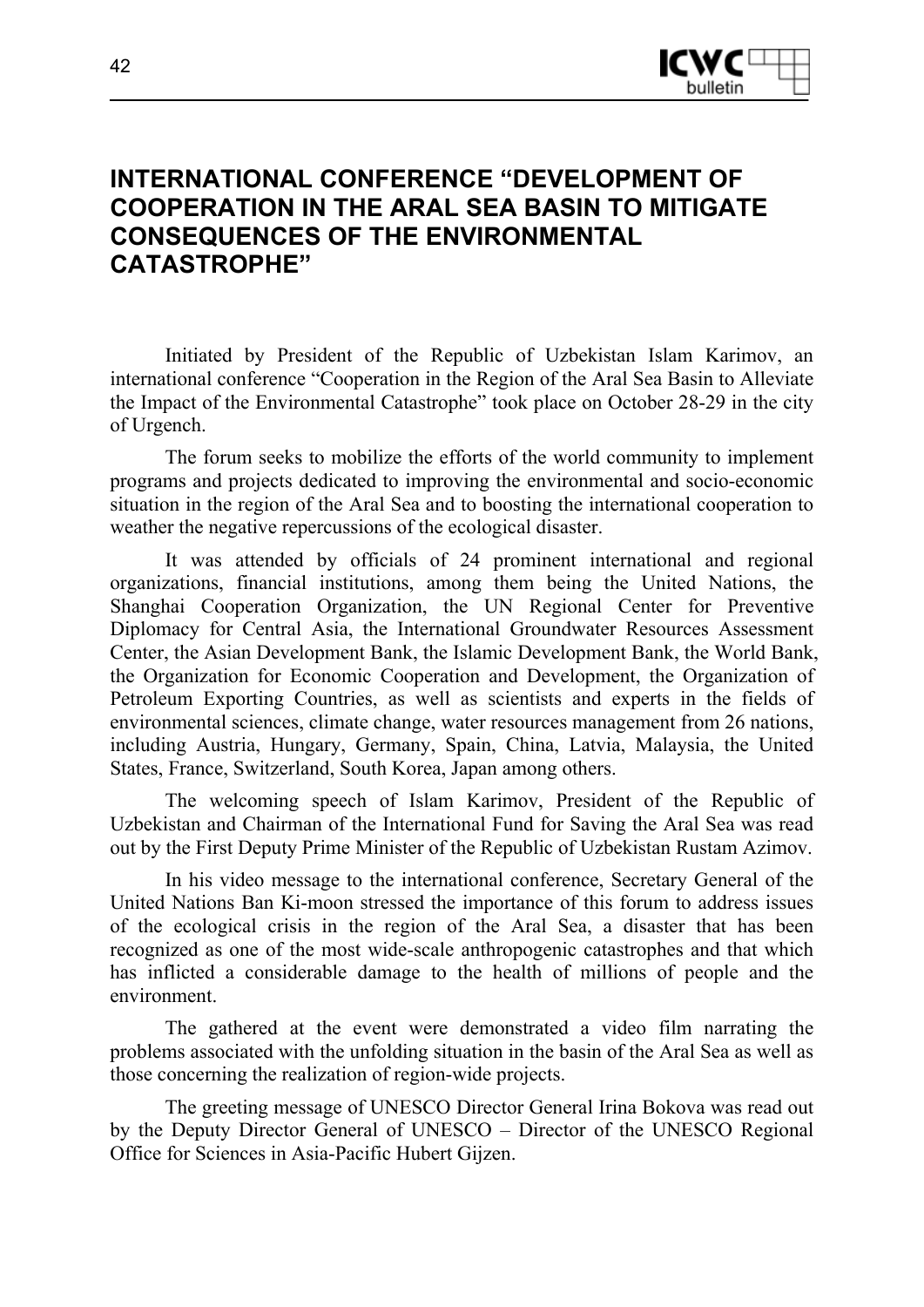# INTERNATIONAL CONFERENCE "DEVELOPMENT OF COOPERATION IN THE ARAL SEA BASIN TO MITIGATE CONSEQUENCES OF THE ENVIRONMENTAL CATASTROPHE"

Initiated by President of the Republic of Uzbekistan Islam Karimov, an international conference "Cooperation in the Region of the Aral Sea Basin to Alleviate the Impact of the Environmental Catastrophe" took place on October 28-29 in the city of Urgench.

The forum seeks to mobilize the efforts of the world community to implement programs and projects dedicated to improving the environmental and socio-economic situation in the region of the Aral Sea and to boosting the international cooperation to weather the negative repercussions of the ecological disaster.

It was attended by officials of 24 prominent international and regional organizations, financial institutions, among them being the United Nations, the Shanghai Cooperation Organization, the UN Regional Center for Preventive Diplomacy for Central Asia, the International Groundwater Resources Assessment Center, the Asian Development Bank, the Islamic Development Bank, the World Bank, the Organization for Economic Cooperation and Development, the Organization of Petroleum Exporting Countries, as well as scientists and experts in the fields of environmental sciences, climate change, water resources management from 26 nations, including Austria, Hungary, Germany, Spain, China, Latvia, Malaysia, the United States, France, Switzerland, South Korea, Japan among others.

The welcoming speech of Islam Karimov, President of the Republic of Uzbekistan and Chairman of the International Fund for Saving the Aral Sea was read out by the First Deputy Prime Minister of the Republic of Uzbekistan Rustam Azimov.

In his video message to the international conference, Secretary General of the United Nations Ban Ki-moon stressed the importance of this forum to address issues of the ecological crisis in the region of the Aral Sea, a disaster that has been recognized as one of the most wide-scale anthropogenic catastrophes and that which has inflicted a considerable damage to the health of millions of people and the environment.

The gathered at the event were demonstrated a video film narrating the problems associated with the unfolding situation in the basin of the Aral Sea as well as those concerning the realization of region-wide projects.

The greeting message of UNESCO Director General Irina Bokova was read out by the Deputy Director General of UNESCO – Director of the UNESCO Regional Office for Sciences in Asia-Pacific Hubert Gijzen.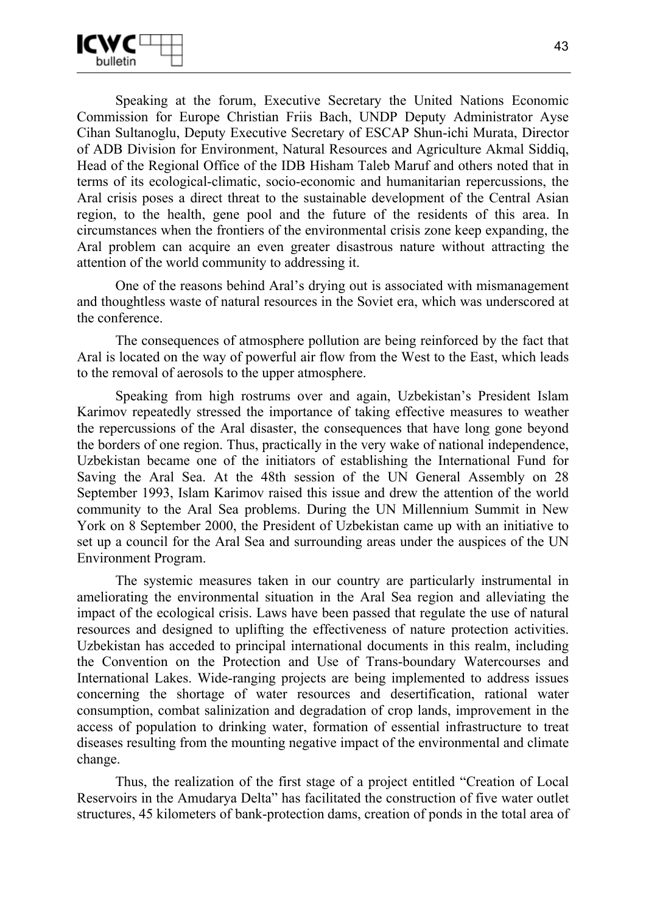Speaking at the forum, Executive Secretary the United Nations Economic Commission for Europe Christian Friis Bach, UNDP Deputy Administrator Ayse Cihan Sultanoglu, Deputy Executive Secretary of ESCAP Shun-ichi Murata, Director of ADB Division for Environment, Natural Resources and Agriculture Akmal Siddiq, Head of the Regional Office of the IDB Hisham Taleb Maruf and others noted that in terms of its ecological-climatic, socio-economic and humanitarian repercussions, the Aral crisis poses a direct threat to the sustainable development of the Central Asian region, to the health, gene pool and the future of the residents of this area. In circumstances when the frontiers of the environmental crisis zone keep expanding, the Aral problem can acquire an even greater disastrous nature without attracting the attention of the world community to addressing it.

One of the reasons behind Aral's drying out is associated with mismanagement and thoughtless waste of natural resources in the Soviet era, which was underscored at the conference.

The consequences of atmosphere pollution are being reinforced by the fact that Aral is located on the way of powerful air flow from the West to the East, which leads to the removal of aerosols to the upper atmosphere.

Speaking from high rostrums over and again, Uzbekistan's President Islam Karimov repeatedly stressed the importance of taking effective measures to weather the repercussions of the Aral disaster, the consequences that have long gone beyond the borders of one region. Thus, practically in the very wake of national independence, Uzbekistan became one of the initiators of establishing the International Fund for Saving the Aral Sea. At the 48th session of the UN General Assembly on 28 September 1993, Islam Karimov raised this issue and drew the attention of the world community to the Aral Sea problems. During the UN Millennium Summit in New York on 8 September 2000, the President of Uzbekistan came up with an initiative to set up a council for the Aral Sea and surrounding areas under the auspices of the UN Environment Program.

The systemic measures taken in our country are particularly instrumental in ameliorating the environmental situation in the Aral Sea region and alleviating the impact of the ecological crisis. Laws have been passed that regulate the use of natural resources and designed to uplifting the effectiveness of nature protection activities. Uzbekistan has acceded to principal international documents in this realm, including the Convention on the Protection and Use of Trans-boundary Watercourses and International Lakes. Wide-ranging projects are being implemented to address issues concerning the shortage of water resources and desertification, rational water consumption, combat salinization and degradation of crop lands, improvement in the access of population to drinking water, formation of essential infrastructure to treat diseases resulting from the mounting negative impact of the environmental and climate change.

Thus, the realization of the first stage of a project entitled "Creation of Local Reservoirs in the Amudarya Delta" has facilitated the construction of five water outlet structures, 45 kilometers of bank-protection dams, creation of ponds in the total area of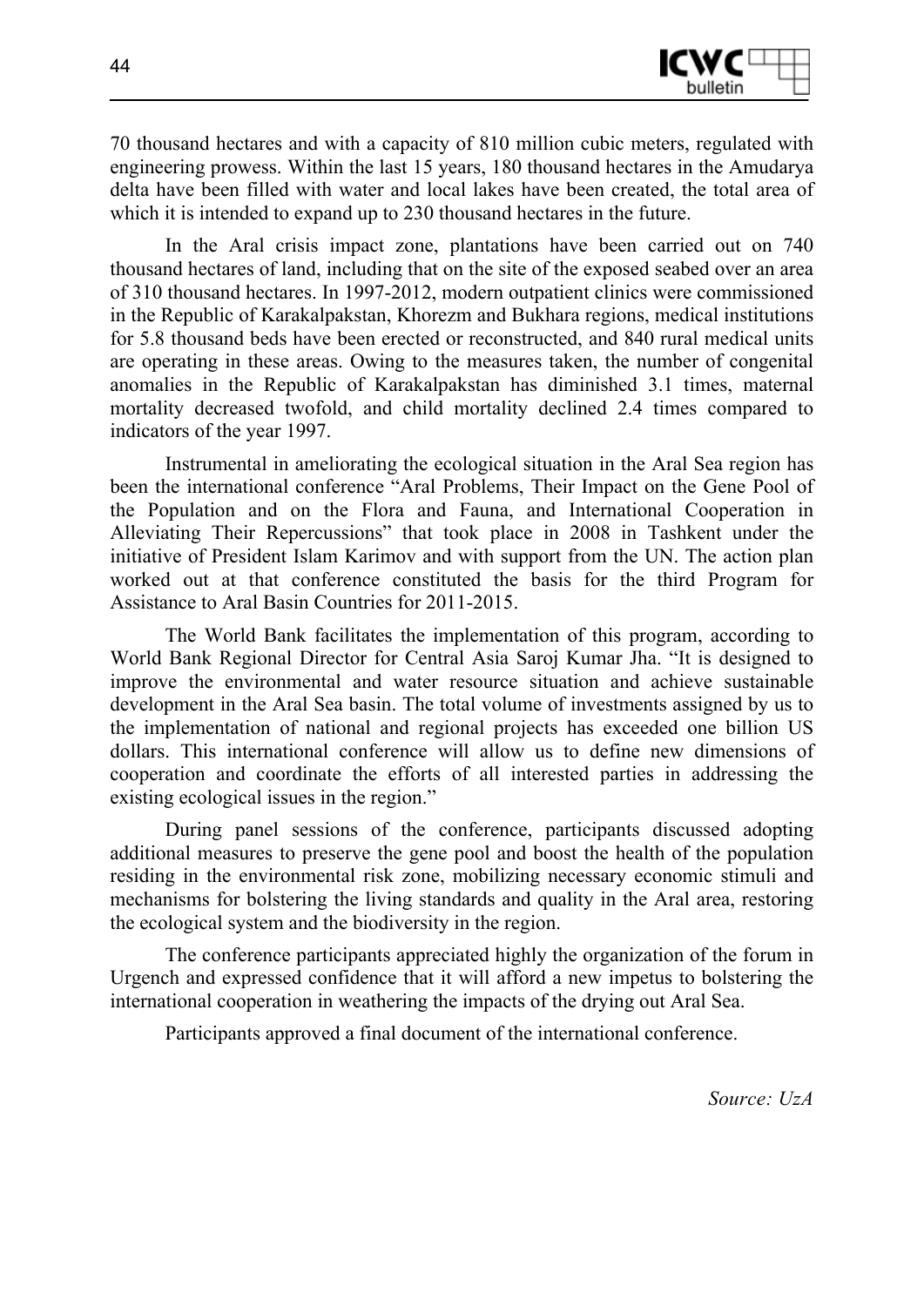70 thousand hectares and with a capacity of 810 million cubic meters, regulated with engineering prowess. Within the last 15 years, 180 thousand hectares in the Amudarya delta have been filled with water and local lakes have been created, the total area of which it is intended to expand up to 230 thousand hectares in the future.

In the Aral crisis impact zone, plantations have been carried out on 740 thousand hectares of land, including that on the site of the exposed seabed over an area of 310 thousand hectares. In 1997-2012, modern outpatient clinics were commissioned in the Republic of Karakalpakstan, Khorezm and Bukhara regions, medical institutions for 5.8 thousand beds have been erected or reconstructed, and 840 rural medical units are operating in these areas. Owing to the measures taken, the number of congenital anomalies in the Republic of Karakalpakstan has diminished 3.1 times, maternal mortality decreased twofold, and child mortality declined 2.4 times compared to indicators of the year 1997.

Instrumental in ameliorating the ecological situation in the Aral Sea region has been the international conference "Aral Problems, Their Impact on the Gene Pool of the Population and on the Flora and Fauna, and International Cooperation in Alleviating Their Repercussions" that took place in 2008 in Tashkent under the initiative of President Islam Karimov and with support from the UN. The action plan worked out at that conference constituted the basis for the third Program for Assistance to Aral Basin Countries for 2011-2015.

The World Bank facilitates the implementation of this program, according to World Bank Regional Director for Central Asia Saroj Kumar Jha. "It is designed to improve the environmental and water resource situation and achieve sustainable development in the Aral Sea basin. The total volume of investments assigned by us to the implementation of national and regional projects has exceeded one billion US dollars. This international conference will allow us to define new dimensions of cooperation and coordinate the efforts of all interested parties in addressing the existing ecological issues in the region."

During panel sessions of the conference, participants discussed adopting additional measures to preserve the gene pool and boost the health of the population residing in the environmental risk zone, mobilizing necessary economic stimuli and mechanisms for bolstering the living standards and quality in the Aral area, restoring the ecological system and the biodiversity in the region.

The conference participants appreciated highly the organization of the forum in Urgench and expressed confidence that it will afford a new impetus to bolstering the international cooperation in weathering the impacts of the drying out Aral Sea.

Participants approved a final document of the international conference.

*Source: UzA*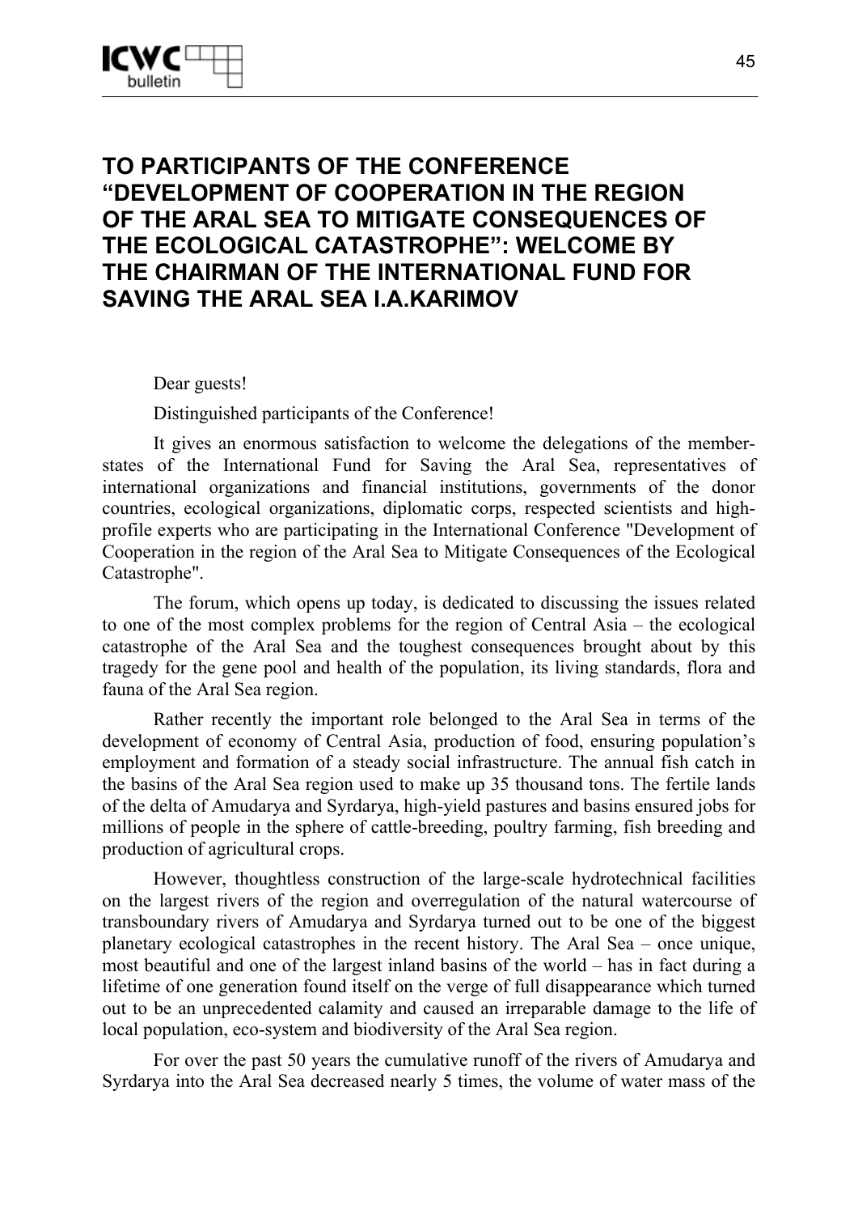# TO PARTICIPANTS OF THE CONFERENCE "DEVELOPMENT OF COOPERATION IN THE REGION OF THE ARAL SEA TO MITIGATE CONSEQUENCES OF THE ECOLOGICAL CATASTROPHE": WELCOME BY THE CHAIRMAN OF THE INTERNATIONAL FUND FOR SAVING THE ARAL SEA I.A.KARIMOV

Dear guests!

Distinguished participants of the Conference!

It gives an enormous satisfaction to welcome the delegations of the member-states of the International Fund for Saving the Aral Sea, representatives of international organizations and financial institutions, governments of the donor countries, ecological organizations, diplomatic corps, respected scientists and high-profile experts who are participating in the International Conference "Development of Cooperation in the region of the Aral Sea to Mitigate Consequences of the Ecological Catastrophe".

The forum, which opens up today, is dedicated to discussing the issues related to one of the most complex problems for the region of Central Asia – the ecological catastrophe of the Aral Sea and the toughest consequences brought about by this tragedy for the gene pool and health of the population, its living standards, flora and fauna of the Aral Sea region.

Rather recently the important role belonged to the Aral Sea in terms of the development of economy of Central Asia, production of food, ensuring population's employment and formation of a steady social infrastructure. The annual fish catch in the basins of the Aral Sea region used to make up 35 thousand tons. The fertile lands of the delta of Amudarya and Syrdarya, high-yield pastures and basins ensured jobs for millions of people in the sphere of cattle-breeding, poultry farming, fish breeding and production of agricultural crops.

However, thoughtless construction of the large-scale hydrotechnical facilities on the largest rivers of the region and overregulation of the natural watercourse of transboundary rivers of Amudarya and Syrdarya turned out to be one of the biggest planetary ecological catastrophes in the recent history. The Aral Sea – once unique, most beautiful and one of the largest inland basins of the world – has in fact during a lifetime of one generation found itself on the verge of full disappearance which turned out to be an unprecedented calamity and caused an irreparable damage to the life of local population, eco-system and biodiversity of the Aral Sea region.

For over the past 50 years the cumulative runoff of the rivers of Amudarya and Syrdarya into the Aral Sea decreased nearly 5 times, the volume of water mass of the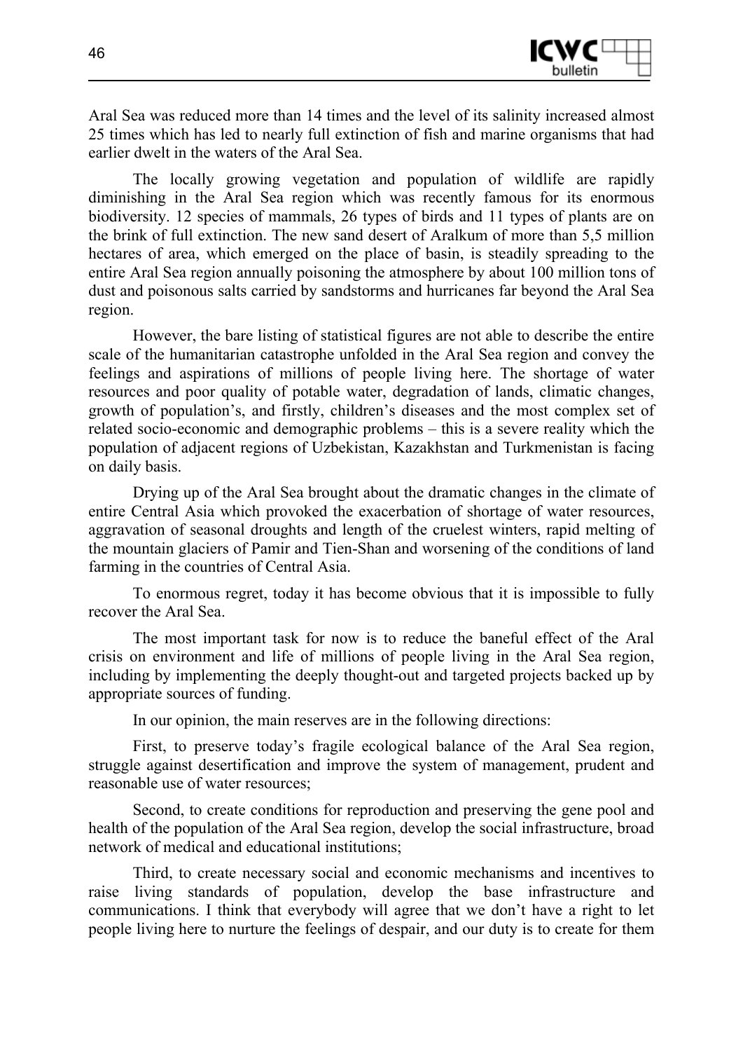Aral Sea was reduced more than 14 times and the level of its salinity increased almost 25 times which has led to nearly full extinction of fish and marine organisms that had earlier dwelt in the waters of the Aral Sea.

The locally growing vegetation and population of wildlife are rapidly diminishing in the Aral Sea region which was recently famous for its enormous biodiversity. 12 species of mammals, 26 types of birds and 11 types of plants are on the brink of full extinction. The new sand desert of Aralkum of more than 5,5 million hectares of area, which emerged on the place of basin, is steadily spreading to the entire Aral Sea region annually poisoning the atmosphere by about 100 million tons of dust and poisonous salts carried by sandstorms and hurricanes far beyond the Aral Sea region.

However, the bare listing of statistical figures are not able to describe the entire scale of the humanitarian catastrophe unfolded in the Aral Sea region and convey the feelings and aspirations of millions of people living here. The shortage of water resources and poor quality of potable water, degradation of lands, climatic changes, growth of population's, and firstly, children's diseases and the most complex set of related socio-economic and demographic problems – this is a severe reality which the population of adjacent regions of Uzbekistan, Kazakhstan and Turkmenistan is facing on daily basis.

Drying up of the Aral Sea brought about the dramatic changes in the climate of entire Central Asia which provoked the exacerbation of shortage of water resources, aggravation of seasonal droughts and length of the cruelest winters, rapid melting of the mountain glaciers of Pamir and Tien-Shan and worsening of the conditions of land farming in the countries of Central Asia.

To enormous regret, today it has become obvious that it is impossible to fully recover the Aral Sea.

The most important task for now is to reduce the baneful effect of the Aral crisis on environment and life of millions of people living in the Aral Sea region, including by implementing the deeply thought-out and targeted projects backed up by appropriate sources of funding.

In our opinion, the main reserves are in the following directions:

First, to preserve today's fragile ecological balance of the Aral Sea region, struggle against desertification and improve the system of management, prudent and reasonable use of water resources;

Second, to create conditions for reproduction and preserving the gene pool and health of the population of the Aral Sea region, develop the social infrastructure, broad network of medical and educational institutions;

Third, to create necessary social and economic mechanisms and incentives to raise living standards of population, develop the base infrastructure and communications. I think that everybody will agree that we don't have a right to let people living here to nurture the feelings of despair, and our duty is to create for them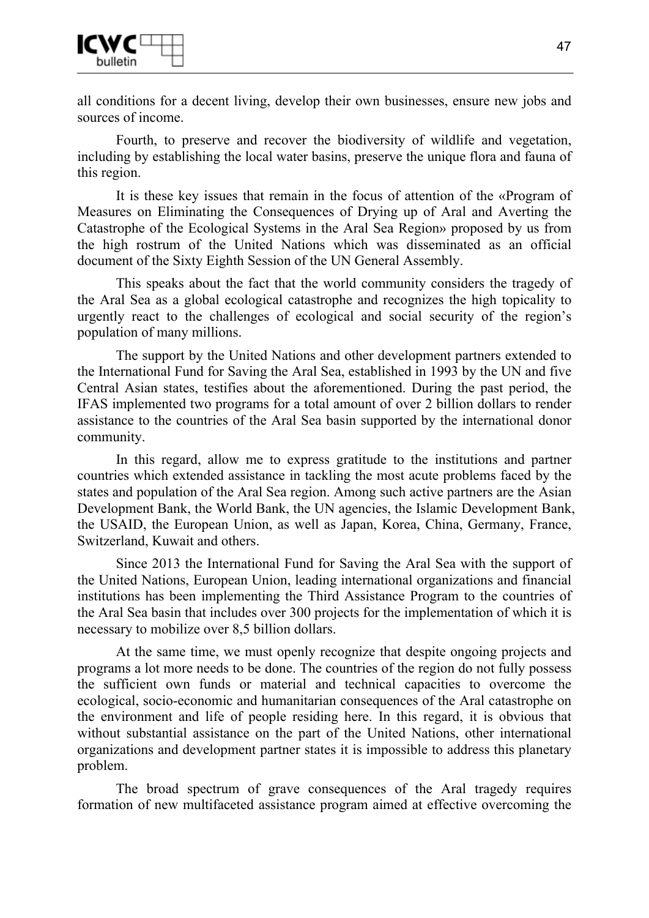all conditions for a decent living, develop their own businesses, ensure new jobs and sources of income.

Fourth, to preserve and recover the biodiversity of wildlife and vegetation, including by establishing the local water basins, preserve the unique flora and fauna of this region.

It is these key issues that remain in the focus of attention of the «Program of Measures on Eliminating the Consequences of Drying up of Aral and Averting the Catastrophe of the Ecological Systems in the Aral Sea Region» proposed by us from the high rostrum of the United Nations which was disseminated as an official document of the Sixty Eighth Session of the UN General Assembly.

This speaks about the fact that the world community considers the tragedy of the Aral Sea as a global ecological catastrophe and recognizes the high topicality to urgently react to the challenges of ecological and social security of the region's population of many millions.

The support by the United Nations and other development partners extended to the International Fund for Saving the Aral Sea, established in 1993 by the UN and five Central Asian states, testifies about the aforementioned. During the past period, the IFAS implemented two programs for a total amount of over 2 billion dollars to render assistance to the countries of the Aral Sea basin supported by the international donor community.

In this regard, allow me to express gratitude to the institutions and partner countries which extended assistance in tackling the most acute problems faced by the states and population of the Aral Sea region. Among such active partners are the Asian Development Bank, the World Bank, the UN agencies, the Islamic Development Bank, the USAID, the European Union, as well as Japan, Korea, China, Germany, France, Switzerland, Kuwait and others.

Since 2013 the International Fund for Saving the Aral Sea with the support of the United Nations, European Union, leading international organizations and financial institutions has been implementing the Third Assistance Program to the countries of the Aral Sea basin that includes over 300 projects for the implementation of which it is necessary to mobilize over 8,5 billion dollars.

At the same time, we must openly recognize that despite ongoing projects and programs a lot more needs to be done. The countries of the region do not fully possess the sufficient own funds or material and technical capacities to overcome the ecological, socio-economic and humanitarian consequences of the Aral catastrophe on the environment and life of people residing here. In this regard, it is obvious that without substantial assistance on the part of the United Nations, other international organizations and development partner states it is impossible to address this planetary problem.

The broad spectrum of grave consequences of the Aral tragedy requires formation of new multifaceted assistance program aimed at effective overcoming the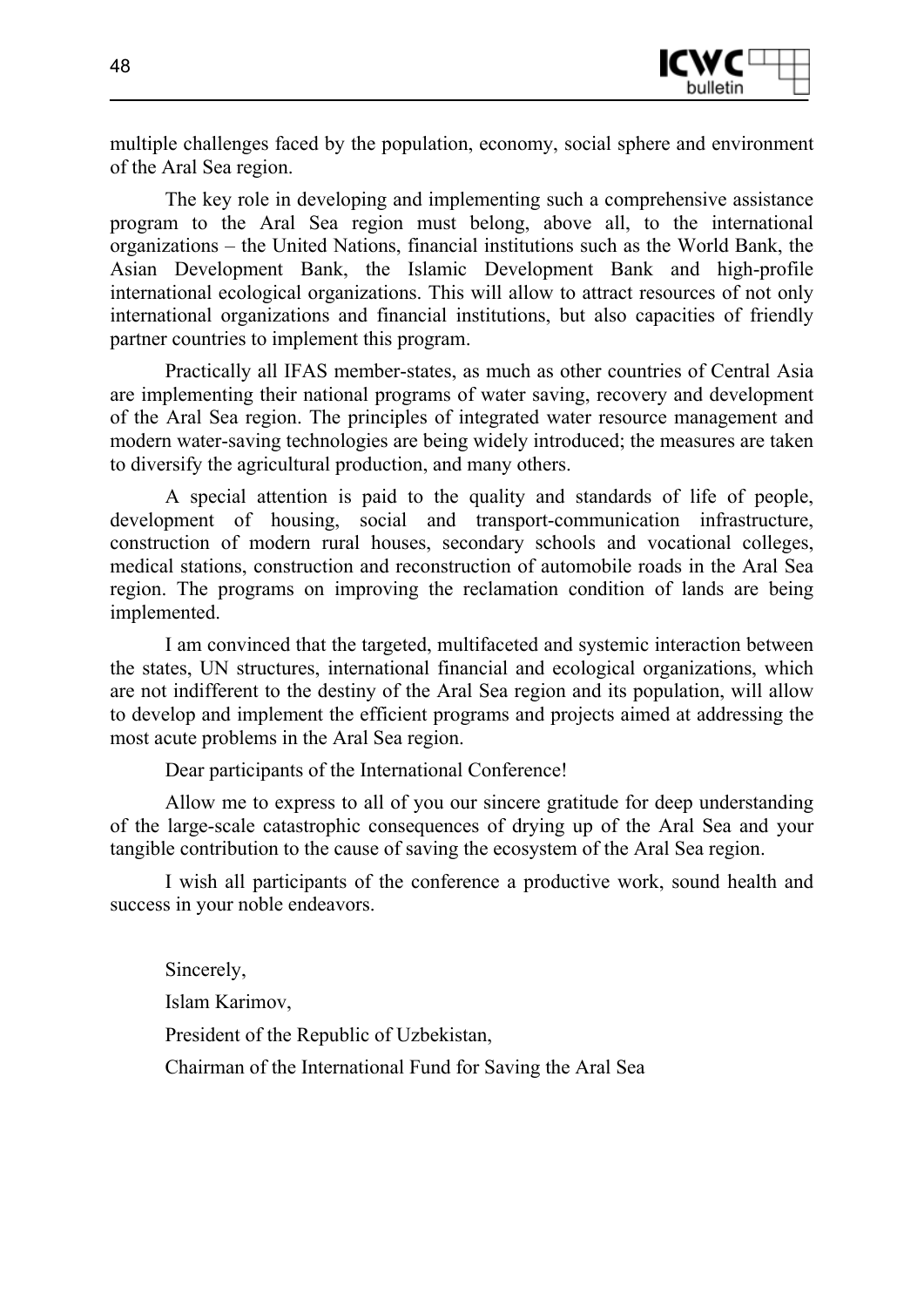multiple challenges faced by the population, economy, social sphere and environment of the Aral Sea region.

The key role in developing and implementing such a comprehensive assistance program to the Aral Sea region must belong, above all, to the international organizations – the United Nations, financial institutions such as the World Bank, the Asian Development Bank, the Islamic Development Bank and high-profile international ecological organizations. This will allow to attract resources of not only international organizations and financial institutions, but also capacities of friendly partner countries to implement this program.

Practically all IFAS member-states, as much as other countries of Central Asia are implementing their national programs of water saving, recovery and development of the Aral Sea region. The principles of integrated water resource management and modern water-saving technologies are being widely introduced; the measures are taken to diversify the agricultural production, and many others.

A special attention is paid to the quality and standards of life of people, development of housing, social and transport-communication infrastructure, construction of modern rural houses, secondary schools and vocational colleges, medical stations, construction and reconstruction of automobile roads in the Aral Sea region. The programs on improving the reclamation condition of lands are being implemented.

I am convinced that the targeted, multifaceted and systemic interaction between the states, UN structures, international financial and ecological organizations, which are not indifferent to the destiny of the Aral Sea region and its population, will allow to develop and implement the efficient programs and projects aimed at addressing the most acute problems in the Aral Sea region.

Dear participants of the International Conference!

Allow me to express to all of you our sincere gratitude for deep understanding of the large-scale catastrophic consequences of drying up of the Aral Sea and your tangible contribution to the cause of saving the ecosystem of the Aral Sea region.

I wish all participants of the conference a productive work, sound health and success in your noble endeavors.

Sincerely,

Islam Karimov,

President of the Republic of Uzbekistan,

Chairman of the International Fund for Saving the Aral Sea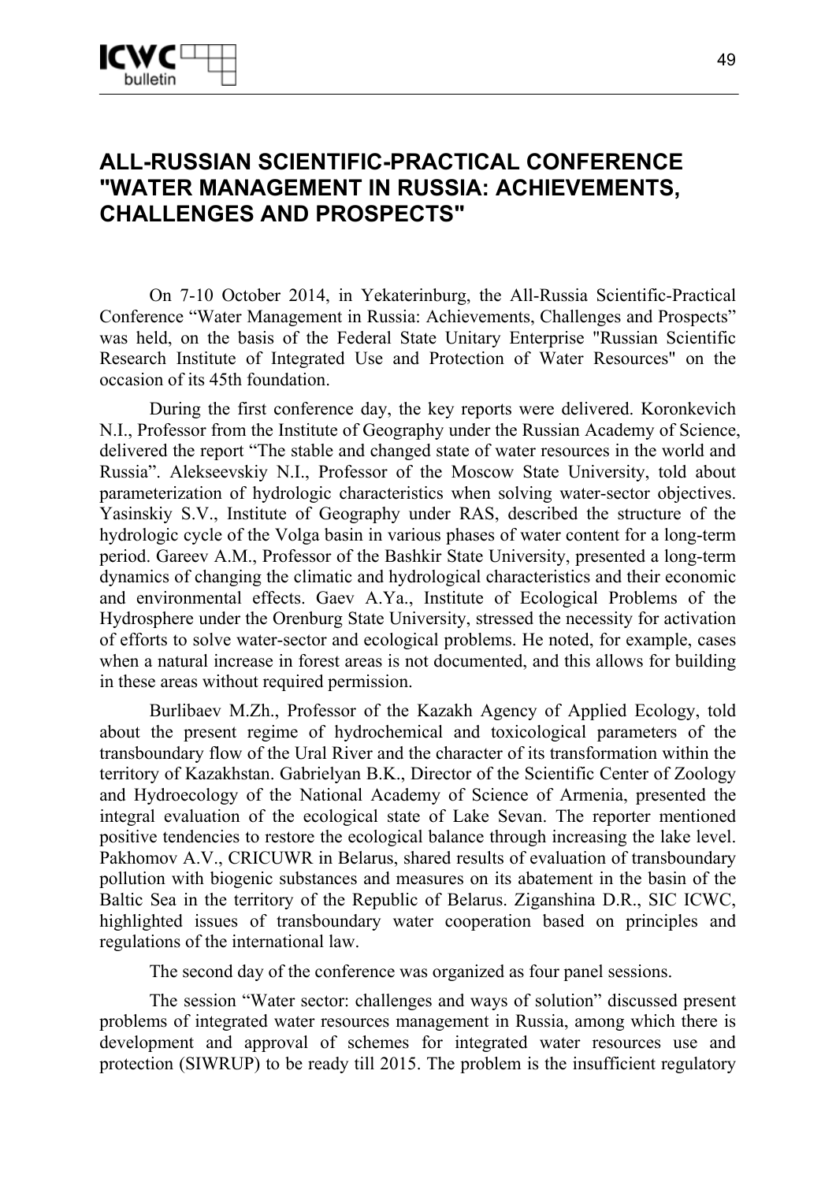# ALL-RUSSIAN SCIENTIFIC-PRACTICAL CONFERENCE "WATER MANAGEMENT IN RUSSIA: ACHIEVEMENTS, CHALLENGES AND PROSPECTS"

On 7-10 October 2014, in Yekaterinburg, the All-Russia Scientific-Practical Conference “Water Management in Russia: Achievements, Challenges and Prospects” was held, on the basis of the Federal State Unitary Enterprise "Russian Scientific Research Institute of Integrated Use and Protection of Water Resources" on the occasion of its 45th foundation.

During the first conference day, the key reports were delivered. Koronkevich N.I., Professor from the Institute of Geography under the Russian Academy of Science, delivered the report “The stable and changed state of water resources in the world and Russia”. Alekseevskiy N.I., Professor of the Moscow State University, told about parameterization of hydrologic characteristics when solving water-sector objectives. Yasinskiy S.V., Institute of Geography under RAS, described the structure of the hydrologic cycle of the Volga basin in various phases of water content for a long-term period. Gareev A.M., Professor of the Bashkir State University, presented a long-term dynamics of changing the climatic and hydrological characteristics and their economic and environmental effects. Gaev A.Ya., Institute of Ecological Problems of the Hydrosphere under the Orenburg State University, stressed the necessity for activation of efforts to solve water-sector and ecological problems. He noted, for example, cases when a natural increase in forest areas is not documented, and this allows for building in these areas without required permission.

Burlibaev M.Zh., Professor of the Kazakh Agency of Applied Ecology, told about the present regime of hydrochemical and toxicological parameters of the transboundary flow of the Ural River and the character of its transformation within the territory of Kazakhstan. Gabrielyan B.K., Director of the Scientific Center of Zoology and Hydroecology of the National Academy of Science of Armenia, presented the integral evaluation of the ecological state of Lake Sevan. The reporter mentioned positive tendencies to restore the ecological balance through increasing the lake level. Pakhomov A.V., CRICUWR in Belarus, shared results of evaluation of transboundary pollution with biogenic substances and measures on its abatement in the basin of the Baltic Sea in the territory of the Republic of Belarus. Ziganshina D.R., SIC ICWC, highlighted issues of transboundary water cooperation based on principles and regulations of the international law.

The second day of the conference was organized as four panel sessions.

The session “Water sector: challenges and ways of solution” discussed present problems of integrated water resources management in Russia, among which there is development and approval of schemes for integrated water resources use and protection (SIWRUP) to be ready till 2015. The problem is the insufficient regulatory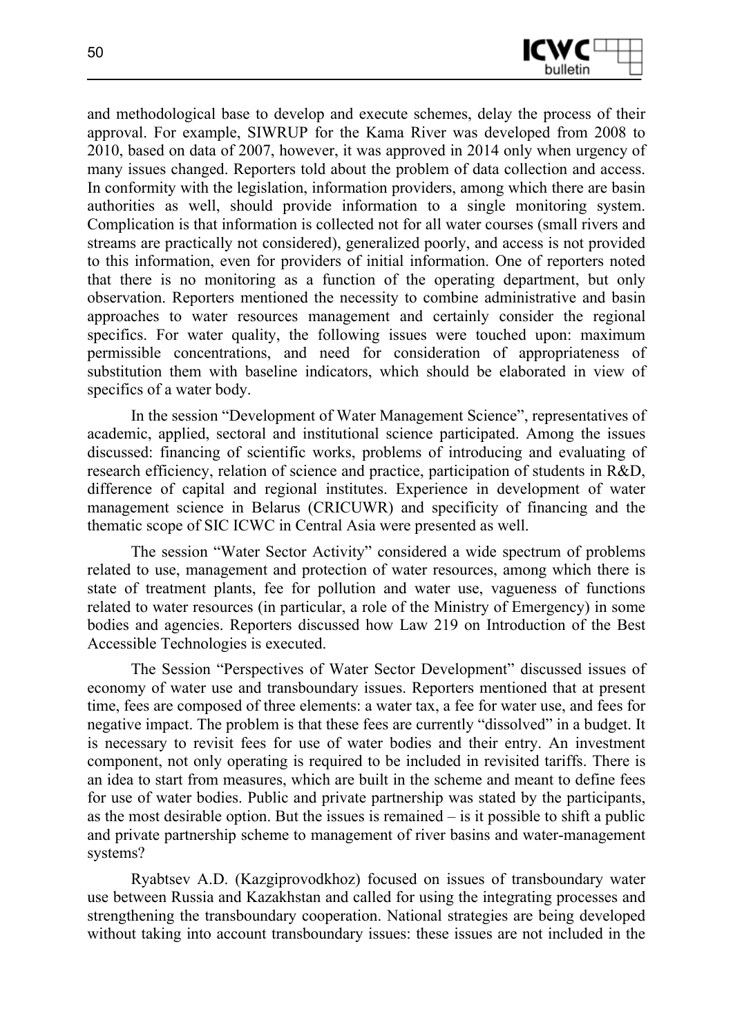and methodological base to develop and execute schemes, delay the process of their approval. For example, SIWRUP for the Kama River was developed from 2008 to 2010, based on data of 2007, however, it was approved in 2014 only when urgency of many issues changed. Reporters told about the problem of data collection and access. In conformity with the legislation, information providers, among which there are basin authorities as well, should provide information to a single monitoring system. Complication is that information is collected not for all water courses (small rivers and streams are practically not considered), generalized poorly, and access is not provided to this information, even for providers of initial information. One of reporters noted that there is no monitoring as a function of the operating department, but only observation. Reporters mentioned the necessity to combine administrative and basin approaches to water resources management and certainly consider the regional specifics. For water quality, the following issues were touched upon: maximum permissible concentrations, and need for consideration of appropriateness of substitution them with baseline indicators, which should be elaborated in view of specifics of a water body.

In the session "Development of Water Management Science", representatives of academic, applied, sectoral and institutional science participated. Among the issues discussed: financing of scientific works, problems of introducing and evaluating of research efficiency, relation of science and practice, participation of students in R&D, difference of capital and regional institutes. Experience in development of water management science in Belarus (CRICUWR) and specificity of financing and the thematic scope of SIC ICWC in Central Asia were presented as well.

The session "Water Sector Activity" considered a wide spectrum of problems related to use, management and protection of water resources, among which there is state of treatment plants, fee for pollution and water use, vagueness of functions related to water resources (in particular, a role of the Ministry of Emergency) in some bodies and agencies. Reporters discussed how Law 219 on Introduction of the Best Accessible Technologies is executed.

The Session "Perspectives of Water Sector Development" discussed issues of economy of water use and transboundary issues. Reporters mentioned that at present time, fees are composed of three elements: a water tax, a fee for water use, and fees for negative impact. The problem is that these fees are currently "dissolved" in a budget. It is necessary to revisit fees for use of water bodies and their entry. An investment component, not only operating is required to be included in revisited tariffs. There is an idea to start from measures, which are built in the scheme and meant to define fees for use of water bodies. Public and private partnership was stated by the participants, as the most desirable option. But the issues is remained – is it possible to shift a public and private partnership scheme to management of river basins and water-management systems?

Ryabtsev A.D. (Kazgiprovodkhoz) focused on issues of transboundary water use between Russia and Kazakhstan and called for using the integrating processes and strengthening the transboundary cooperation. National strategies are being developed without taking into account transboundary issues: these issues are not included in the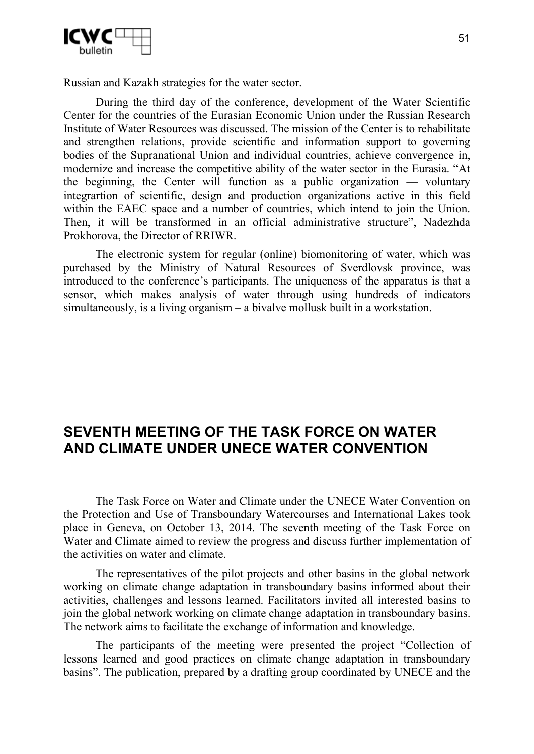Russian and Kazakh strategies for the water sector.

During the third day of the conference, development of the Water Scientific Center for the countries of the Eurasian Economic Union under the Russian Research Institute of Water Resources was discussed. The mission of the Center is to rehabilitate and strengthen relations, provide scientific and information support to governing bodies of the Supranational Union and individual countries, achieve convergence in, modernize and increase the competitive ability of the water sector in the Eurasia. "At the beginning, the Center will function as a public organization — voluntary integrartion of scientific, design and production organizations active in this field within the EAEC space and a number of countries, which intend to join the Union. Then, it will be transformed in an official administrative structure", Nadezhda Prokhorova, the Director of RRIWR.

The electronic system for regular (online) biomonitoring of water, which was purchased by the Ministry of Natural Resources of Sverdlovsk province, was introduced to the conference's participants. The uniqueness of the apparatus is that a sensor, which makes analysis of water through using hundreds of indicators simultaneously, is a living organism – a bivalve mollusk built in a workstation.

## SEVENTH MEETING OF THE TASK FORCE ON WATER AND CLIMATE UNDER UNECE WATER CONVENTION

The Task Force on Water and Climate under the UNECE Water Convention on the Protection and Use of Transboundary Watercourses and International Lakes took place in Geneva, on October 13, 2014. The seventh meeting of the Task Force on Water and Climate aimed to review the progress and discuss further implementation of the activities on water and climate.

The representatives of the pilot projects and other basins in the global network working on climate change adaptation in transboundary basins informed about their activities, challenges and lessons learned. Facilitators invited all interested basins to join the global network working on climate change adaptation in transboundary basins. The network aims to facilitate the exchange of information and knowledge.

The participants of the meeting were presented the project "Collection of lessons learned and good practices on climate change adaptation in transboundary basins". The publication, prepared by a drafting group coordinated by UNECE and the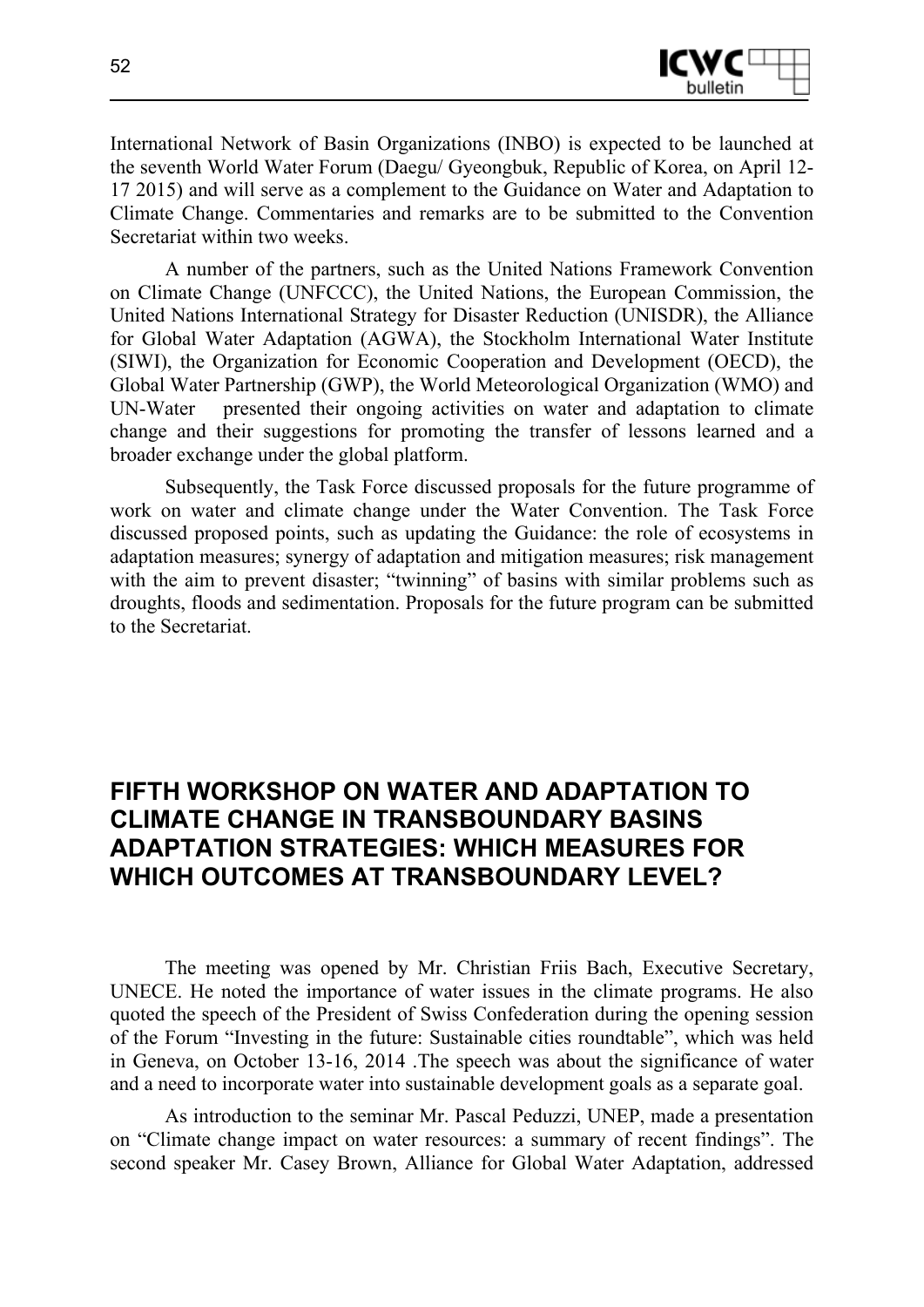International Network of Basin Organizations (INBO) is expected to be launched at the seventh World Water Forum (Daegu/ Gyeongbuk, Republic of Korea, on April 12-17 2015) and will serve as a complement to the Guidance on Water and Adaptation to Climate Change. Commentaries and remarks are to be submitted to the Convention Secretariat within two weeks.

A number of the partners, such as the United Nations Framework Convention on Climate Change (UNFCCC), the United Nations, the European Commission, the United Nations International Strategy for Disaster Reduction (UNISDR), the Alliance for Global Water Adaptation (AGWA), the Stockholm International Water Institute (SIWI), the Organization for Economic Cooperation and Development (OECD), the Global Water Partnership (GWP), the World Meteorological Organization (WMO) and UN-Water presented their ongoing activities on water and adaptation to climate change and their suggestions for promoting the transfer of lessons learned and a broader exchange under the global platform.

Subsequently, the Task Force discussed proposals for the future programme of work on water and climate change under the Water Convention. The Task Force discussed proposed points, such as updating the Guidance: the role of ecosystems in adaptation measures; synergy of adaptation and mitigation measures; risk management with the aim to prevent disaster; "twinning" of basins with similar problems such as droughts, floods and sedimentation. Proposals for the future program can be submitted to the Secretariat.

## FIFTH WORKSHOP ON WATER AND ADAPTATION TO CLIMATE CHANGE IN TRANSBOUNDARY BASINS ADAPTATION STRATEGIES: WHICH MEASURES FOR WHICH OUTCOMES AT TRANSBOUNDARY LEVEL?

The meeting was opened by Mr. Christian Friis Bach, Executive Secretary, UNECE. He noted the importance of water issues in the climate programs. He also quoted the speech of the President of Swiss Confederation during the opening session of the Forum "Investing in the future: Sustainable cities roundtable", which was held in Geneva, on October 13-16, 2014 .The speech was about the significance of water and a need to incorporate water into sustainable development goals as a separate goal.

As introduction to the seminar Mr. Pascal Peduzzi, UNEP, made a presentation on "Climate change impact on water resources: a summary of recent findings". The second speaker Mr. Casey Brown, Alliance for Global Water Adaptation, addressed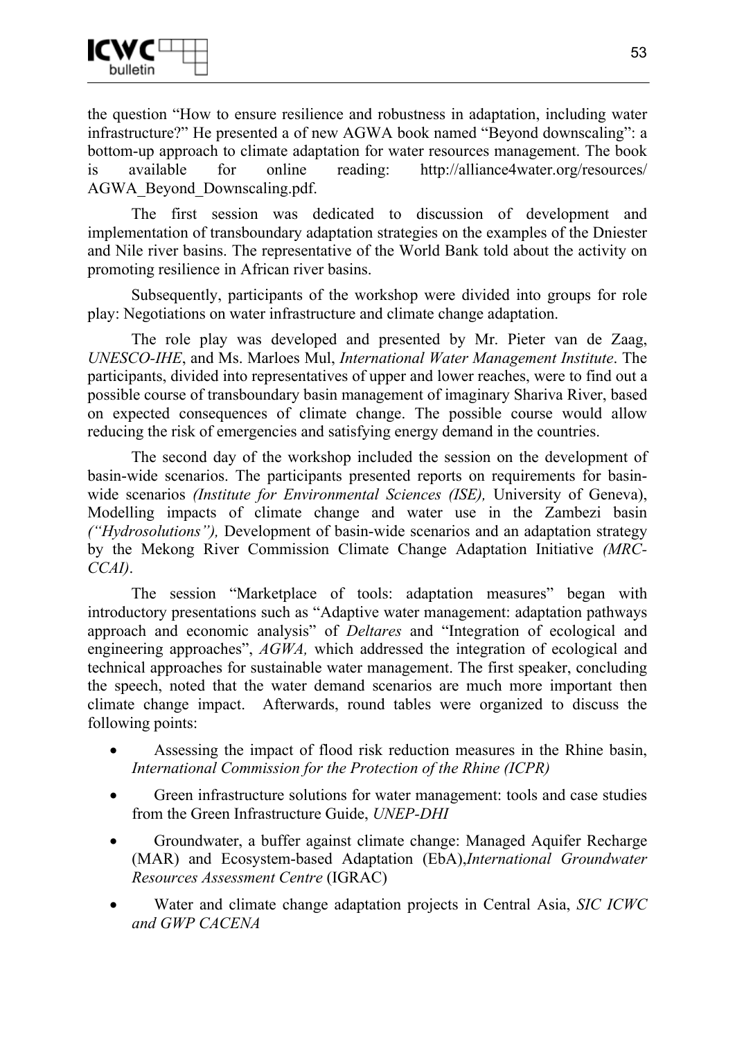the question “How to ensure resilience and robustness in adaptation, including water infrastructure?” He presented a of new AGWA book named “Beyond downscaling”: a bottom-up approach to climate adaptation for water resources management. The book is available for online reading: http://alliance4water.org/resources/AGWA_Beyond_Downscaling.pdf.

The first session was dedicated to discussion of development and implementation of transboundary adaptation strategies on the examples of the Dniester and Nile river basins. The representative of the World Bank told about the activity on promoting resilience in African river basins.

Subsequently, participants of the workshop were divided into groups for role play: Negotiations on water infrastructure and climate change adaptation.

The role play was developed and presented by Mr. Pieter van de Zaag, *UNESCO-IHE*, and Ms. Marloes Mul, *International Water Management Institute*. The participants, divided into representatives of upper and lower reaches, were to find out a possible course of transboundary basin management of imaginary Shariva River, based on expected consequences of climate change. The possible course would allow reducing the risk of emergencies and satisfying energy demand in the countries.

The second day of the workshop included the session on the development of basin-wide scenarios. The participants presented reports on requirements for basin-wide scenarios *(Institute for Environmental Sciences (ISE),* University of Geneva), Modelling impacts of climate change and water use in the Zambezi basin *(“Hydrosolutions”),* Development of basin-wide scenarios and an adaptation strategy by the Mekong River Commission Climate Change Adaptation Initiative *(MRC-CCAI)*.

The session “Marketplace of tools: adaptation measures” began with introductory presentations such as “Adaptive water management: adaptation pathways approach and economic analysis” of *Deltares* and “Integration of ecological and engineering approaches”, *AGWA,* which addressed the integration of ecological and technical approaches for sustainable water management. The first speaker, concluding the speech, noted that the water demand scenarios are much more important then climate change impact. Afterwards, round tables were organized to discuss the following points:

- Assessing the impact of flood risk reduction measures in the Rhine basin, *International Commission for the Protection of the Rhine (ICPR)*
- Green infrastructure solutions for water management: tools and case studies from the Green Infrastructure Guide, *UNEP-DHI*
- Groundwater, a buffer against climate change: Managed Aquifer Recharge (MAR) and Ecosystem-based Adaptation (EbA),*International Groundwater Resources Assessment Centre* (IGRAC)
- Water and climate change adaptation projects in Central Asia, *SIC ICWC and GWP CACENA*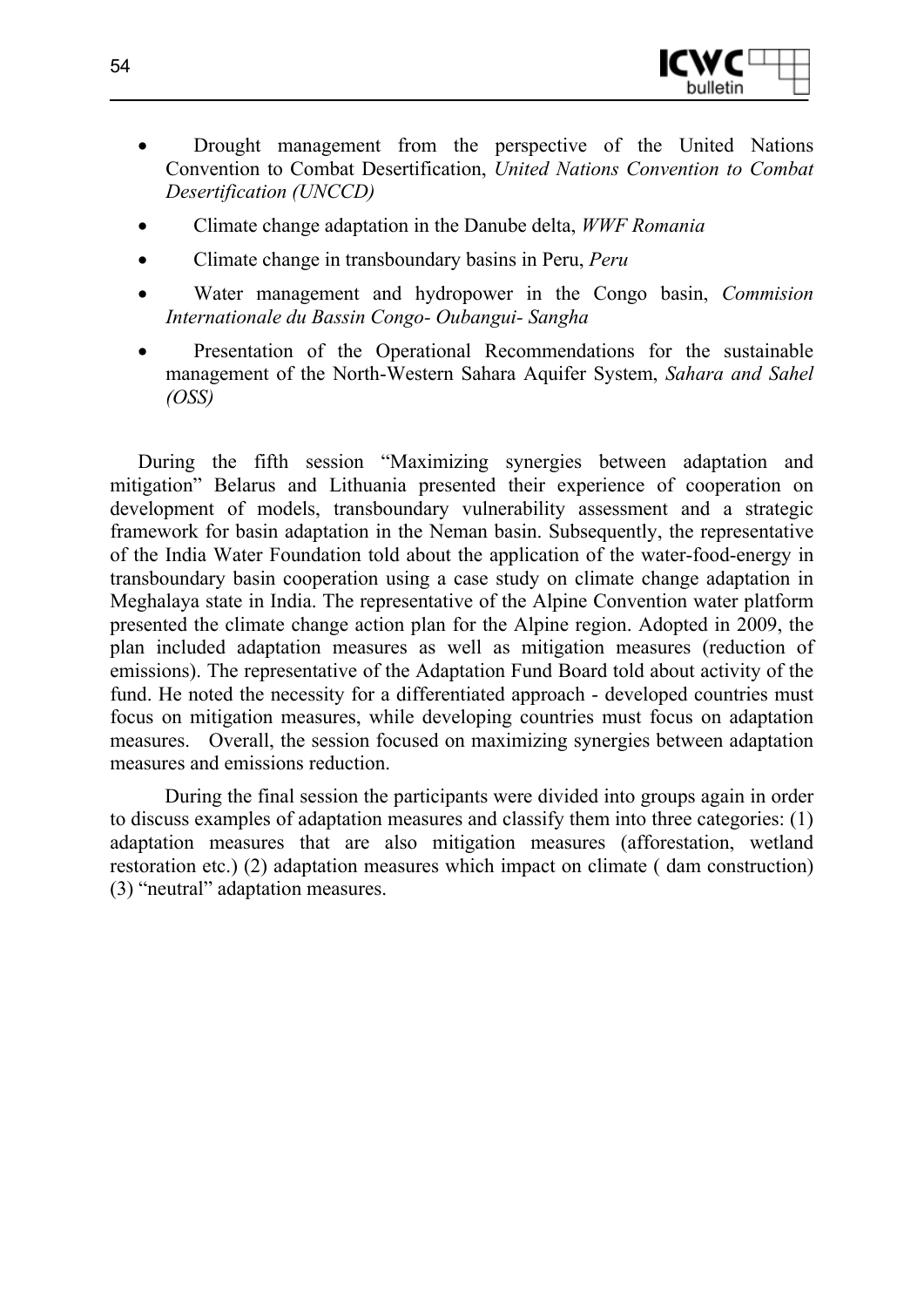- Drought management from the perspective of the United Nations Convention to Combat Desertification, *United Nations Convention to Combat Desertification (UNCCD)*
- Climate change adaptation in the Danube delta, *WWF Romania*
- Climate change in transboundary basins in Peru, *Peru*
- Water management and hydropower in the Congo basin, *Commision Internationale du Bassin Congo- Oubangui- Sangha*
- Presentation of the Operational Recommendations for the sustainable management of the North-Western Sahara Aquifer System, *Sahara and Sahel (OSS)*

During the fifth session "Maximizing synergies between adaptation and mitigation" Belarus and Lithuania presented their experience of cooperation on development of models, transboundary vulnerability assessment and a strategic framework for basin adaptation in the Neman basin. Subsequently, the representative of the India Water Foundation told about the application of the water-food-energy in transboundary basin cooperation using a case study on climate change adaptation in Meghalaya state in India. The representative of the Alpine Convention water platform presented the climate change action plan for the Alpine region. Adopted in 2009, the plan included adaptation measures as well as mitigation measures (reduction of emissions). The representative of the Adaptation Fund Board told about activity of the fund. He noted the necessity for a differentiated approach - developed countries must focus on mitigation measures, while developing countries must focus on adaptation measures. Overall, the session focused on maximizing synergies between adaptation measures and emissions reduction.

During the final session the participants were divided into groups again in order to discuss examples of adaptation measures and classify them into three categories: (1) adaptation measures that are also mitigation measures (afforestation, wetland restoration etc.) (2) adaptation measures which impact on climate ( dam construction) (3) "neutral" adaptation measures.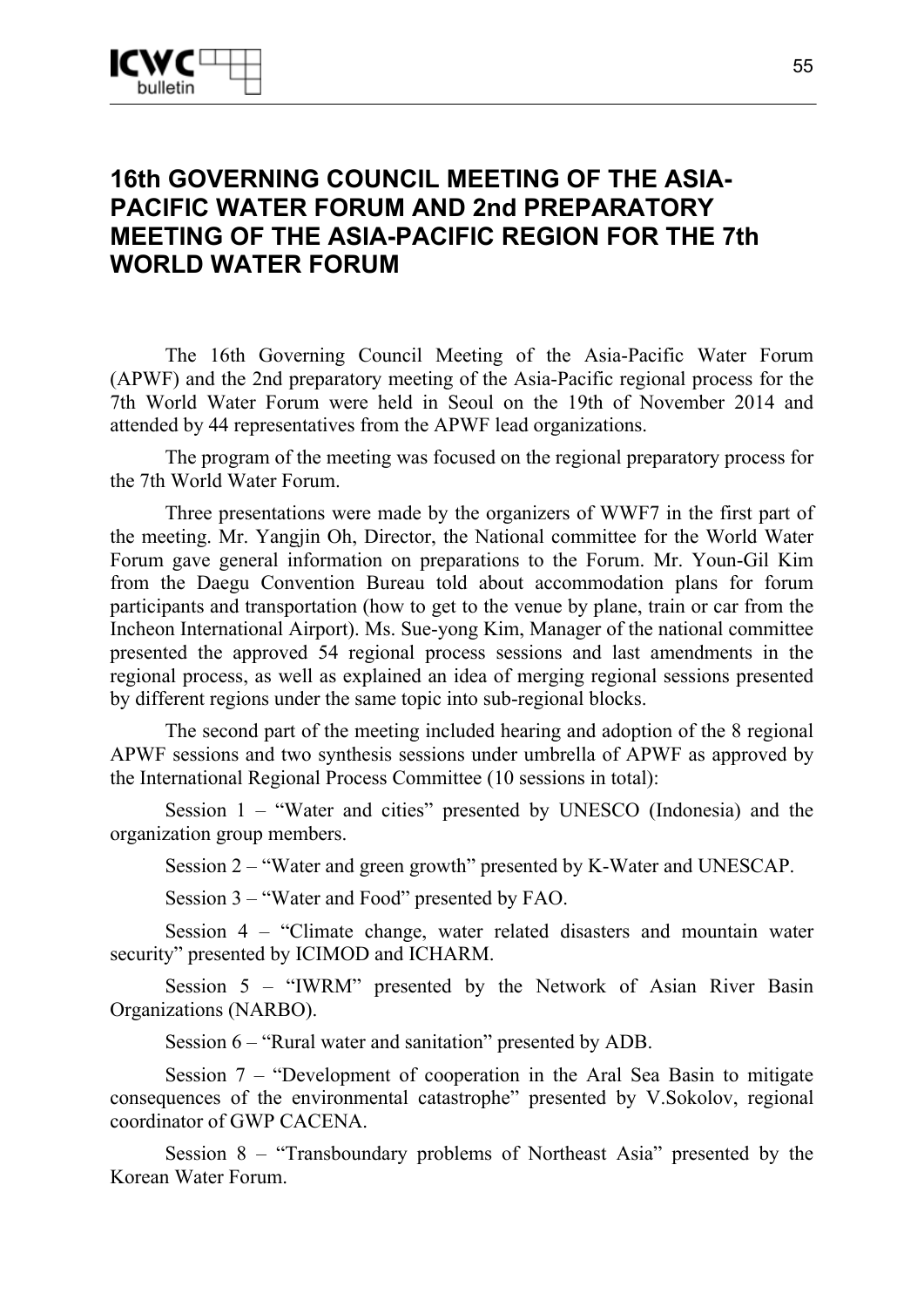# 16th GOVERNING COUNCIL MEETING OF THE ASIA-PACIFIC WATER FORUM AND 2nd PREPARATORY MEETING OF THE ASIA-PACIFIC REGION FOR THE 7th WORLD WATER FORUM

The 16th Governing Council Meeting of the Asia-Pacific Water Forum (APWF) and the 2nd preparatory meeting of the Asia-Pacific regional process for the 7th World Water Forum were held in Seoul on the 19th of November 2014 and attended by 44 representatives from the APWF lead organizations.

The program of the meeting was focused on the regional preparatory process for the 7th World Water Forum.

Three presentations were made by the organizers of WWF7 in the first part of the meeting. Mr. Yangjin Oh, Director, the National committee for the World Water Forum gave general information on preparations to the Forum. Mr. Youn-Gil Kim from the Daegu Convention Bureau told about accommodation plans for forum participants and transportation (how to get to the venue by plane, train or car from the Incheon International Airport). Ms. Sue-yong Kim, Manager of the national committee presented the approved 54 regional process sessions and last amendments in the regional process, as well as explained an idea of merging regional sessions presented by different regions under the same topic into sub-regional blocks.

The second part of the meeting included hearing and adoption of the 8 regional APWF sessions and two synthesis sessions under umbrella of APWF as approved by the International Regional Process Committee (10 sessions in total):

Session 1 – "Water and cities" presented by UNESCO (Indonesia) and the organization group members.

Session 2 – "Water and green growth" presented by K-Water and UNESCAP.

Session 3 – "Water and Food" presented by FAO.

Session 4 – "Climate change, water related disasters and mountain water security" presented by ICIMOD and ICHARM.

Session 5 – "IWRM" presented by the Network of Asian River Basin Organizations (NARBO).

Session 6 – "Rural water and sanitation" presented by ADB.

Session 7 – "Development of cooperation in the Aral Sea Basin to mitigate consequences of the environmental catastrophe" presented by V.Sokolov, regional coordinator of GWP CACENA.

Session 8 – "Transboundary problems of Northeast Asia" presented by the Korean Water Forum.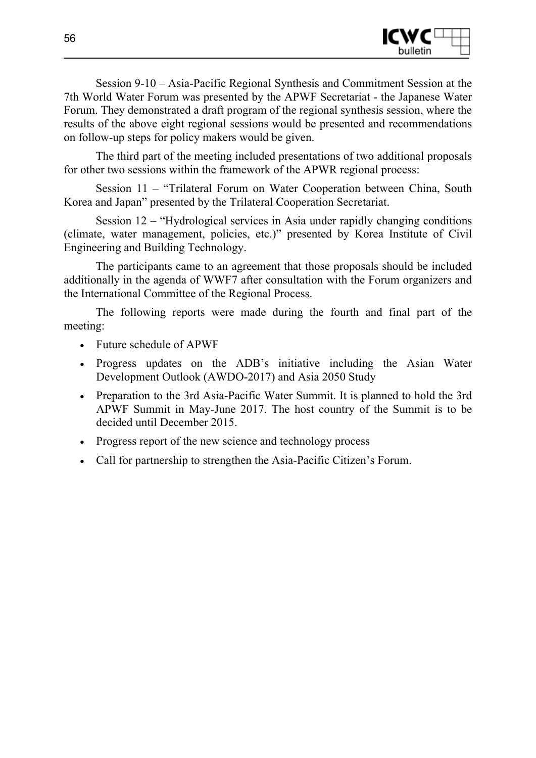Session 9-10 – Asia-Pacific Regional Synthesis and Commitment Session at the 7th World Water Forum was presented by the APWF Secretariat - the Japanese Water Forum. They demonstrated a draft program of the regional synthesis session, where the results of the above eight regional sessions would be presented and recommendations on follow-up steps for policy makers would be given.

The third part of the meeting included presentations of two additional proposals for other two sessions within the framework of the APWR regional process:

Session 11 – "Trilateral Forum on Water Cooperation between China, South Korea and Japan" presented by the Trilateral Cooperation Secretariat.

Session 12 – "Hydrological services in Asia under rapidly changing conditions (climate, water management, policies, etc.)" presented by Korea Institute of Civil Engineering and Building Technology.

The participants came to an agreement that those proposals should be included additionally in the agenda of WWF7 after consultation with the Forum organizers and the International Committee of the Regional Process.

The following reports were made during the fourth and final part of the meeting:

- Future schedule of APWF
- Progress updates on the ADB's initiative including the Asian Water Development Outlook (AWDO-2017) and Asia 2050 Study
- Preparation to the 3rd Asia-Pacific Water Summit. It is planned to hold the 3rd APWF Summit in May-June 2017. The host country of the Summit is to be decided until December 2015.
- Progress report of the new science and technology process
- Call for partnership to strengthen the Asia-Pacific Citizen's Forum.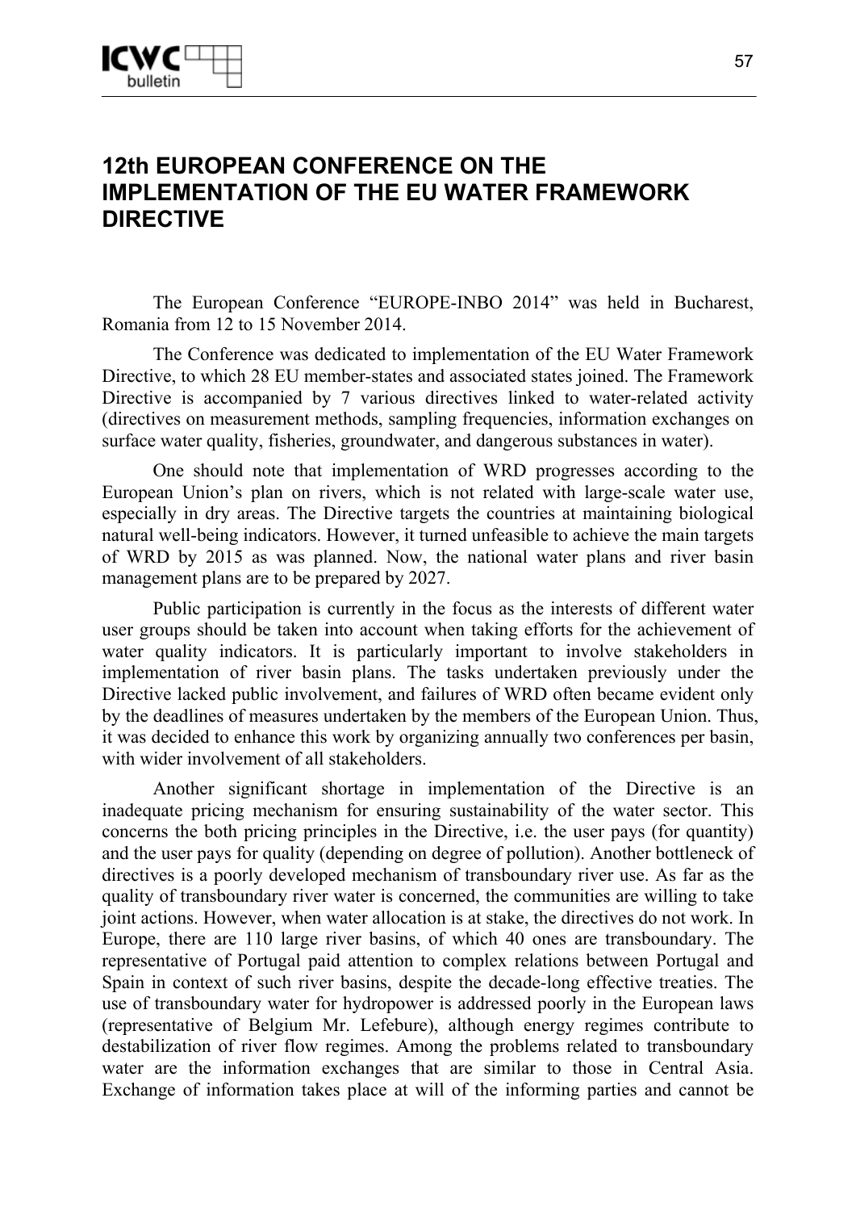# 12th EUROPEAN CONFERENCE ON THE IMPLEMENTATION OF THE EU WATER FRAMEWORK DIRECTIVE

The European Conference “EUROPE-INBO 2014” was held in Bucharest, Romania from 12 to 15 November 2014.

The Conference was dedicated to implementation of the EU Water Framework Directive, to which 28 EU member-states and associated states joined. The Framework Directive is accompanied by 7 various directives linked to water-related activity (directives on measurement methods, sampling frequencies, information exchanges on surface water quality, fisheries, groundwater, and dangerous substances in water).

One should note that implementation of WRD progresses according to the European Union’s plan on rivers, which is not related with large-scale water use, especially in dry areas. The Directive targets the countries at maintaining biological natural well-being indicators. However, it turned unfeasible to achieve the main targets of WRD by 2015 as was planned. Now, the national water plans and river basin management plans are to be prepared by 2027.

Public participation is currently in the focus as the interests of different water user groups should be taken into account when taking efforts for the achievement of water quality indicators. It is particularly important to involve stakeholders in implementation of river basin plans. The tasks undertaken previously under the Directive lacked public involvement, and failures of WRD often became evident only by the deadlines of measures undertaken by the members of the European Union. Thus, it was decided to enhance this work by organizing annually two conferences per basin, with wider involvement of all stakeholders.

Another significant shortage in implementation of the Directive is an inadequate pricing mechanism for ensuring sustainability of the water sector. This concerns the both pricing principles in the Directive, i.e. the user pays (for quantity) and the user pays for quality (depending on degree of pollution). Another bottleneck of directives is a poorly developed mechanism of transboundary river use. As far as the quality of transboundary river water is concerned, the communities are willing to take joint actions. However, when water allocation is at stake, the directives do not work. In Europe, there are 110 large river basins, of which 40 ones are transboundary. The representative of Portugal paid attention to complex relations between Portugal and Spain in context of such river basins, despite the decade-long effective treaties. The use of transboundary water for hydropower is addressed poorly in the European laws (representative of Belgium Mr. Lefebure), although energy regimes contribute to destabilization of river flow regimes. Among the problems related to transboundary water are the information exchanges that are similar to those in Central Asia. Exchange of information takes place at will of the informing parties and cannot be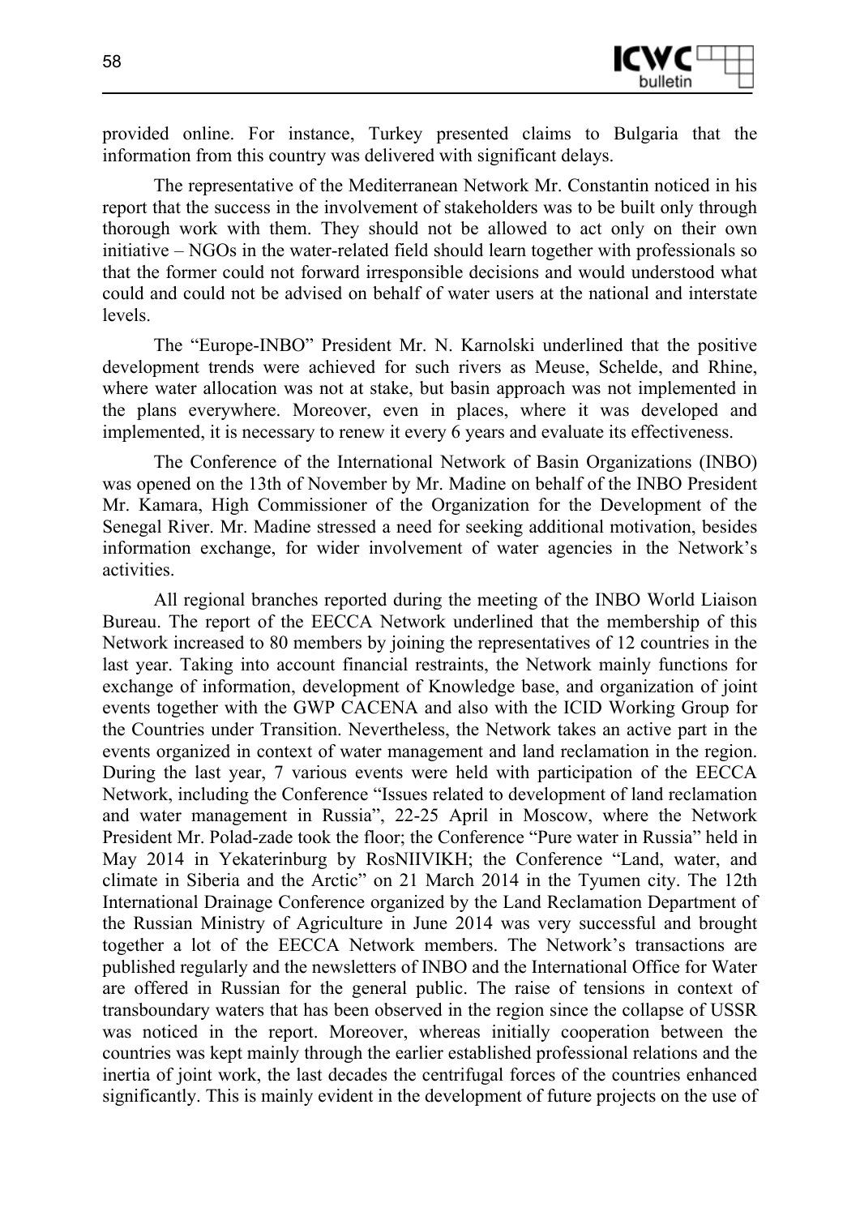provided online. For instance, Turkey presented claims to Bulgaria that the information from this country was delivered with significant delays.

The representative of the Mediterranean Network Mr. Constantin noticed in his report that the success in the involvement of stakeholders was to be built only through thorough work with them. They should not be allowed to act only on their own initiative – NGOs in the water-related field should learn together with professionals so that the former could not forward irresponsible decisions and would understood what could and could not be advised on behalf of water users at the national and interstate levels.

The "Europe-INBO" President Mr. N. Karnolski underlined that the positive development trends were achieved for such rivers as Meuse, Schelde, and Rhine, where water allocation was not at stake, but basin approach was not implemented in the plans everywhere. Moreover, even in places, where it was developed and implemented, it is necessary to renew it every 6 years and evaluate its effectiveness.

The Conference of the International Network of Basin Organizations (INBO) was opened on the 13th of November by Mr. Madine on behalf of the INBO President Mr. Kamara, High Commissioner of the Organization for the Development of the Senegal River. Mr. Madine stressed a need for seeking additional motivation, besides information exchange, for wider involvement of water agencies in the Network's activities.

All regional branches reported during the meeting of the INBO World Liaison Bureau. The report of the EECCA Network underlined that the membership of this Network increased to 80 members by joining the representatives of 12 countries in the last year. Taking into account financial restraints, the Network mainly functions for exchange of information, development of Knowledge base, and organization of joint events together with the GWP CACENA and also with the ICID Working Group for the Countries under Transition. Nevertheless, the Network takes an active part in the events organized in context of water management and land reclamation in the region. During the last year, 7 various events were held with participation of the EECCA Network, including the Conference "Issues related to development of land reclamation and water management in Russia", 22-25 April in Moscow, where the Network President Mr. Polad-zade took the floor; the Conference "Pure water in Russia" held in May 2014 in Yekaterinburg by RosNIIVIKH; the Conference "Land, water, and climate in Siberia and the Arctic" on 21 March 2014 in the Tyumen city. The 12th International Drainage Conference organized by the Land Reclamation Department of the Russian Ministry of Agriculture in June 2014 was very successful and brought together a lot of the EECCA Network members. The Network's transactions are published regularly and the newsletters of INBO and the International Office for Water are offered in Russian for the general public. The raise of tensions in context of transboundary waters that has been observed in the region since the collapse of USSR was noticed in the report. Moreover, whereas initially cooperation between the countries was kept mainly through the earlier established professional relations and the inertia of joint work, the last decades the centrifugal forces of the countries enhanced significantly. This is mainly evident in the development of future projects on the use of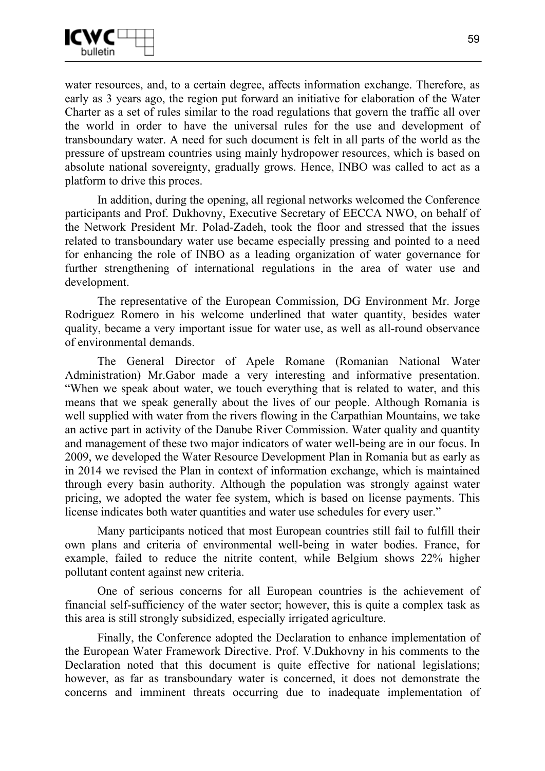water resources, and, to a certain degree, affects information exchange. Therefore, as early as 3 years ago, the region put forward an initiative for elaboration of the Water Charter as a set of rules similar to the road regulations that govern the traffic all over the world in order to have the universal rules for the use and development of transboundary water. A need for such document is felt in all parts of the world as the pressure of upstream countries using mainly hydropower resources, which is based on absolute national sovereignty, gradually grows. Hence, INBO was called to act as a platform to drive this proces.

In addition, during the opening, all regional networks welcomed the Conference participants and Prof. Dukhovny, Executive Secretary of EECCA NWO, on behalf of the Network President Mr. Polad-Zadeh, took the floor and stressed that the issues related to transboundary water use became especially pressing and pointed to a need for enhancing the role of INBO as a leading organization of water governance for further strengthening of international regulations in the area of water use and development.

The representative of the European Commission, DG Environment Mr. Jorge Rodriguez Romero in his welcome underlined that water quantity, besides water quality, became a very important issue for water use, as well as all-round observance of environmental demands.

The General Director of Apele Romane (Romanian National Water Administration) Mr.Gabor made a very interesting and informative presentation. "When we speak about water, we touch everything that is related to water, and this means that we speak generally about the lives of our people. Although Romania is well supplied with water from the rivers flowing in the Carpathian Mountains, we take an active part in activity of the Danube River Commission. Water quality and quantity and management of these two major indicators of water well-being are in our focus. In 2009, we developed the Water Resource Development Plan in Romania but as early as in 2014 we revised the Plan in context of information exchange, which is maintained through every basin authority. Although the population was strongly against water pricing, we adopted the water fee system, which is based on license payments. This license indicates both water quantities and water use schedules for every user."

Many participants noticed that most European countries still fail to fulfill their own plans and criteria of environmental well-being in water bodies. France, for example, failed to reduce the nitrite content, while Belgium shows 22% higher pollutant content against new criteria.

One of serious concerns for all European countries is the achievement of financial self-sufficiency of the water sector; however, this is quite a complex task as this area is still strongly subsidized, especially irrigated agriculture.

Finally, the Conference adopted the Declaration to enhance implementation of the European Water Framework Directive. Prof. V.Dukhovny in his comments to the Declaration noted that this document is quite effective for national legislations; however, as far as transboundary water is concerned, it does not demonstrate the concerns and imminent threats occurring due to inadequate implementation of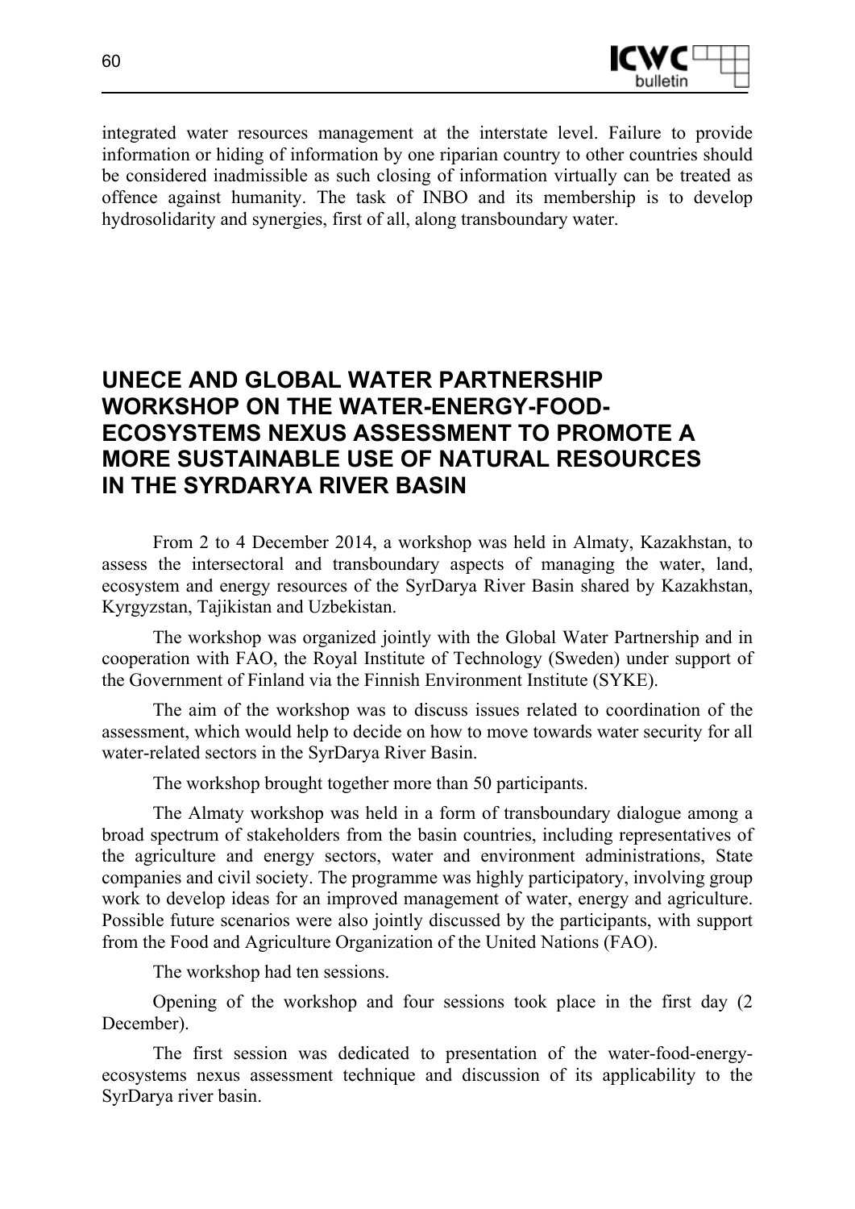integrated water resources management at the interstate level. Failure to provide information or hiding of information by one riparian country to other countries should be considered inadmissible as such closing of information virtually can be treated as offence against humanity. The task of INBO and its membership is to develop hydrosolidarity and synergies, first of all, along transboundary water.

## UNECE AND GLOBAL WATER PARTNERSHIP WORKSHOP ON THE WATER-ENERGY-FOOD-ECOSYSTEMS NEXUS ASSESSMENT TO PROMOTE A MORE SUSTAINABLE USE OF NATURAL RESOURCES IN THE SYRDARYA RIVER BASIN

From 2 to 4 December 2014, a workshop was held in Almaty, Kazakhstan, to assess the intersectoral and transboundary aspects of managing the water, land, ecosystem and energy resources of the SyrDarya River Basin shared by Kazakhstan, Kyrgyzstan, Tajikistan and Uzbekistan.

The workshop was organized jointly with the Global Water Partnership and in cooperation with FAO, the Royal Institute of Technology (Sweden) under support of the Government of Finland via the Finnish Environment Institute (SYKE).

The aim of the workshop was to discuss issues related to coordination of the assessment, which would help to decide on how to move towards water security for all water-related sectors in the SyrDarya River Basin.

The workshop brought together more than 50 participants.

The Almaty workshop was held in a form of transboundary dialogue among a broad spectrum of stakeholders from the basin countries, including representatives of the agriculture and energy sectors, water and environment administrations, State companies and civil society. The programme was highly participatory, involving group work to develop ideas for an improved management of water, energy and agriculture. Possible future scenarios were also jointly discussed by the participants, with support from the Food and Agriculture Organization of the United Nations (FAO).

The workshop had ten sessions.

Opening of the workshop and four sessions took place in the first day (2 December).

The first session was dedicated to presentation of the water-food-energy-ecosystems nexus assessment technique and discussion of its applicability to the SyrDarya river basin.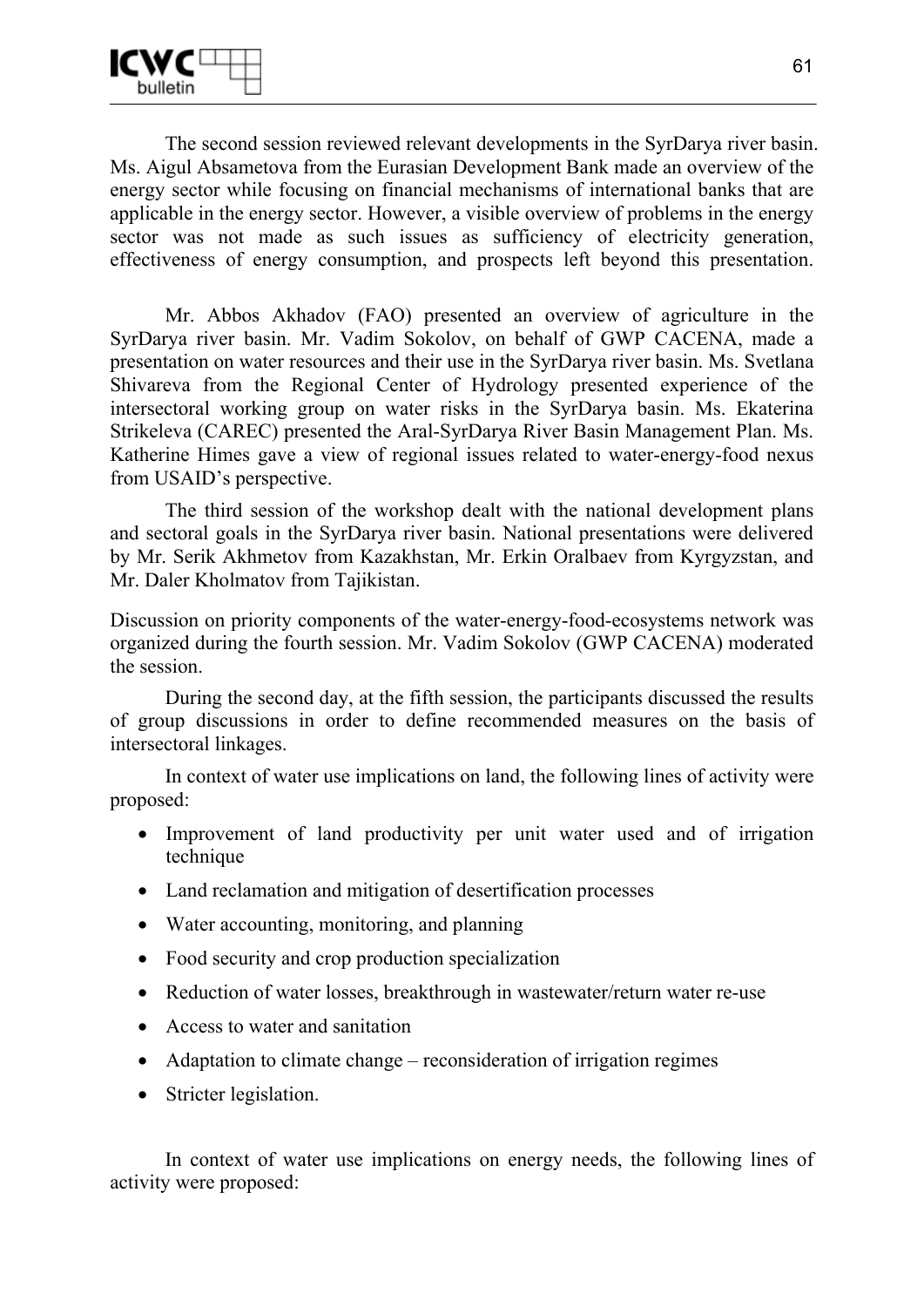The second session reviewed relevant developments in the SyrDarya river basin. Ms. Aigul Absametova from the Eurasian Development Bank made an overview of the energy sector while focusing on financial mechanisms of international banks that are applicable in the energy sector. However, a visible overview of problems in the energy sector was not made as such issues as sufficiency of electricity generation, effectiveness of energy consumption, and prospects left beyond this presentation.

Mr. Abbos Akhadov (FAO) presented an overview of agriculture in the SyrDarya river basin. Mr. Vadim Sokolov, on behalf of GWP CACENA, made a presentation on water resources and their use in the SyrDarya river basin. Ms. Svetlana Shivareva from the Regional Center of Hydrology presented experience of the intersectoral working group on water risks in the SyrDarya basin. Ms. Ekaterina Strikeleva (CAREC) presented the Aral-SyrDarya River Basin Management Plan. Ms. Katherine Himes gave a view of regional issues related to water-energy-food nexus from USAID's perspective.

The third session of the workshop dealt with the national development plans and sectoral goals in the SyrDarya river basin. National presentations were delivered by Mr. Serik Akhmetov from Kazakhstan, Mr. Erkin Oralbaev from Kyrgyzstan, and Mr. Daler Kholmatov from Tajikistan.

Discussion on priority components of the water-energy-food-ecosystems network was organized during the fourth session. Mr. Vadim Sokolov (GWP CACENA) moderated the session.

During the second day, at the fifth session, the participants discussed the results of group discussions in order to define recommended measures on the basis of intersectoral linkages.

In context of water use implications on land, the following lines of activity were proposed:

- Improvement of land productivity per unit water used and of irrigation technique
- Land reclamation and mitigation of desertification processes
- Water accounting, monitoring, and planning
- Food security and crop production specialization
- Reduction of water losses, breakthrough in wastewater/return water re-use
- Access to water and sanitation
- Adaptation to climate change – reconsideration of irrigation regimes
- Stricter legislation.

In context of water use implications on energy needs, the following lines of activity were proposed: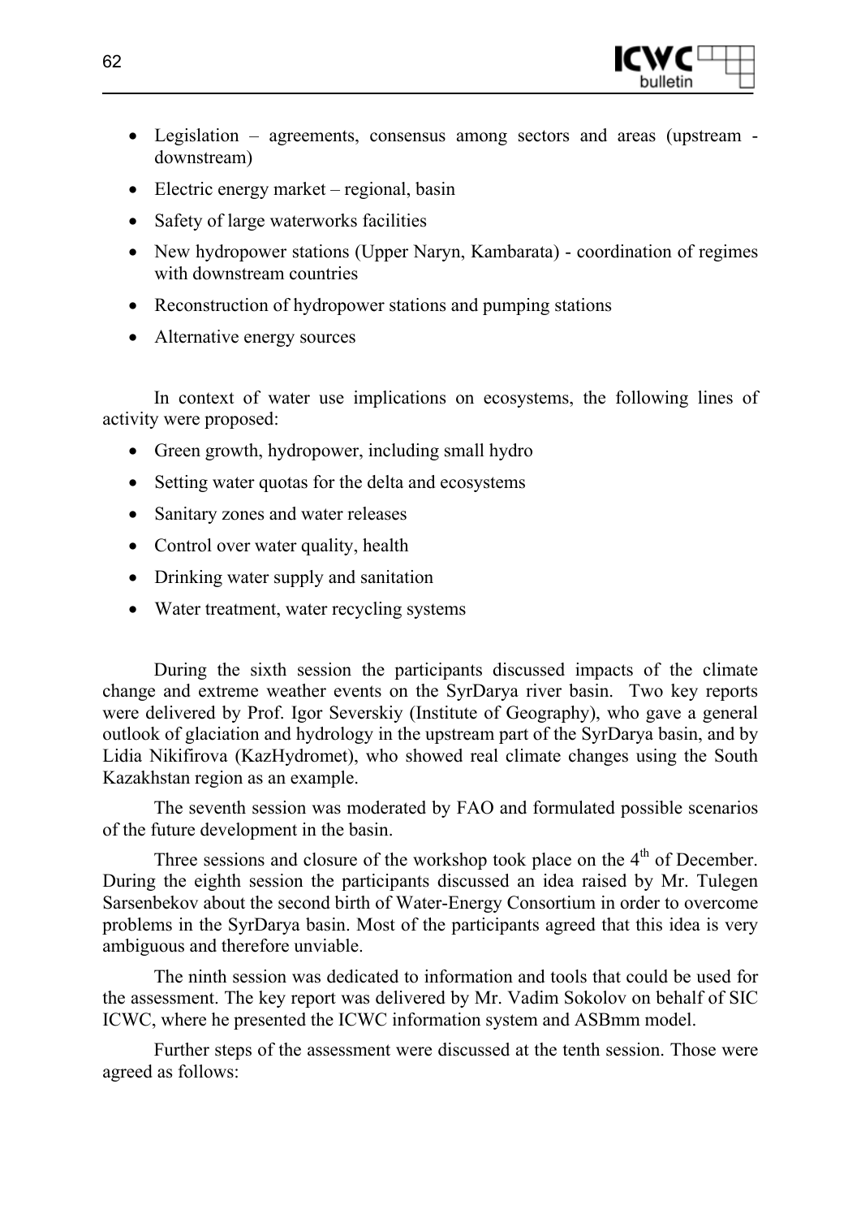- Legislation – agreements, consensus among sectors and areas (upstream - downstream)
- Electric energy market – regional, basin
- Safety of large waterworks facilities
- New hydropower stations (Upper Naryn, Kambarata) - coordination of regimes with downstream countries
- Reconstruction of hydropower stations and pumping stations
- Alternative energy sources

In context of water use implications on ecosystems, the following lines of activity were proposed:

- Green growth, hydropower, including small hydro
- Setting water quotas for the delta and ecosystems
- Sanitary zones and water releases
- Control over water quality, health
- Drinking water supply and sanitation
- Water treatment, water recycling systems

During the sixth session the participants discussed impacts of the climate change and extreme weather events on the SyrDarya river basin. Two key reports were delivered by Prof. Igor Severskiy (Institute of Geography), who gave a general outlook of glaciation and hydrology in the upstream part of the SyrDarya basin, and by Lidia Nikifirova (KazHydromet), who showed real climate changes using the South Kazakhstan region as an example.

The seventh session was moderated by FAO and formulated possible scenarios of the future development in the basin.

Three sessions and closure of the workshop took place on the 4th of December. During the eighth session the participants discussed an idea raised by Mr. Tulegen Sarsenbekov about the second birth of Water-Energy Consortium in order to overcome problems in the SyrDarya basin. Most of the participants agreed that this idea is very ambiguous and therefore unviable.

The ninth session was dedicated to information and tools that could be used for the assessment. The key report was delivered by Mr. Vadim Sokolov on behalf of SIC ICWC, where he presented the ICWC information system and ASBmm model.

Further steps of the assessment were discussed at the tenth session. Those were agreed as follows: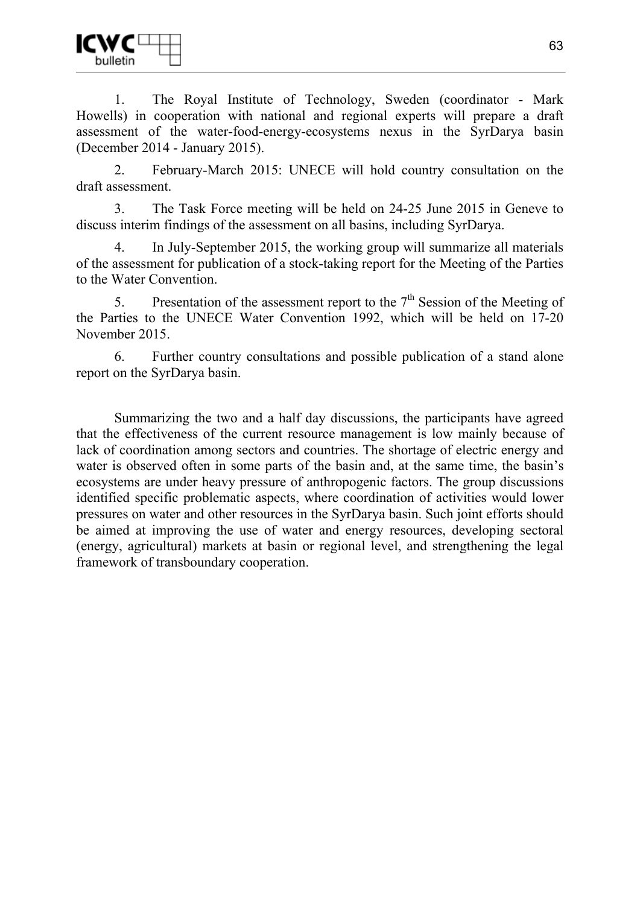1. The Royal Institute of Technology, Sweden (coordinator - Mark Howells) in cooperation with national and regional experts will prepare a draft assessment of the water-food-energy-ecosystems nexus in the SyrDarya basin (December 2014 - January 2015).

2. February-March 2015: UNECE will hold country consultation on the draft assessment.

3. The Task Force meeting will be held on 24-25 June 2015 in Geneve to discuss interim findings of the assessment on all basins, including SyrDarya.

4. In July-September 2015, the working group will summarize all materials of the assessment for publication of a stock-taking report for the Meeting of the Parties to the Water Convention.

5. Presentation of the assessment report to the 7th Session of the Meeting of the Parties to the UNECE Water Convention 1992, which will be held on 17-20 November 2015.

6. Further country consultations and possible publication of a stand alone report on the SyrDarya basin.

Summarizing the two and a half day discussions, the participants have agreed that the effectiveness of the current resource management is low mainly because of lack of coordination among sectors and countries. The shortage of electric energy and water is observed often in some parts of the basin and, at the same time, the basin's ecosystems are under heavy pressure of anthropogenic factors. The group discussions identified specific problematic aspects, where coordination of activities would lower pressures on water and other resources in the SyrDarya basin. Such joint efforts should be aimed at improving the use of water and energy resources, developing sectoral (energy, agricultural) markets at basin or regional level, and strengthening the legal framework of transboundary cooperation.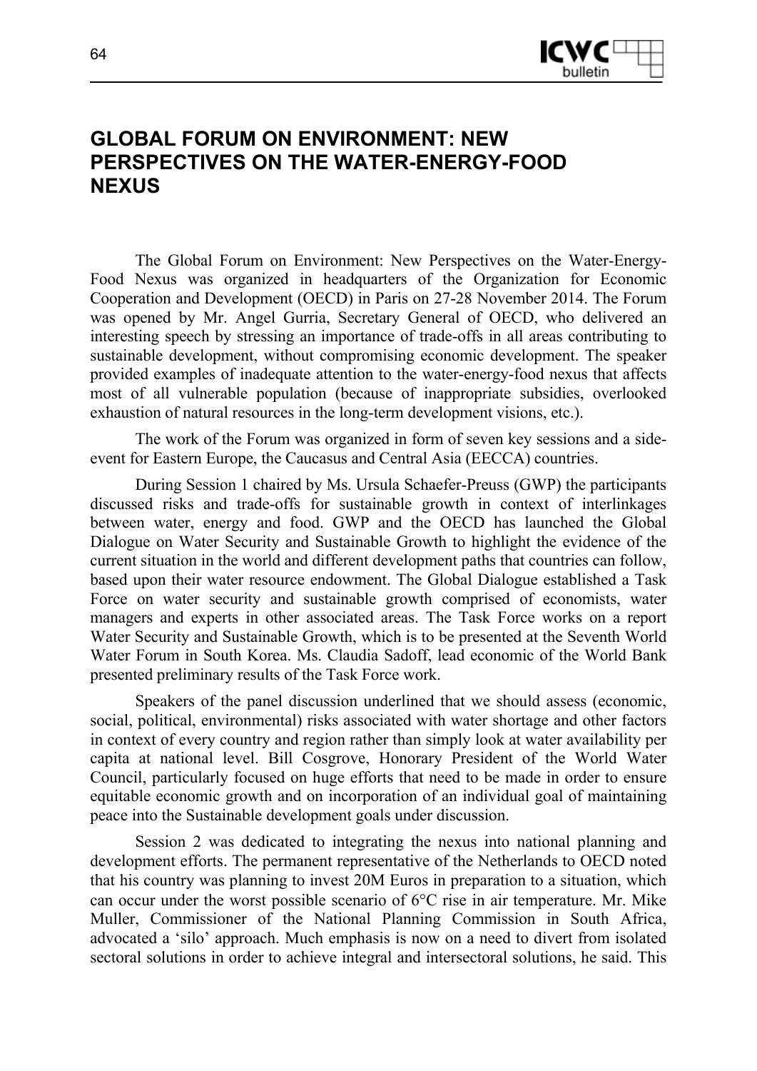# GLOBAL FORUM ON ENVIRONMENT: NEW PERSPECTIVES ON THE WATER-ENERGY-FOOD NEXUS

The Global Forum on Environment: New Perspectives on the Water-Energy-Food Nexus was organized in headquarters of the Organization for Economic Cooperation and Development (OECD) in Paris on 27-28 November 2014. The Forum was opened by Mr. Angel Gurria, Secretary General of OECD, who delivered an interesting speech by stressing an importance of trade-offs in all areas contributing to sustainable development, without compromising economic development. The speaker provided examples of inadequate attention to the water-energy-food nexus that affects most of all vulnerable population (because of inappropriate subsidies, overlooked exhaustion of natural resources in the long-term development visions, etc.).

The work of the Forum was organized in form of seven key sessions and a side-event for Eastern Europe, the Caucasus and Central Asia (EECCA) countries.

During Session 1 chaired by Ms. Ursula Schaefer-Preuss (GWP) the participants discussed risks and trade-offs for sustainable growth in context of interlinkages between water, energy and food. GWP and the OECD has launched the Global Dialogue on Water Security and Sustainable Growth to highlight the evidence of the current situation in the world and different development paths that countries can follow, based upon their water resource endowment. The Global Dialogue established a Task Force on water security and sustainable growth comprised of economists, water managers and experts in other associated areas. The Task Force works on a report Water Security and Sustainable Growth, which is to be presented at the Seventh World Water Forum in South Korea. Ms. Claudia Sadoff, lead economic of the World Bank presented preliminary results of the Task Force work.

Speakers of the panel discussion underlined that we should assess (economic, social, political, environmental) risks associated with water shortage and other factors in context of every country and region rather than simply look at water availability per capita at national level. Bill Cosgrove, Honorary President of the World Water Council, particularly focused on huge efforts that need to be made in order to ensure equitable economic growth and on incorporation of an individual goal of maintaining peace into the Sustainable development goals under discussion.

Session 2 was dedicated to integrating the nexus into national planning and development efforts. The permanent representative of the Netherlands to OECD noted that his country was planning to invest 20M Euros in preparation to a situation, which can occur under the worst possible scenario of 6°C rise in air temperature. Mr. Mike Muller, Commissioner of the National Planning Commission in South Africa, advocated a 'silo' approach. Much emphasis is now on a need to divert from isolated sectoral solutions in order to achieve integral and intersectoral solutions, he said. This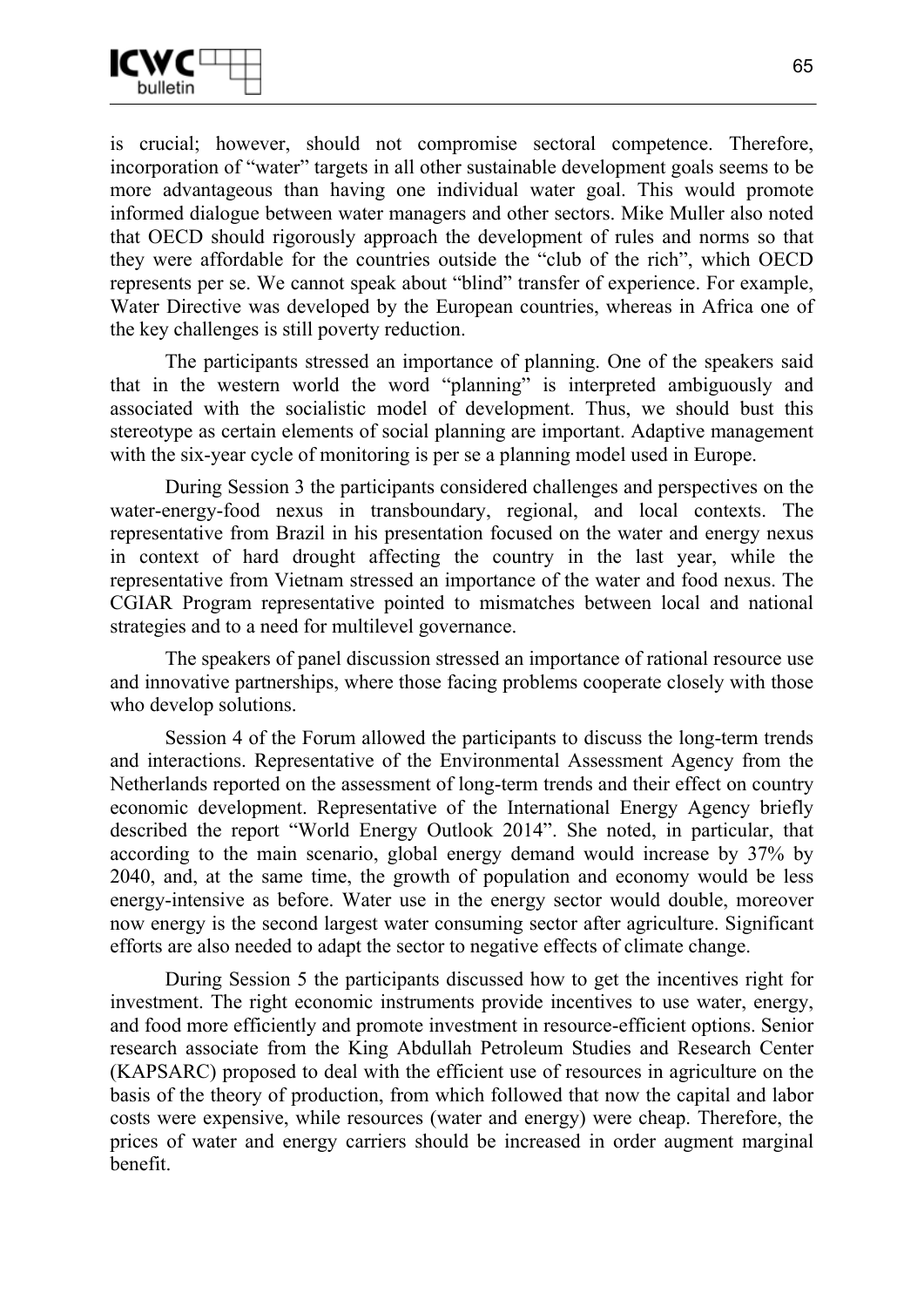is crucial; however, should not compromise sectoral competence. Therefore, incorporation of "water" targets in all other sustainable development goals seems to be more advantageous than having one individual water goal. This would promote informed dialogue between water managers and other sectors. Mike Muller also noted that OECD should rigorously approach the development of rules and norms so that they were affordable for the countries outside the "club of the rich", which OECD represents per se. We cannot speak about "blind" transfer of experience. For example, Water Directive was developed by the European countries, whereas in Africa one of the key challenges is still poverty reduction.

The participants stressed an importance of planning. One of the speakers said that in the western world the word "planning" is interpreted ambiguously and associated with the socialistic model of development. Thus, we should bust this stereotype as certain elements of social planning are important. Adaptive management with the six-year cycle of monitoring is per se a planning model used in Europe.

During Session 3 the participants considered challenges and perspectives on the water-energy-food nexus in transboundary, regional, and local contexts. The representative from Brazil in his presentation focused on the water and energy nexus in context of hard drought affecting the country in the last year, while the representative from Vietnam stressed an importance of the water and food nexus. The CGIAR Program representative pointed to mismatches between local and national strategies and to a need for multilevel governance.

The speakers of panel discussion stressed an importance of rational resource use and innovative partnerships, where those facing problems cooperate closely with those who develop solutions.

Session 4 of the Forum allowed the participants to discuss the long-term trends and interactions. Representative of the Environmental Assessment Agency from the Netherlands reported on the assessment of long-term trends and their effect on country economic development. Representative of the International Energy Agency briefly described the report "World Energy Outlook 2014". She noted, in particular, that according to the main scenario, global energy demand would increase by 37% by 2040, and, at the same time, the growth of population and economy would be less energy-intensive as before. Water use in the energy sector would double, moreover now energy is the second largest water consuming sector after agriculture. Significant efforts are also needed to adapt the sector to negative effects of climate change.

During Session 5 the participants discussed how to get the incentives right for investment. The right economic instruments provide incentives to use water, energy, and food more efficiently and promote investment in resource-efficient options. Senior research associate from the King Abdullah Petroleum Studies and Research Center (KAPSARC) proposed to deal with the efficient use of resources in agriculture on the basis of the theory of production, from which followed that now the capital and labor costs were expensive, while resources (water and energy) were cheap. Therefore, the prices of water and energy carriers should be increased in order augment marginal benefit.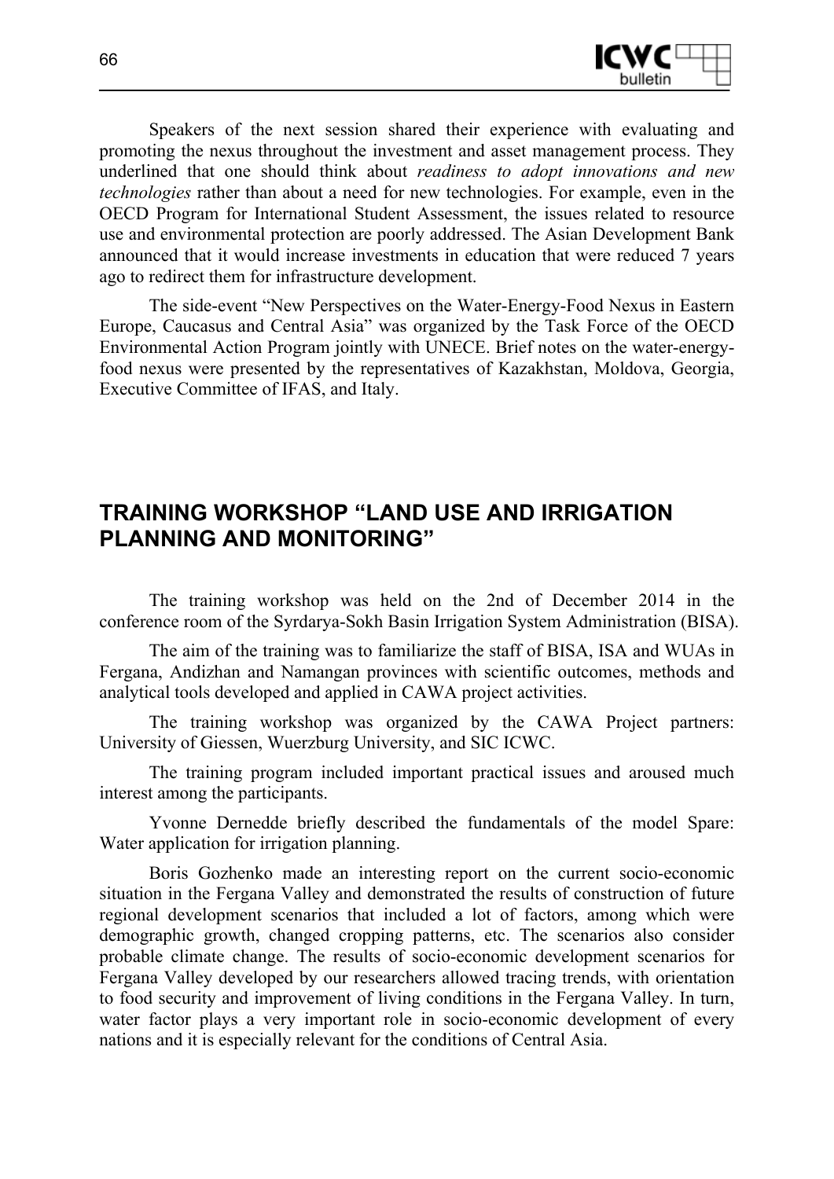Speakers of the next session shared their experience with evaluating and promoting the nexus throughout the investment and asset management process. They underlined that one should think about *readiness to adopt innovations and new technologies* rather than about a need for new technologies. For example, even in the OECD Program for International Student Assessment, the issues related to resource use and environmental protection are poorly addressed. The Asian Development Bank announced that it would increase investments in education that were reduced 7 years ago to redirect them for infrastructure development.

The side-event "New Perspectives on the Water-Energy-Food Nexus in Eastern Europe, Caucasus and Central Asia" was organized by the Task Force of the OECD Environmental Action Program jointly with UNECE. Brief notes on the water-energy-food nexus were presented by the representatives of Kazakhstan, Moldova, Georgia, Executive Committee of IFAS, and Italy.

## TRAINING WORKSHOP "LAND USE AND IRRIGATION PLANNING AND MONITORING"

The training workshop was held on the 2nd of December 2014 in the conference room of the Syrdarya-Sokh Basin Irrigation System Administration (BISA).

The aim of the training was to familiarize the staff of BISA, ISA and WUAs in Fergana, Andizhan and Namangan provinces with scientific outcomes, methods and analytical tools developed and applied in CAWA project activities.

The training workshop was organized by the CAWA Project partners: University of Giessen, Wuerzburg University, and SIC ICWC.

The training program included important practical issues and aroused much interest among the participants.

Yvonne Dernedde briefly described the fundamentals of the model Spare: Water application for irrigation planning.

Boris Gozhenko made an interesting report on the current socio-economic situation in the Fergana Valley and demonstrated the results of construction of future regional development scenarios that included a lot of factors, among which were demographic growth, changed cropping patterns, etc. The scenarios also consider probable climate change. The results of socio-economic development scenarios for Fergana Valley developed by our researchers allowed tracing trends, with orientation to food security and improvement of living conditions in the Fergana Valley. In turn, water factor plays a very important role in socio-economic development of every nations and it is especially relevant for the conditions of Central Asia.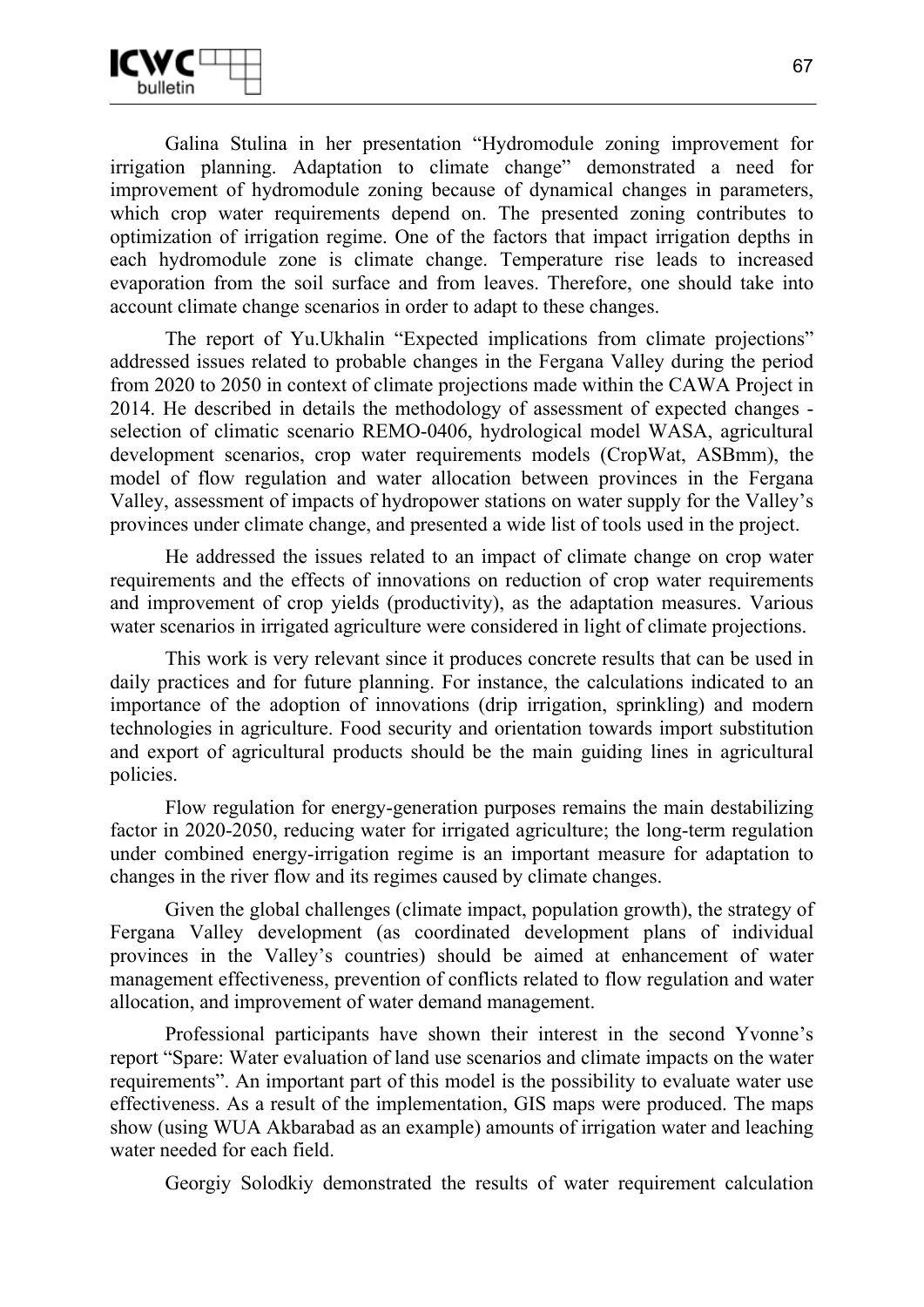Galina Stulina in her presentation “Hydromodule zoning improvement for irrigation planning. Adaptation to climate change” demonstrated a need for improvement of hydromodule zoning because of dynamical changes in parameters, which crop water requirements depend on. The presented zoning contributes to optimization of irrigation regime. One of the factors that impact irrigation depths in each hydromodule zone is climate change. Temperature rise leads to increased evaporation from the soil surface and from leaves. Therefore, one should take into account climate change scenarios in order to adapt to these changes.

The report of Yu.Ukhalin “Expected implications from climate projections” addressed issues related to probable changes in the Fergana Valley during the period from 2020 to 2050 in context of climate projections made within the CAWA Project in 2014. He described in details the methodology of assessment of expected changes - selection of climatic scenario REMO-0406, hydrological model WASA, agricultural development scenarios, crop water requirements models (CropWat, ASBmm), the model of flow regulation and water allocation between provinces in the Fergana Valley, assessment of impacts of hydropower stations on water supply for the Valley’s provinces under climate change, and presented a wide list of tools used in the project.

He addressed the issues related to an impact of climate change on crop water requirements and the effects of innovations on reduction of crop water requirements and improvement of crop yields (productivity), as the adaptation measures. Various water scenarios in irrigated agriculture were considered in light of climate projections.

This work is very relevant since it produces concrete results that can be used in daily practices and for future planning. For instance, the calculations indicated to an importance of the adoption of innovations (drip irrigation, sprinkling) and modern technologies in agriculture. Food security and orientation towards import substitution and export of agricultural products should be the main guiding lines in agricultural policies.

Flow regulation for energy-generation purposes remains the main destabilizing factor in 2020-2050, reducing water for irrigated agriculture; the long-term regulation under combined energy-irrigation regime is an important measure for adaptation to changes in the river flow and its regimes caused by climate changes.

Given the global challenges (climate impact, population growth), the strategy of Fergana Valley development (as coordinated development plans of individual provinces in the Valley’s countries) should be aimed at enhancement of water management effectiveness, prevention of conflicts related to flow regulation and water allocation, and improvement of water demand management.

Professional participants have shown their interest in the second Yvonne’s report “Spare: Water evaluation of land use scenarios and climate impacts on the water requirements”. An important part of this model is the possibility to evaluate water use effectiveness. As a result of the implementation, GIS maps were produced. The maps show (using WUA Akbarabad as an example) amounts of irrigation water and leaching water needed for each field.

Georgiy Solodkiy demonstrated the results of water requirement calculation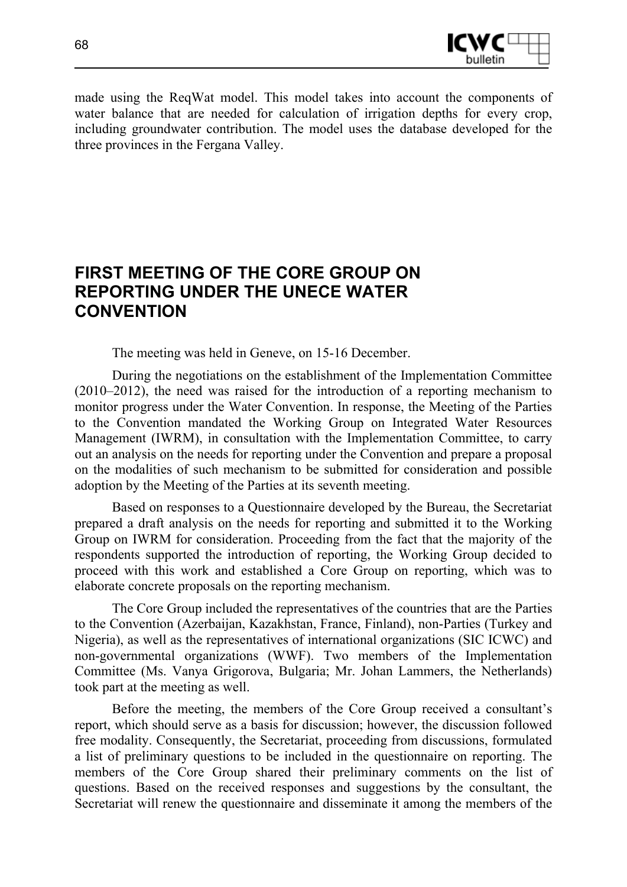made using the ReqWat model. This model takes into account the components of water balance that are needed for calculation of irrigation depths for every crop, including groundwater contribution. The model uses the database developed for the three provinces in the Fergana Valley.

## FIRST MEETING OF THE CORE GROUP ON REPORTING UNDER THE UNECE WATER CONVENTION

The meeting was held in Geneve, on 15-16 December.

During the negotiations on the establishment of the Implementation Committee (2010–2012), the need was raised for the introduction of a reporting mechanism to monitor progress under the Water Convention. In response, the Meeting of the Parties to the Convention mandated the Working Group on Integrated Water Resources Management (IWRM), in consultation with the Implementation Committee, to carry out an analysis on the needs for reporting under the Convention and prepare a proposal on the modalities of such mechanism to be submitted for consideration and possible adoption by the Meeting of the Parties at its seventh meeting.

Based on responses to a Questionnaire developed by the Bureau, the Secretariat prepared a draft analysis on the needs for reporting and submitted it to the Working Group on IWRM for consideration. Proceeding from the fact that the majority of the respondents supported the introduction of reporting, the Working Group decided to proceed with this work and established a Core Group on reporting, which was to elaborate concrete proposals on the reporting mechanism.

The Core Group included the representatives of the countries that are the Parties to the Convention (Azerbaijan, Kazakhstan, France, Finland), non-Parties (Turkey and Nigeria), as well as the representatives of international organizations (SIC ICWC) and non-governmental organizations (WWF). Two members of the Implementation Committee (Ms. Vanya Grigorova, Bulgaria; Mr. Johan Lammers, the Netherlands) took part at the meeting as well.

Before the meeting, the members of the Core Group received a consultant's report, which should serve as a basis for discussion; however, the discussion followed free modality. Consequently, the Secretariat, proceeding from discussions, formulated a list of preliminary questions to be included in the questionnaire on reporting. The members of the Core Group shared their preliminary comments on the list of questions. Based on the received responses and suggestions by the consultant, the Secretariat will renew the questionnaire and disseminate it among the members of the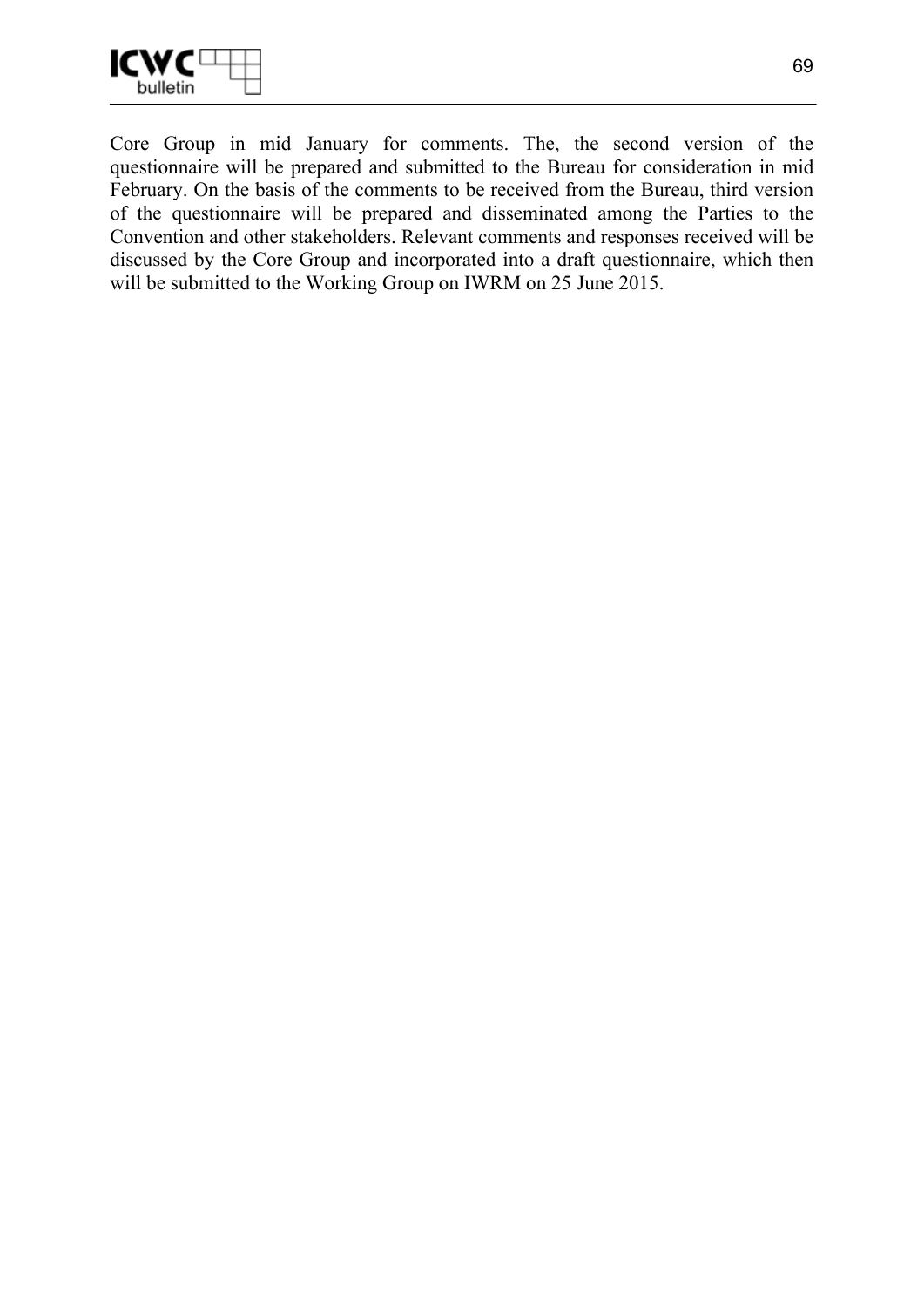Core Group in mid January for comments. The, the second version of the questionnaire will be prepared and submitted to the Bureau for consideration in mid February. On the basis of the comments to be received from the Bureau, third version of the questionnaire will be prepared and disseminated among the Parties to the Convention and other stakeholders. Relevant comments and responses received will be discussed by the Core Group and incorporated into a draft questionnaire, which then will be submitted to the Working Group on IWRM on 25 June 2015.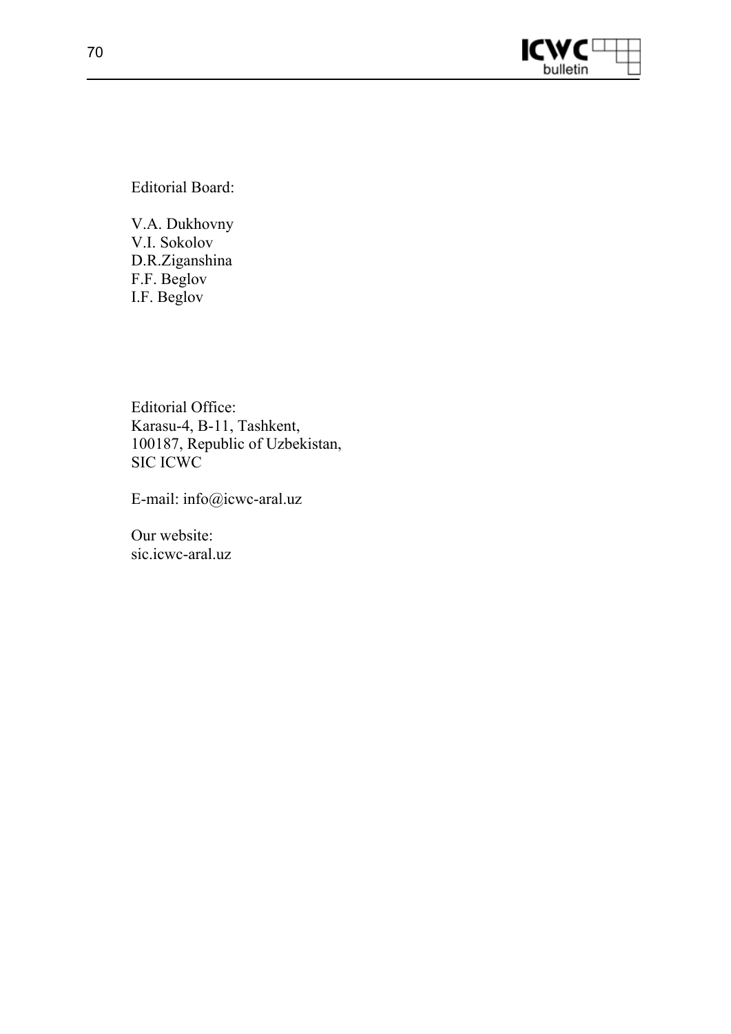Editorial Board:

V.A. Dukhovny
V.I. Sokolov
D.R.Ziganshina
F.F. Beglov
I.F. Beglov

Editorial Office:
Karasu-4, B-11, Tashkent,
100187, Republic of Uzbekistan,
SIC ICWC

E-mail: info@icwc-aral.uz

Our website:
sic.icwc-aral.uz